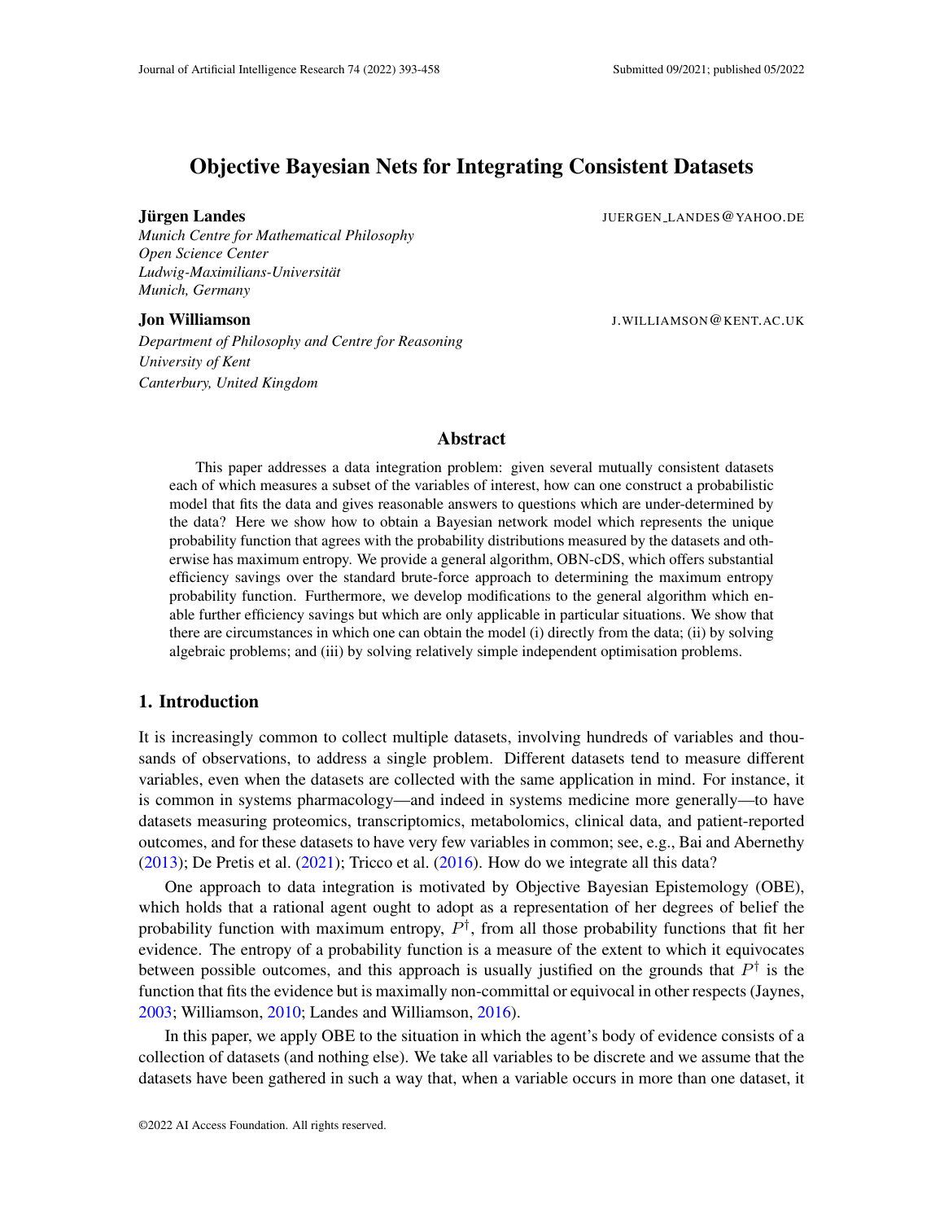# Objective Bayesian Nets for Integrating Consistent Datasets

**Jürgen Landes** JUERGEN_LANDES@YAHOO.DE
*Munich Centre for Mathematical Philosophy*
*Open Science Center*
*Ludwig-Maximilians-Universität*
*Munich, Germany*

**Jon Williamson** J.WILLIAMSON@KENT.AC.UK
*Department of Philosophy and Centre for Reasoning*
*University of Kent*
*Canterbury, United Kingdom*

## Abstract

This paper addresses a data integration problem: given several mutually consistent datasets each of which measures a subset of the variables of interest, how can one construct a probabilistic model that fits the data and gives reasonable answers to questions which are under-determined by the data? Here we show how to obtain a Bayesian network model which represents the unique probability function that agrees with the probability distributions measured by the datasets and otherwise has maximum entropy. We provide a general algorithm, OBN-cDS, which offers substantial efficiency savings over the standard brute-force approach to determining the maximum entropy probability function. Furthermore, we develop modifications to the general algorithm which enable further efficiency savings but which are only applicable in particular situations. We show that there are circumstances in which one can obtain the model (i) directly from the data; (ii) by solving algebraic problems; and (iii) by solving relatively simple independent optimisation problems.

## 1. Introduction

It is increasingly common to collect multiple datasets, involving hundreds of variables and thousands of observations, to address a single problem. Different datasets tend to measure different variables, even when the datasets are collected with the same application in mind. For instance, it is common in systems pharmacology—and indeed in systems medicine more generally—to have datasets measuring proteomics, transcriptomics, metabolomics, clinical data, and patient-reported outcomes, and for these datasets to have very few variables in common; see, e.g., Bai and Abernethy (2013); De Pretis et al. (2021); Tricco et al. (2016). How do we integrate all this data?

One approach to data integration is motivated by Objective Bayesian Epistemology (OBE), which holds that a rational agent ought to adopt as a representation of her degrees of belief the probability function with maximum entropy, $P^\dagger$, from all those probability functions that fit her evidence. The entropy of a probability function is a measure of the extent to which it equivocates between possible outcomes, and this approach is usually justified on the grounds that $P^\dagger$ is the function that fits the evidence but is maximally non-committal or equivocal in other respects (Jaynes, 2003; Williamson, 2010; Landes and Williamson, 2016).

In this paper, we apply OBE to the situation in which the agent's body of evidence consists of a collection of datasets (and nothing else). We take all variables to be discrete and we assume that the datasets have been gathered in such a way that, when a variable occurs in more than one dataset, it

©2022 AI Access Foundation. All rights reserved.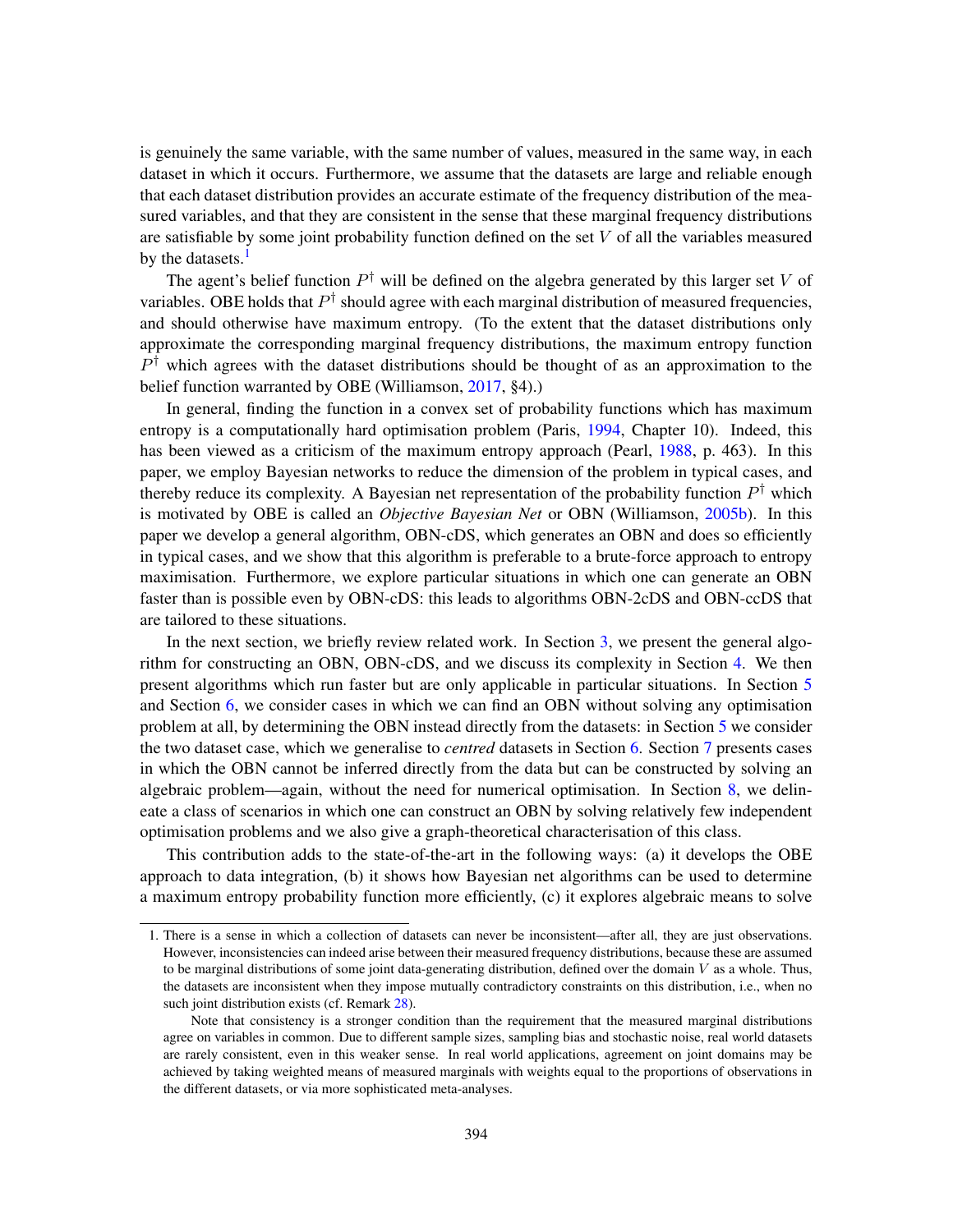is genuinely the same variable, with the same number of values, measured in the same way, in each dataset in which it occurs. Furthermore, we assume that the datasets are large and reliable enough that each dataset distribution provides an accurate estimate of the frequency distribution of the measured variables, and that they are consistent in the sense that these marginal frequency distributions are satisfiable by some joint probability function defined on the set $V$ of all the variables measured by the datasets.[1]

The agent's belief function $P^\dagger$ will be defined on the algebra generated by this larger set $V$ of variables. OBE holds that $P^\dagger$ should agree with each marginal distribution of measured frequencies, and should otherwise have maximum entropy. (To the extent that the dataset distributions only approximate the corresponding marginal frequency distributions, the maximum entropy function $P^\dagger$ which agrees with the dataset distributions should be thought of as an approximation to the belief function warranted by OBE (Williamson, 2017, §4).)

In general, finding the function in a convex set of probability functions which has maximum entropy is a computationally hard optimisation problem (Paris, 1994, Chapter 10). Indeed, this has been viewed as a criticism of the maximum entropy approach (Pearl, 1988, p. 463). In this paper, we employ Bayesian networks to reduce the dimension of the problem in typical cases, and thereby reduce its complexity. A Bayesian net representation of the probability function $P^\dagger$ which is motivated by OBE is called an *Objective Bayesian Net* or OBN (Williamson, 2005b). In this paper we develop a general algorithm, OBN-cDS, which generates an OBN and does so efficiently in typical cases, and we show that this algorithm is preferable to a brute-force approach to entropy maximisation. Furthermore, we explore particular situations in which one can generate an OBN faster than is possible even by OBN-cDS: this leads to algorithms OBN-2cDS and OBN-ccDS that are tailored to these situations.

In the next section, we briefly review related work. In Section 3, we present the general algorithm for constructing an OBN, OBN-cDS, and we discuss its complexity in Section 4. We then present algorithms which run faster but are only applicable in particular situations. In Section 5 and Section 6, we consider cases in which we can find an OBN without solving any optimisation problem at all, by determining the OBN instead directly from the datasets: in Section 5 we consider the two dataset case, which we generalise to *centred* datasets in Section 6. Section 7 presents cases in which the OBN cannot be inferred directly from the data but can be constructed by solving an algebraic problem—again, without the need for numerical optimisation. In Section 8, we delineate a class of scenarios in which one can construct an OBN by solving relatively few independent optimisation problems and we also give a graph-theoretical characterisation of this class.

This contribution adds to the state-of-the-art in the following ways: (a) it develops the OBE approach to data integration, (b) it shows how Bayesian net algorithms can be used to determine a maximum entropy probability function more efficiently, (c) it explores algebraic means to solve

1. There is a sense in which a collection of datasets can never be inconsistent—after all, they are just observations. However, inconsistencies can indeed arise between their measured frequency distributions, because these are assumed to be marginal distributions of some joint data-generating distribution, defined over the domain $V$ as a whole. Thus, the datasets are inconsistent when they impose mutually contradictory constraints on this distribution, i.e., when no such joint distribution exists (cf. Remark 28).

   Note that consistency is a stronger condition than the requirement that the measured marginal distributions agree on variables in common. Due to different sample sizes, sampling bias and stochastic noise, real world datasets are rarely consistent, even in this weaker sense. In real world applications, agreement on joint domains may be achieved by taking weighted means of measured marginals with weights equal to the proportions of observations in the different datasets, or via more sophisticated meta-analyses.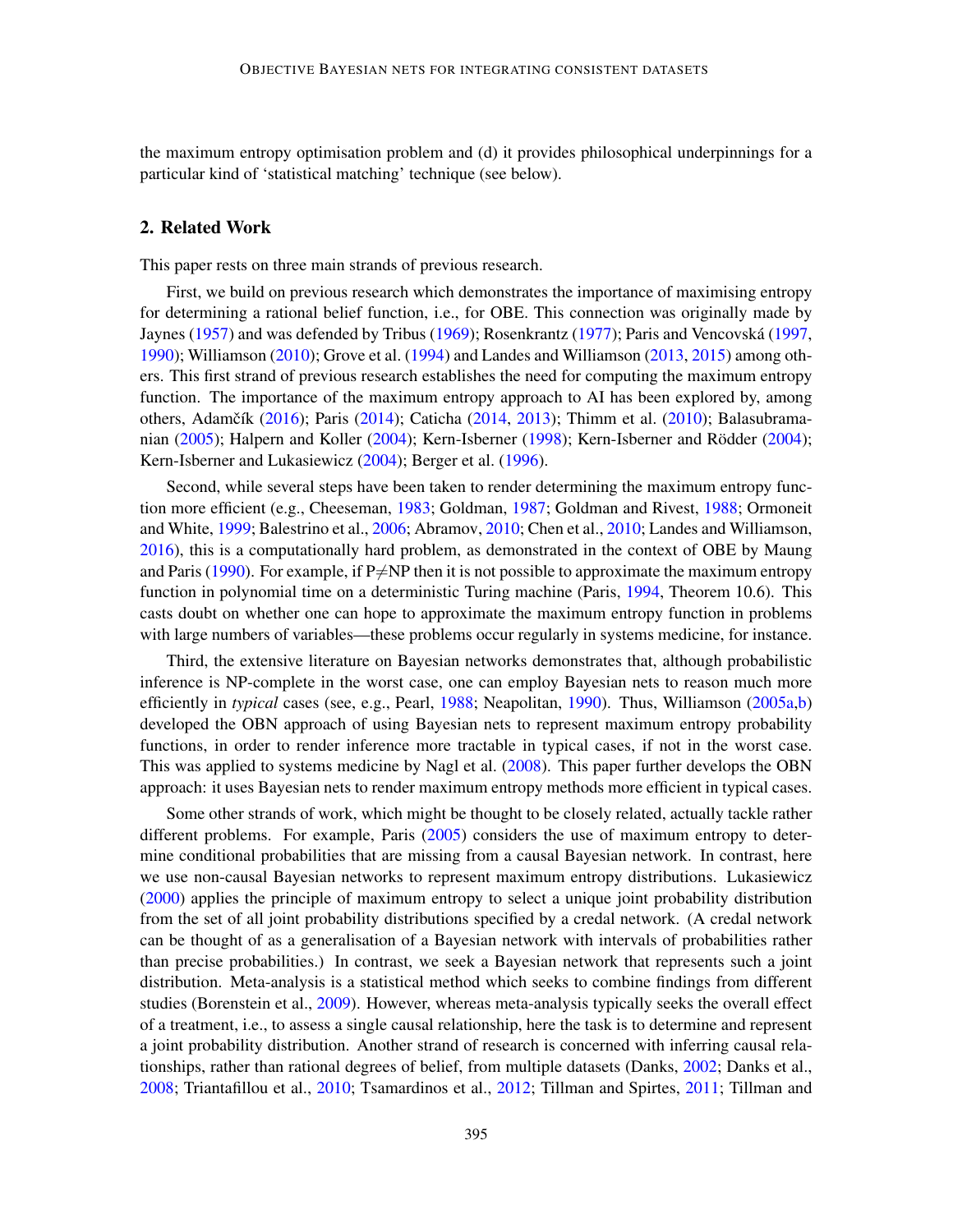the maximum entropy optimisation problem and (d) it provides philosophical underpinnings for a particular kind of 'statistical matching' technique (see below).

## 2. Related Work

This paper rests on three main strands of previous research.

First, we build on previous research which demonstrates the importance of maximising entropy for determining a rational belief function, i.e., for OBE. This connection was originally made by Jaynes (1957) and was defended by Tribus (1969); Rosenkrantz (1977); Paris and Vencovská (1997, 1990); Williamson (2010); Grove et al. (1994) and Landes and Williamson (2013, 2015) among others. This first strand of previous research establishes the need for computing the maximum entropy function. The importance of the maximum entropy approach to AI has been explored by, among others, Adamčík (2016); Paris (2014); Caticha (2014, 2013); Thimm et al. (2010); Balasubramanian (2005); Halpern and Koller (2004); Kern-Isberner (1998); Kern-Isberner and Rödder (2004); Kern-Isberner and Lukasiewicz (2004); Berger et al. (1996).

Second, while several steps have been taken to render determining the maximum entropy function more efficient (e.g., Cheeseman, 1983; Goldman, 1987; Goldman and Rivest, 1988; Ormoneit and White, 1999; Balestrino et al., 2006; Abramov, 2010; Chen et al., 2010; Landes and Williamson, 2016), this is a computationally hard problem, as demonstrated in the context of OBE by Maung and Paris (1990). For example, if P≠NP then it is not possible to approximate the maximum entropy function in polynomial time on a deterministic Turing machine (Paris, 1994, Theorem 10.6). This casts doubt on whether one can hope to approximate the maximum entropy function in problems with large numbers of variables—these problems occur regularly in systems medicine, for instance.

Third, the extensive literature on Bayesian networks demonstrates that, although probabilistic inference is NP-complete in the worst case, one can employ Bayesian nets to reason much more efficiently in *typical* cases (see, e.g., Pearl, 1988; Neapolitan, 1990). Thus, Williamson (2005a,b) developed the OBN approach of using Bayesian nets to represent maximum entropy probability functions, in order to render inference more tractable in typical cases, if not in the worst case. This was applied to systems medicine by Nagl et al. (2008). This paper further develops the OBN approach: it uses Bayesian nets to render maximum entropy methods more efficient in typical cases.

Some other strands of work, which might be thought to be closely related, actually tackle rather different problems. For example, Paris (2005) considers the use of maximum entropy to determine conditional probabilities that are missing from a causal Bayesian network. In contrast, here we use non-causal Bayesian networks to represent maximum entropy distributions. Lukasiewicz (2000) applies the principle of maximum entropy to select a unique joint probability distribution from the set of all joint probability distributions specified by a credal network. (A credal network can be thought of as a generalisation of a Bayesian network with intervals of probabilities rather than precise probabilities.) In contrast, we seek a Bayesian network that represents such a joint distribution. Meta-analysis is a statistical method which seeks to combine findings from different studies (Borenstein et al., 2009). However, whereas meta-analysis typically seeks the overall effect of a treatment, i.e., to assess a single causal relationship, here the task is to determine and represent a joint probability distribution. Another strand of research is concerned with inferring causal relationships, rather than rational degrees of belief, from multiple datasets (Danks, 2002; Danks et al., 2008; Triantafillou et al., 2010; Tsamardinos et al., 2012; Tillman and Spirtes, 2011; Tillman and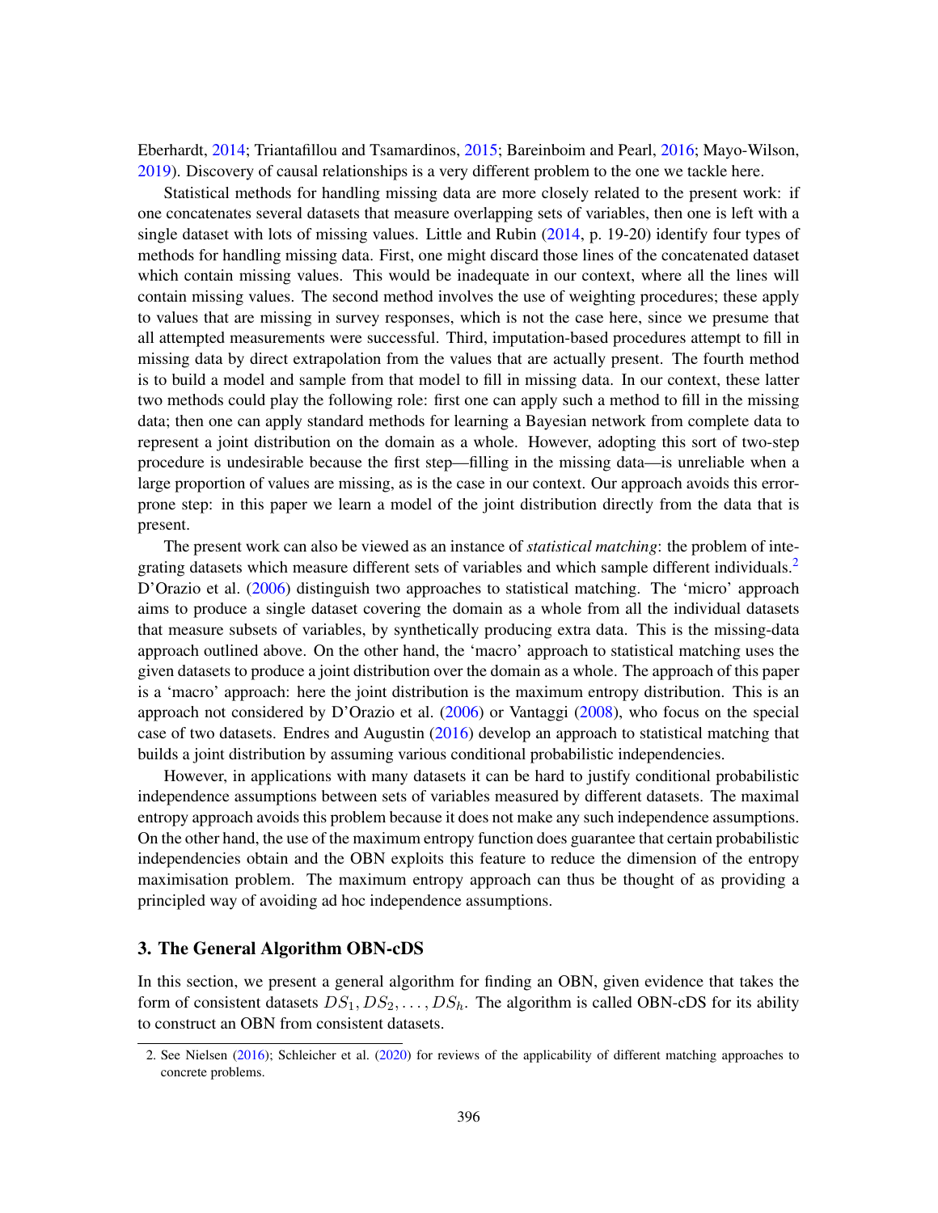Eberhardt, 2014; Triantafillou and Tsamardinos, 2015; Bareinboim and Pearl, 2016; Mayo-Wilson, 2019). Discovery of causal relationships is a very different problem to the one we tackle here.

Statistical methods for handling missing data are more closely related to the present work: if one concatenates several datasets that measure overlapping sets of variables, then one is left with a single dataset with lots of missing values. Little and Rubin (2014, p. 19-20) identify four types of methods for handling missing data. First, one might discard those lines of the concatenated dataset which contain missing values. This would be inadequate in our context, where all the lines will contain missing values. The second method involves the use of weighting procedures; these apply to values that are missing in survey responses, which is not the case here, since we presume that all attempted measurements were successful. Third, imputation-based procedures attempt to fill in missing data by direct extrapolation from the values that are actually present. The fourth method is to build a model and sample from that model to fill in missing data. In our context, these latter two methods could play the following role: first one can apply such a method to fill in the missing data; then one can apply standard methods for learning a Bayesian network from complete data to represent a joint distribution on the domain as a whole. However, adopting this sort of two-step procedure is undesirable because the first step—filling in the missing data—is unreliable when a large proportion of values are missing, as is the case in our context. Our approach avoids this error-prone step: in this paper we learn a model of the joint distribution directly from the data that is present.

The present work can also be viewed as an instance of *statistical matching*: the problem of integrating datasets which measure different sets of variables and which sample different individuals.[2] D'Orazio et al. (2006) distinguish two approaches to statistical matching. The 'micro' approach aims to produce a single dataset covering the domain as a whole from all the individual datasets that measure subsets of variables, by synthetically producing extra data. This is the missing-data approach outlined above. On the other hand, the 'macro' approach to statistical matching uses the given datasets to produce a joint distribution over the domain as a whole. The approach of this paper is a 'macro' approach: here the joint distribution is the maximum entropy distribution. This is an approach not considered by D'Orazio et al. (2006) or Vantaggi (2008), who focus on the special case of two datasets. Endres and Augustin (2016) develop an approach to statistical matching that builds a joint distribution by assuming various conditional probabilistic independencies.

However, in applications with many datasets it can be hard to justify conditional probabilistic independence assumptions between sets of variables measured by different datasets. The maximal entropy approach avoids this problem because it does not make any such independence assumptions. On the other hand, the use of the maximum entropy function does guarantee that certain probabilistic independencies obtain and the OBN exploits this feature to reduce the dimension of the entropy maximisation problem. The maximum entropy approach can thus be thought of as providing a principled way of avoiding ad hoc independence assumptions.

## 3. The General Algorithm OBN-cDS

In this section, we present a general algorithm for finding an OBN, given evidence that takes the form of consistent datasets $DS_1, DS_2, \ldots, DS_h$. The algorithm is called OBN-cDS for its ability to construct an OBN from consistent datasets.

2. See Nielsen (2016); Schleicher et al. (2020) for reviews of the applicability of different matching approaches to concrete problems.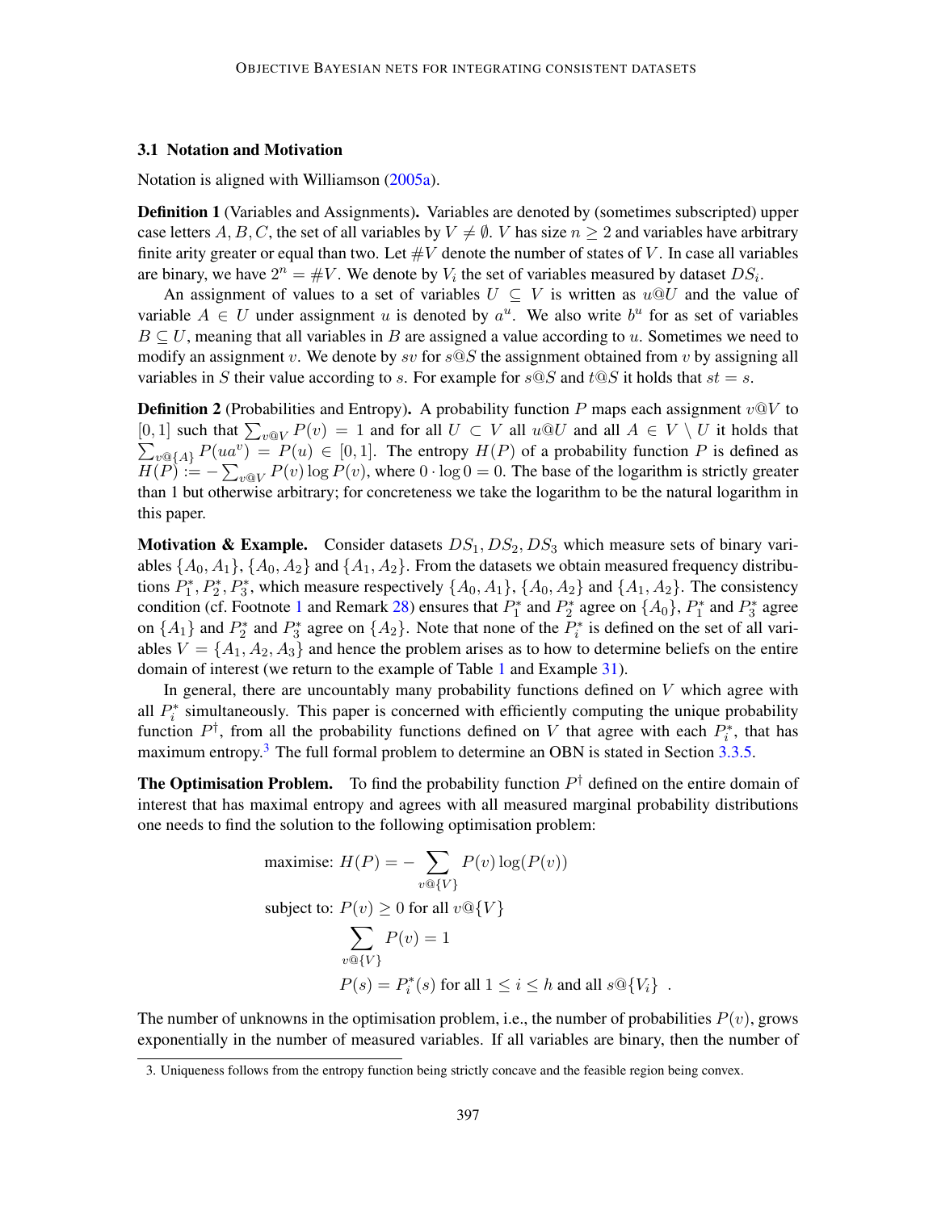### 3.1 Notation and Motivation

Notation is aligned with Williamson (2005a).

**Definition 1** (Variables and Assignments)**.** Variables are denoted by (sometimes subscripted) upper case letters $A, B, C$, the set of all variables by $V \neq \emptyset$. $V$ has size $n \geq 2$ and variables have arbitrary finite arity greater or equal than two. Let $\#V$ denote the number of states of $V$. In case all variables are binary, we have $2^n = \#V$. We denote by $V_i$ the set of variables measured by dataset $DS_i$.

An assignment of values to a set of variables $U \subseteq V$ is written as $u@U$ and the value of variable $A \in U$ under assignment $u$ is denoted by $a^u$. We also write $b^u$ for as set of variables $B \subseteq U$, meaning that all variables in $B$ are assigned a value according to $u$. Sometimes we need to modify an assignment $v$. We denote by $sv$ for $s@S$ the assignment obtained from $v$ by assigning all variables in $S$ their value according to $s$. For example for $s@S$ and $t@S$ it holds that $st = s$.

**Definition 2** (Probabilities and Entropy)**.** A probability function $P$ maps each assignment $v@V$ to $[0, 1]$ such that $\sum_{v@V} P(v) = 1$ and for all $U \subset V$ all $u@U$ and all $A \in V \setminus U$ it holds that $\sum_{v@\{A\}} P(ua^v) = P(u) \in [0, 1]$. The entropy $H(P)$ of a probability function $P$ is defined as $H(P) := -\sum_{v@V} P(v) \log P(v)$, where $0 \cdot \log 0 = 0$. The base of the logarithm is strictly greater than 1 but otherwise arbitrary; for concreteness we take the logarithm to be the natural logarithm in this paper.

**Motivation & Example.** Consider datasets $DS_1, DS_2, DS_3$ which measure sets of binary variables $\{A_0, A_1\}$, $\{A_0, A_2\}$ and $\{A_1, A_2\}$. From the datasets we obtain measured frequency distributions $P_1^*, P_2^*, P_3^*$, which measure respectively $\{A_0, A_1\}$, $\{A_0, A_2\}$ and $\{A_1, A_2\}$. The consistency condition (cf. Footnote 1 and Remark 28) ensures that $P_1^*$ and $P_2^*$ agree on $\{A_0\}$, $P_1^*$ and $P_3^*$ agree on $\{A_1\}$ and $P_2^*$ and $P_3^*$ agree on $\{A_2\}$. Note that none of the $P_i^*$ is defined on the set of all variables $V = \{A_1, A_2, A_3\}$ and hence the problem arises as to how to determine beliefs on the entire domain of interest (we return to the example of Table 1 and Example 31).

In general, there are uncountably many probability functions defined on $V$ which agree with all $P_i^*$ simultaneously. This paper is concerned with efficiently computing the unique probability function $P^\dagger$, from all the probability functions defined on $V$ that agree with each $P_i^*$, that has maximum entropy.[3] The full formal problem to determine an OBN is stated in Section 3.3.5.

**The Optimisation Problem.** To find the probability function $P^\dagger$ defined on the entire domain of interest that has maximal entropy and agrees with all measured marginal probability distributions one needs to find the solution to the following optimisation problem:

$$
\begin{aligned}
\text{maximise: } & H(P) = -\sum_{v@\{V\}} P(v) \log(P(v)) \\
\text{subject to: } & P(v) \geq 0 \text{ for all } v@\{V\} \\
& \sum_{v@\{V\}} P(v) = 1 \\
& P(s) = P_i^*(s) \text{ for all } 1 \leq i \leq h \text{ and all } s@\{V_i\} \ .
\end{aligned}
$$

The number of unknowns in the optimisation problem, i.e., the number of probabilities $P(v)$, grows exponentially in the number of measured variables. If all variables are binary, then the number of

3. Uniqueness follows from the entropy function being strictly concave and the feasible region being convex.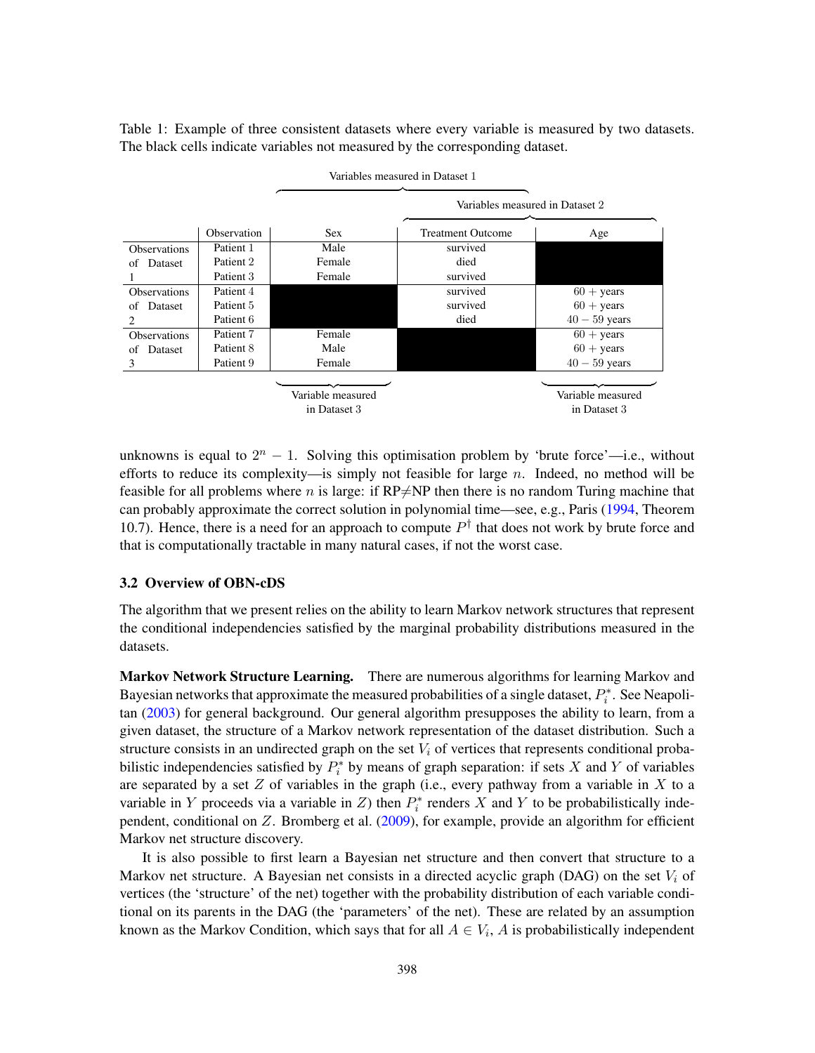Table 1: Example of three consistent datasets where every variable is measured by two datasets. The black cells indicate variables not measured by the corresponding dataset.

| | Observation | Sex | Treatment Outcome | Age |
|---|---|---|---|---|
| | | Variables measured in Dataset 1 | Variables measured in Dataset 1; Variables measured in Dataset 2 | Variables measured in Dataset 2 |
| Observations of Dataset 1 | Patient 1 | Male | survived | |
| | Patient 2 | Female | died | |
| | Patient 3 | Female | survived | |
| Observations of Dataset 2 | Patient 4 | | survived | $60+$ years |
| | Patient 5 | | survived | $60+$ years |
| | Patient 6 | | died | $40-59$ years |
| Observations of Dataset 3 | Patient 7 | Female | | $60+$ years |
| | Patient 8 | Male | | $60+$ years |
| | Patient 9 | Female | | $40-59$ years |
| | | Variable measured in Dataset 3 | | Variable measured in Dataset 3 |

unknowns is equal to $2^n - 1$. Solving this optimisation problem by 'brute force'—i.e., without efforts to reduce its complexity—is simply not feasible for large $n$. Indeed, no method will be feasible for all problems where $n$ is large: if RP$\neq$NP then there is no random Turing machine that can probably approximate the correct solution in polynomial time—see, e.g., Paris (1994, Theorem 10.7). Hence, there is a need for an approach to compute $P^\dagger$ that does not work by brute force and that is computationally tractable in many natural cases, if not the worst case.

### 3.2 Overview of OBN-cDS

The algorithm that we present relies on the ability to learn Markov network structures that represent the conditional independencies satisfied by the marginal probability distributions measured in the datasets.

**Markov Network Structure Learning.** There are numerous algorithms for learning Markov and Bayesian networks that approximate the measured probabilities of a single dataset, $P_i^*$. See Neapolitan (2003) for general background. Our general algorithm presupposes the ability to learn, from a given dataset, the structure of a Markov network representation of the dataset distribution. Such a structure consists in an undirected graph on the set $V_i$ of vertices that represents conditional probabilistic independencies satisfied by $P_i^*$ by means of graph separation: if sets $X$ and $Y$ of variables are separated by a set $Z$ of variables in the graph (i.e., every pathway from a variable in $X$ to a variable in $Y$ proceeds via a variable in $Z$) then $P_i^*$ renders $X$ and $Y$ to be probabilistically independent, conditional on $Z$. Bromberg et al. (2009), for example, provide an algorithm for efficient Markov net structure discovery.

It is also possible to first learn a Bayesian net structure and then convert that structure to a Markov net structure. A Bayesian net consists in a directed acyclic graph (DAG) on the set $V_i$ of vertices (the 'structure' of the net) together with the probability distribution of each variable conditional on its parents in the DAG (the 'parameters' of the net). These are related by an assumption known as the Markov Condition, which says that for all $A \in V_i$, $A$ is probabilistically independent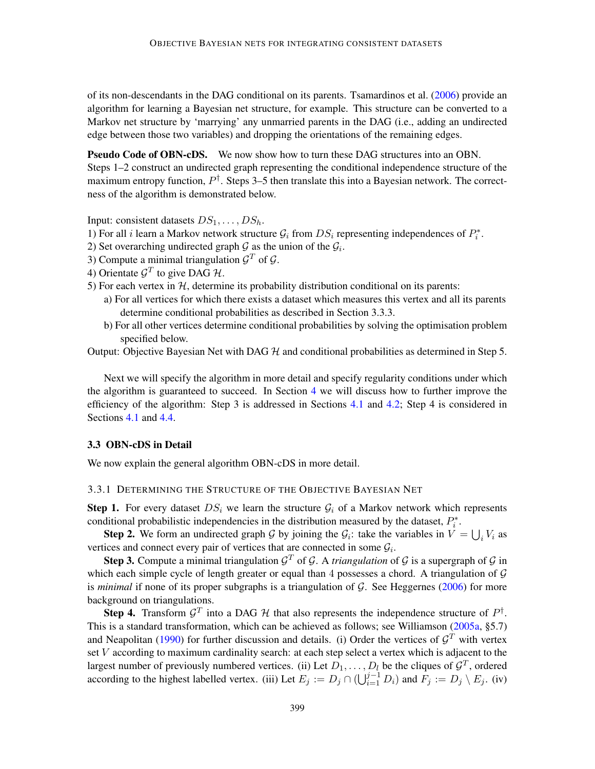of its non-descendants in the DAG conditional on its parents. Tsamardinos et al. (2006) provide an algorithm for learning a Bayesian net structure, for example. This structure can be converted to a Markov net structure by 'marrying' any unmarried parents in the DAG (i.e., adding an undirected edge between those two variables) and dropping the orientations of the remaining edges.

**Pseudo Code of OBN-cDS.** We now show how to turn these DAG structures into an OBN. Steps 1–2 construct an undirected graph representing the conditional independence structure of the maximum entropy function, $P^{\dagger}$. Steps 3–5 then translate this into a Bayesian network. The correctness of the algorithm is demonstrated below.

Input: consistent datasets $DS_1, \ldots, DS_h$.

1) For all $i$ learn a Markov network structure $\mathcal{G}_i$ from $DS_i$ representing independences of $P_i^*$.

2) Set overarching undirected graph $\mathcal{G}$ as the union of the $\mathcal{G}_i$.

3) Compute a minimal triangulation $\mathcal{G}^T$ of $\mathcal{G}$.

4) Orientate $\mathcal{G}^T$ to give DAG $\mathcal{H}$.

5) For each vertex in $\mathcal{H}$, determine its probability distribution conditional on its parents:

   a) For all vertices for which there exists a dataset which measures this vertex and all its parents determine conditional probabilities as described in Section 3.3.3.

   b) For all other vertices determine conditional probabilities by solving the optimisation problem specified below.

Output: Objective Bayesian Net with DAG $\mathcal{H}$ and conditional probabilities as determined in Step 5.

Next we will specify the algorithm in more detail and specify regularity conditions under which the algorithm is guaranteed to succeed. In Section 4 we will discuss how to further improve the efficiency of the algorithm: Step 3 is addressed in Sections 4.1 and 4.2; Step 4 is considered in Sections 4.1 and 4.4.

### 3.3 OBN-cDS in Detail

We now explain the general algorithm OBN-cDS in more detail.

#### 3.3.1 Determining the Structure of the Objective Bayesian Net

**Step 1.** For every dataset $DS_i$ we learn the structure $\mathcal{G}_i$ of a Markov network which represents conditional probabilistic independencies in the distribution measured by the dataset, $P_i^*$.

**Step 2.** We form an undirected graph $\mathcal{G}$ by joining the $\mathcal{G}_i$: take the variables in $V = \bigcup_i V_i$ as vertices and connect every pair of vertices that are connected in some $\mathcal{G}_i$.

**Step 3.** Compute a minimal triangulation $\mathcal{G}^T$ of $\mathcal{G}$. A *triangulation* of $\mathcal{G}$ is a supergraph of $\mathcal{G}$ in which each simple cycle of length greater or equal than 4 possesses a chord. A triangulation of $\mathcal{G}$ is *minimal* if none of its proper subgraphs is a triangulation of $\mathcal{G}$. See Heggernes (2006) for more background on triangulations.

**Step 4.** Transform $\mathcal{G}^T$ into a DAG $\mathcal{H}$ that also represents the independence structure of $P^{\dagger}$. This is a standard transformation, which can be achieved as follows; see Williamson (2005a, §5.7) and Neapolitan (1990) for further discussion and details. (i) Order the vertices of $\mathcal{G}^T$ with vertex set $V$ according to maximum cardinality search: at each step select a vertex which is adjacent to the largest number of previously numbered vertices. (ii) Let $D_1, \ldots, D_l$ be the cliques of $\mathcal{G}^T$, ordered according to the highest labelled vertex. (iii) Let $E_j := D_j \cap (\bigcup_{i=1}^{j-1} D_i)$ and $F_j := D_j \setminus E_j$. (iv)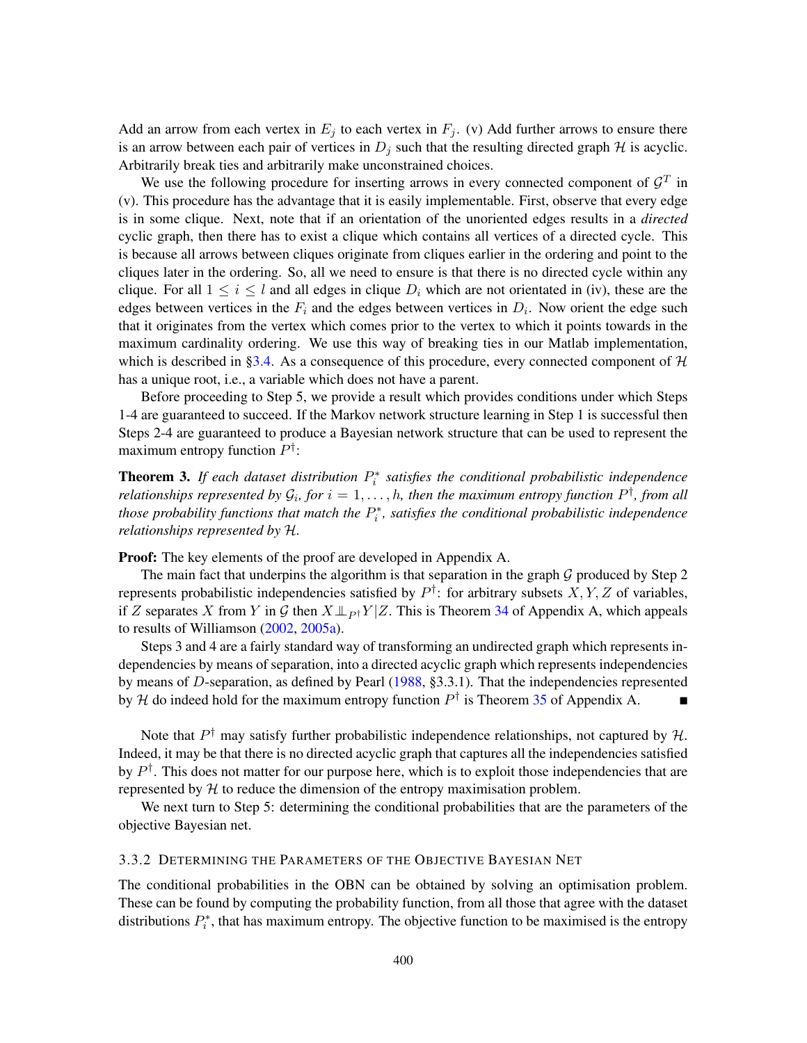Add an arrow from each vertex in $E_j$ to each vertex in $F_j$. (v) Add further arrows to ensure there is an arrow between each pair of vertices in $D_j$ such that the resulting directed graph $\mathcal{H}$ is acyclic. Arbitrarily break ties and arbitrarily make unconstrained choices.

We use the following procedure for inserting arrows in every connected component of $\mathcal{G}^T$ in (v). This procedure has the advantage that it is easily implementable. First, observe that every edge is in some clique. Next, note that if an orientation of the unoriented edges results in a *directed* cyclic graph, then there has to exist a clique which contains all vertices of a directed cycle. This is because all arrows between cliques originate from cliques earlier in the ordering and point to the cliques later in the ordering. So, all we need to ensure is that there is no directed cycle within any clique. For all $1 \le i \le l$ and all edges in clique $D_i$ which are not orientated in (iv), these are the edges between vertices in the $F_i$ and the edges between vertices in $D_i$. Now orient the edge such that it originates from the vertex which comes prior to the vertex to which it points towards in the maximum cardinality ordering. We use this way of breaking ties in our Matlab implementation, which is described in §3.4. As a consequence of this procedure, every connected component of $\mathcal{H}$ has a unique root, i.e., a variable which does not have a parent.

Before proceeding to Step 5, we provide a result which provides conditions under which Steps 1-4 are guaranteed to succeed. If the Markov network structure learning in Step 1 is successful then Steps 2-4 are guaranteed to produce a Bayesian network structure that can be used to represent the maximum entropy function $P^{\dagger}$:

**Theorem 3.** *If each dataset distribution $P_i^*$ satisfies the conditional probabilistic independence relationships represented by $\mathcal{G}_i$, for $i = 1, \ldots, h$, then the maximum entropy function $P^{\dagger}$, from all those probability functions that match the $P_i^*$, satisfies the conditional probabilistic independence relationships represented by $\mathcal{H}$.*

**Proof:** The key elements of the proof are developed in Appendix A.

The main fact that underpins the algorithm is that separation in the graph $\mathcal{G}$ produced by Step 2 represents probabilistic independencies satisfied by $P^{\dagger}$: for arbitrary subsets $X, Y, Z$ of variables, if $Z$ separates $X$ from $Y$ in $\mathcal{G}$ then $X \perp\!\!\!\perp_{P^{\dagger}} Y | Z$. This is Theorem 34 of Appendix A, which appeals to results of Williamson (2002, 2005a).

Steps 3 and 4 are a fairly standard way of transforming an undirected graph which represents independencies by means of separation, into a directed acyclic graph which represents independencies by means of $D$-separation, as defined by Pearl (1988, §3.3.1). That the independencies represented by $\mathcal{H}$ do indeed hold for the maximum entropy function $P^{\dagger}$ is Theorem 35 of Appendix A. ∎

Note that $P^{\dagger}$ may satisfy further probabilistic independence relationships, not captured by $\mathcal{H}$. Indeed, it may be that there is no directed acyclic graph that captures all the independencies satisfied by $P^{\dagger}$. This does not matter for our purpose here, which is to exploit those independencies that are represented by $\mathcal{H}$ to reduce the dimension of the entropy maximisation problem.

We next turn to Step 5: determining the conditional probabilities that are the parameters of the objective Bayesian net.

### 3.3.2 Determining the Parameters of the Objective Bayesian Net

The conditional probabilities in the OBN can be obtained by solving an optimisation problem. These can be found by computing the probability function, from all those that agree with the dataset distributions $P_i^*$, that has maximum entropy. The objective function to be maximised is the entropy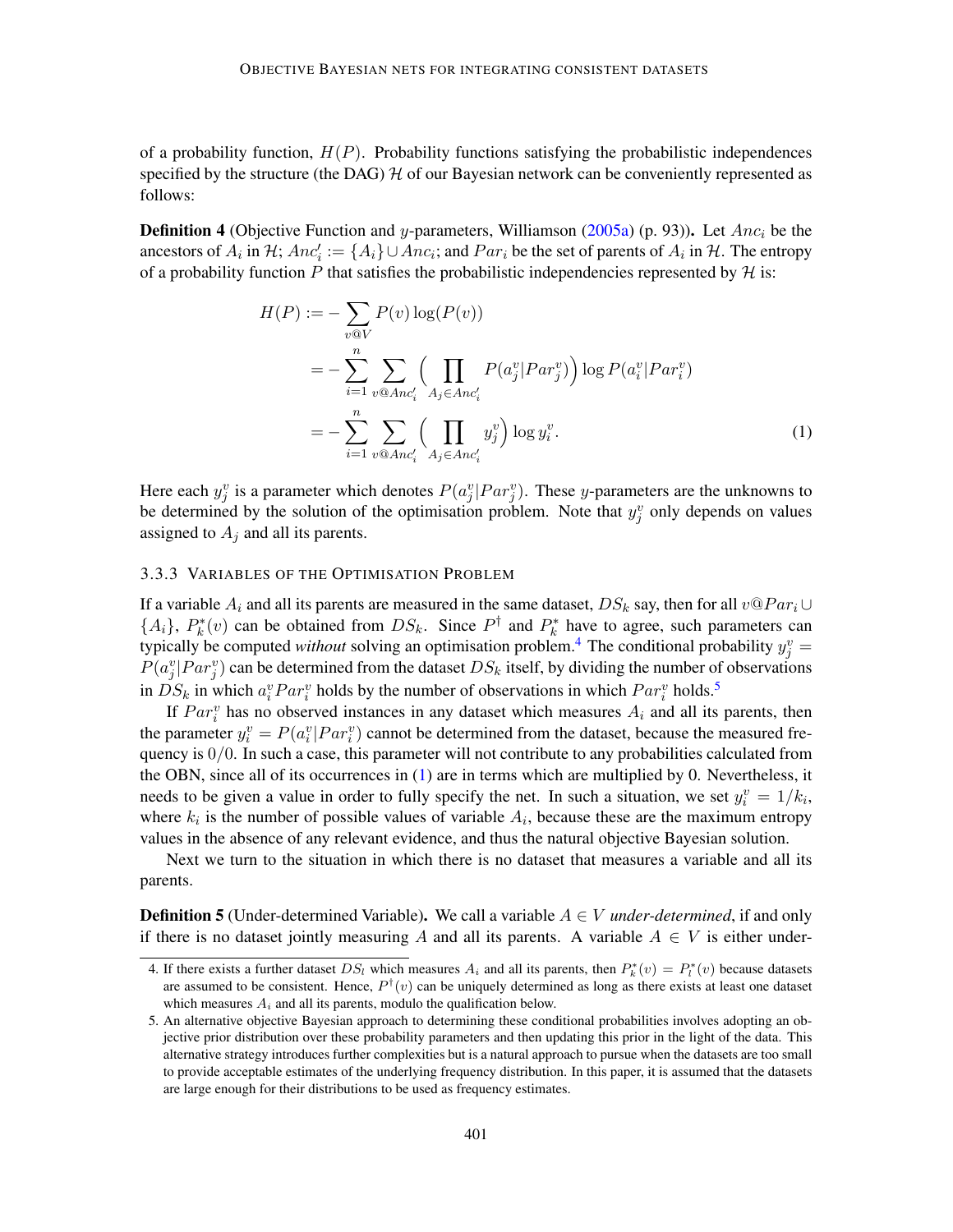of a probability function, $H(P)$. Probability functions satisfying the probabilistic independences specified by the structure (the DAG) $\mathcal{H}$ of our Bayesian network can be conveniently represented as follows:

**Definition 4** (Objective Function and $y$-parameters, Williamson (2005a) (p. 93))**.** Let $Anc_i$ be the ancestors of $A_i$ in $\mathcal{H}$; $Anc'_i := \{A_i\} \cup Anc_i$; and $Par_i$ be the set of parents of $A_i$ in $\mathcal{H}$. The entropy of a probability function $P$ that satisfies the probabilistic independencies represented by $\mathcal{H}$ is:

$$
\begin{aligned}
H(P) &:= -\sum_{v @ V} P(v) \log(P(v)) \\
&= -\sum_{i=1}^{n} \sum_{v @ Anc'_i} \Big( \prod_{A_j \in Anc'_i} P(a_j^v | Par_j^v) \Big) \log P(a_i^v | Par_i^v) \\
&= -\sum_{i=1}^{n} \sum_{v @ Anc'_i} \Big( \prod_{A_j \in Anc'_i} y_j^v \Big) \log y_i^v. \qquad (1)
\end{aligned}
$$

Here each $y_j^v$ is a parameter which denotes $P(a_j^v | Par_j^v)$. These $y$-parameters are the unknowns to be determined by the solution of the optimisation problem. Note that $y_j^v$ only depends on values assigned to $A_j$ and all its parents.

### 3.3.3 Variables of the Optimisation Problem

If a variable $A_i$ and all its parents are measured in the same dataset, $DS_k$ say, then for all $v @ Par_i \cup \{A_i\}$, $P_k^*(v)$ can be obtained from $DS_k$. Since $P^\dagger$ and $P_k^*$ have to agree, such parameters can typically be computed *without* solving an optimisation problem.[4] The conditional probability $y_j^v = P(a_j^v | Par_j^v)$ can be determined from the dataset $DS_k$ itself, by dividing the number of observations in $DS_k$ in which $a_i^v Par_i^v$ holds by the number of observations in which $Par_i^v$ holds.[5]

If $Par_i^v$ has no observed instances in any dataset which measures $A_i$ and all its parents, then the parameter $y_i^v = P(a_i^v | Par_i^v)$ cannot be determined from the dataset, because the measured frequency is $0/0$. In such a case, this parameter will not contribute to any probabilities calculated from the OBN, since all of its occurrences in (1) are in terms which are multiplied by 0. Nevertheless, it needs to be given a value in order to fully specify the net. In such a situation, we set $y_i^v = 1/k_i$, where $k_i$ is the number of possible values of variable $A_i$, because these are the maximum entropy values in the absence of any relevant evidence, and thus the natural objective Bayesian solution.

Next we turn to the situation in which there is no dataset that measures a variable and all its parents.

**Definition 5** (Under-determined Variable)**.** We call a variable $A \in V$ *under-determined*, if and only if there is no dataset jointly measuring $A$ and all its parents. A variable $A \in V$ is either under-

4. If there exists a further dataset $DS_l$ which measures $A_i$ and all its parents, then $P_k^*(v) = P_l^*(v)$ because datasets are assumed to be consistent. Hence, $P^\dagger(v)$ can be uniquely determined as long as there exists at least one dataset which measures $A_i$ and all its parents, modulo the qualification below.

5. An alternative objective Bayesian approach to determining these conditional probabilities involves adopting an objective prior distribution over these probability parameters and then updating this prior in the light of the data. This alternative strategy introduces further complexities but is a natural approach to pursue when the datasets are too small to provide acceptable estimates of the underlying frequency distribution. In this paper, it is assumed that the datasets are large enough for their distributions to be used as frequency estimates.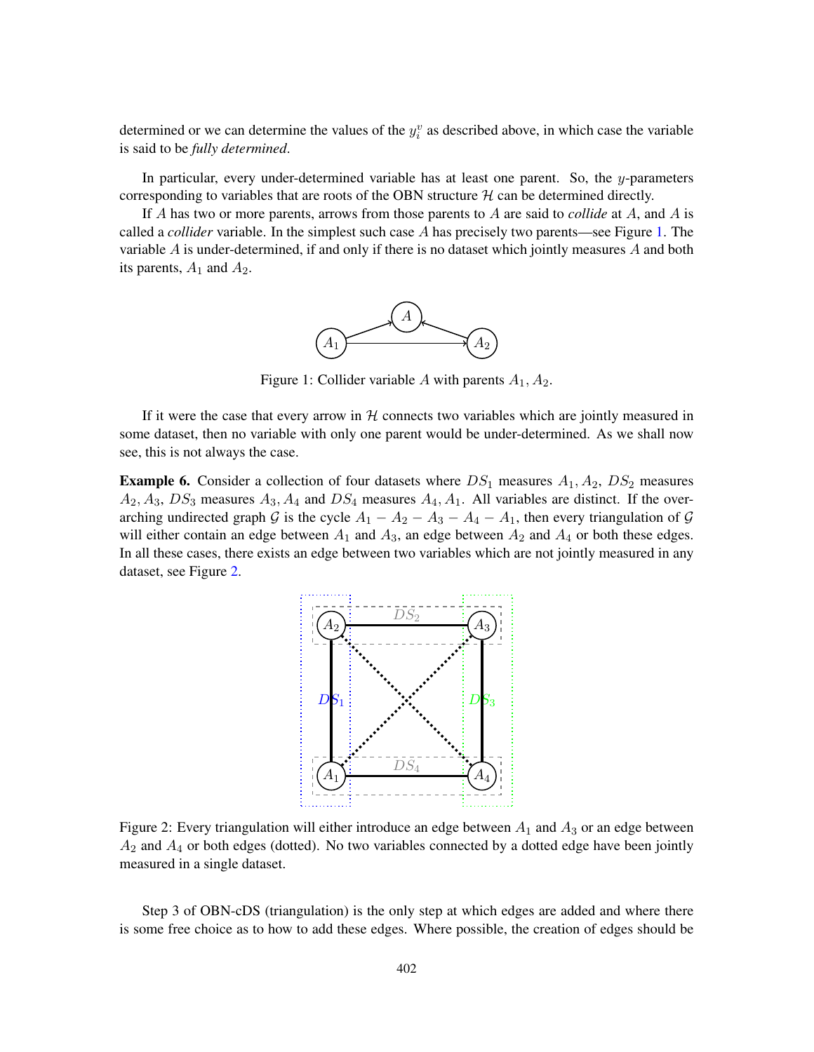determined or we can determine the values of the $y_i^v$ as described above, in which case the variable is said to be *fully determined*.

In particular, every under-determined variable has at least one parent. So, the $y$-parameters corresponding to variables that are roots of the OBN structure $\mathcal{H}$ can be determined directly.

If $A$ has two or more parents, arrows from those parents to $A$ are said to *collide* at $A$, and $A$ is called a *collider* variable. In the simplest such case $A$ has precisely two parents—see Figure 1. The variable $A$ is under-determined, if and only if there is no dataset which jointly measures $A$ and both its parents, $A_1$ and $A_2$.

Figure 1: Collider variable $A$ with parents $A_1, A_2$.

If it were the case that every arrow in $\mathcal{H}$ connects two variables which are jointly measured in some dataset, then no variable with only one parent would be under-determined. As we shall now see, this is not always the case.

**Example 6.** Consider a collection of four datasets where $DS_1$ measures $A_1, A_2$, $DS_2$ measures $A_2, A_3$, $DS_3$ measures $A_3, A_4$ and $DS_4$ measures $A_4, A_1$. All variables are distinct. If the overarching undirected graph $\mathcal{G}$ is the cycle $A_1 - A_2 - A_3 - A_4 - A_1$, then every triangulation of $\mathcal{G}$ will either contain an edge between $A_1$ and $A_3$, an edge between $A_2$ and $A_4$ or both these edges. In all these cases, there exists an edge between two variables which are not jointly measured in any dataset, see Figure 2.

Figure 2: Every triangulation will either introduce an edge between $A_1$ and $A_3$ or an edge between $A_2$ and $A_4$ or both edges (dotted). No two variables connected by a dotted edge have been jointly measured in a single dataset.

Step 3 of OBN-cDS (triangulation) is the only step at which edges are added and where there is some free choice as to how to add these edges. Where possible, the creation of edges should be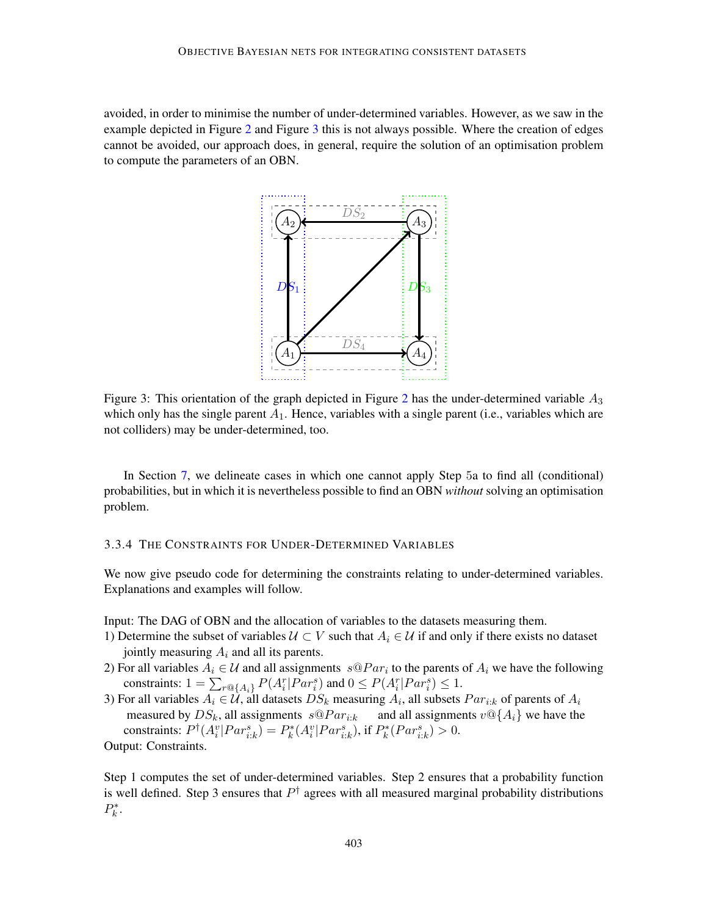avoided, in order to minimise the number of under-determined variables. However, as we saw in the example depicted in Figure 2 and Figure 3 this is not always possible. Where the creation of edges cannot be avoided, our approach does, in general, require the solution of an optimisation problem to compute the parameters of an OBN.

Figure 3: This orientation of the graph depicted in Figure 2 has the under-determined variable $A_3$ which only has the single parent $A_1$. Hence, variables with a single parent (i.e., variables which are not colliders) may be under-determined, too.

In Section 7, we delineate cases in which one cannot apply Step 5a to find all (conditional) probabilities, but in which it is nevertheless possible to find an OBN *without* solving an optimisation problem.

#### 3.3.4 The Constraints for Under-Determined Variables

We now give pseudo code for determining the constraints relating to under-determined variables. Explanations and examples will follow.

Input: The DAG of OBN and the allocation of variables to the datasets measuring them.

1) Determine the subset of variables $\mathcal{U} \subset V$ such that $A_i \in \mathcal{U}$ if and only if there exists no dataset jointly measuring $A_i$ and all its parents.
2) For all variables $A_i \in \mathcal{U}$ and all assignments $s@Par_i$ to the parents of $A_i$ we have the following constraints: $1 = \sum_{r@\{A_i\}} P(A_i^r|Par_i^s)$ and $0 \leq P(A_i^r|Par_i^s) \leq 1$.
3) For all variables $A_i \in \mathcal{U}$, all datasets $DS_k$ measuring $A_i$, all subsets $Par_{i:k}$ of parents of $A_i$ measured by $DS_k$, all assignments $s@Par_{i:k}$ and all assignments $v@\{A_i\}$ we have the constraints: $P^\dagger(A_i^v|Par_{i:k}^s) = P_k^*(A_i^v|Par_{i:k}^s)$, if $P_k^*(Par_{i:k}^s) > 0$.

Output: Constraints.

Step 1 computes the set of under-determined variables. Step 2 ensures that a probability function is well defined. Step 3 ensures that $P^\dagger$ agrees with all measured marginal probability distributions $P_k^*$.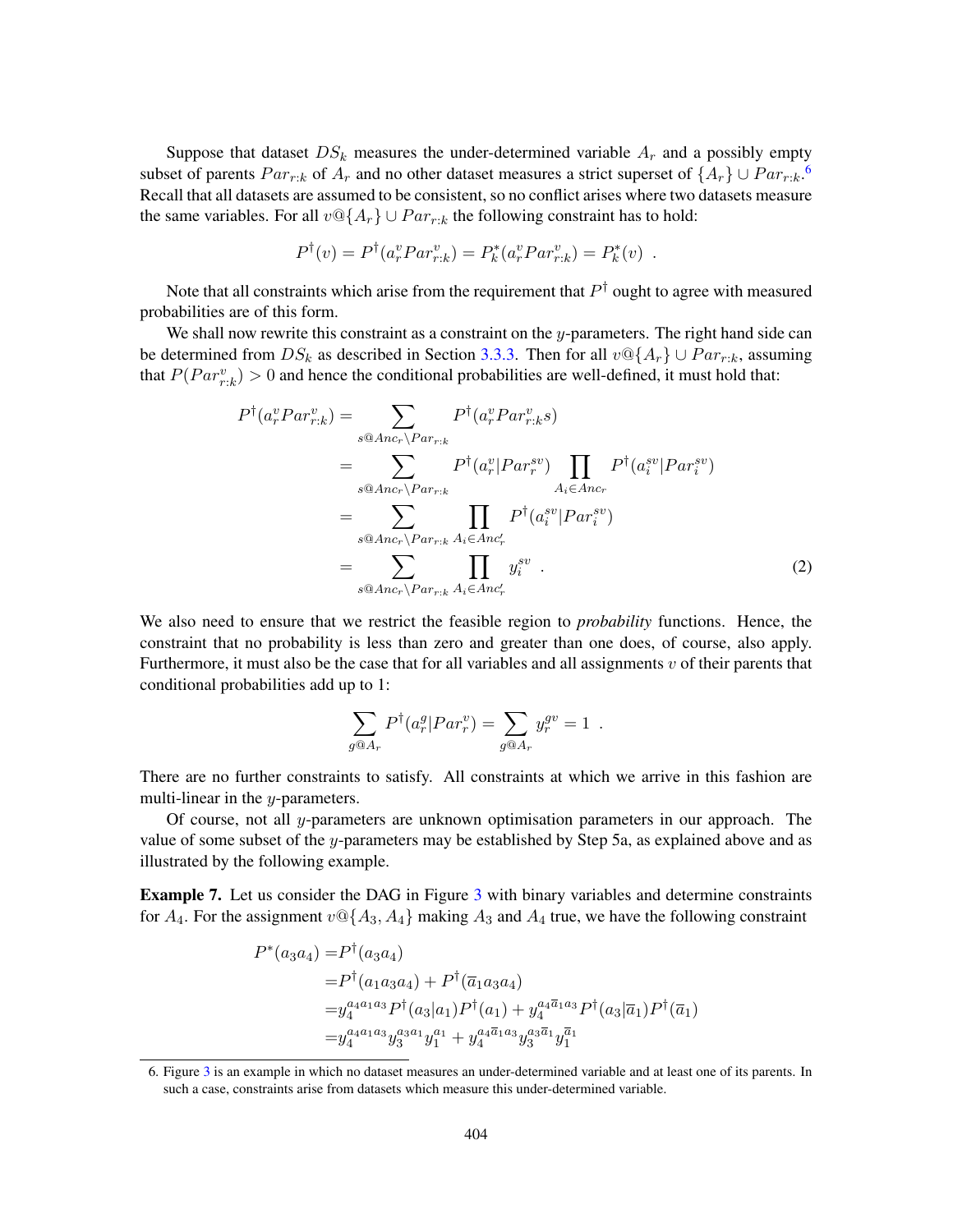Suppose that dataset $DS_k$ measures the under-determined variable $A_r$ and a possibly empty subset of parents $Par_{r:k}$ of $A_r$ and no other dataset measures a strict superset of $\{A_r\} \cup Par_{r:k}$.[6] Recall that all datasets are assumed to be consistent, so no conflict arises where two datasets measure the same variables. For all $v@\{A_r\} \cup Par_{r:k}$ the following constraint has to hold:

$$P^\dagger(v) = P^\dagger(a_r^v Par_{r:k}^v) = P_k^*(a_r^v Par_{r:k}^v) = P_k^*(v) \ .$$

Note that all constraints which arise from the requirement that $P^\dagger$ ought to agree with measured probabilities are of this form.

We shall now rewrite this constraint as a constraint on the $y$-parameters. The right hand side can be determined from $DS_k$ as described in Section 3.3.3. Then for all $v@\{A_r\} \cup Par_{r:k}$, assuming that $P(Par_{r:k}^v) > 0$ and hence the conditional probabilities are well-defined, it must hold that:

$$\begin{aligned}
P^\dagger(a_r^v Par_{r:k}^v) &= \sum_{s@Anc_r \setminus Par_{r:k}} P^\dagger(a_r^v Par_{r:k}^v s) \\
&= \sum_{s@Anc_r \setminus Par_{r:k}} P^\dagger(a_r^v | Par_r^{sv}) \prod_{A_i \in Anc_r} P^\dagger(a_i^{sv} | Par_i^{sv}) \\
&= \sum_{s@Anc_r \setminus Par_{r:k}} \prod_{A_i \in Anc'_r} P^\dagger(a_i^{sv} | Par_i^{sv}) \\
&= \sum_{s@Anc_r \setminus Par_{r:k}} \prod_{A_i \in Anc'_r} y_i^{sv} \ .
\end{aligned} \tag{2}$$

We also need to ensure that we restrict the feasible region to *probability* functions. Hence, the constraint that no probability is less than zero and greater than one does, of course, also apply. Furthermore, it must also be the case that for all variables and all assignments $v$ of their parents that conditional probabilities add up to 1:

$$\sum_{g@A_r} P^\dagger(a_r^g | Par_r^v) = \sum_{g@A_r} y_r^{gv} = 1 \ .$$

There are no further constraints to satisfy. All constraints at which we arrive in this fashion are multi-linear in the $y$-parameters.

Of course, not all $y$-parameters are unknown optimisation parameters in our approach. The value of some subset of the $y$-parameters may be established by Step 5a, as explained above and as illustrated by the following example.

**Example 7.** Let us consider the DAG in Figure 3 with binary variables and determine constraints for $A_4$. For the assignment $v@\{A_3, A_4\}$ making $A_3$ and $A_4$ true, we have the following constraint

$$\begin{aligned}
P^*(a_3 a_4) =& P^\dagger(a_3 a_4) \\
=& P^\dagger(a_1 a_3 a_4) + P^\dagger(\overline{a}_1 a_3 a_4) \\
=& y_4^{a_4 a_1 a_3} P^\dagger(a_3 | a_1) P^\dagger(a_1) + y_4^{a_4 \overline{a}_1 a_3} P^\dagger(a_3 | \overline{a}_1) P^\dagger(\overline{a}_1) \\
=& y_4^{a_4 a_1 a_3} y_3^{a_3 a_1} y_1^{a_1} + y_4^{a_4 \overline{a}_1 a_3} y_3^{a_3 \overline{a}_1} y_1^{\overline{a}_1}
\end{aligned}$$

6. Figure 3 is an example in which no dataset measures an under-determined variable and at least one of its parents. In such a case, constraints arise from datasets which measure this under-determined variable.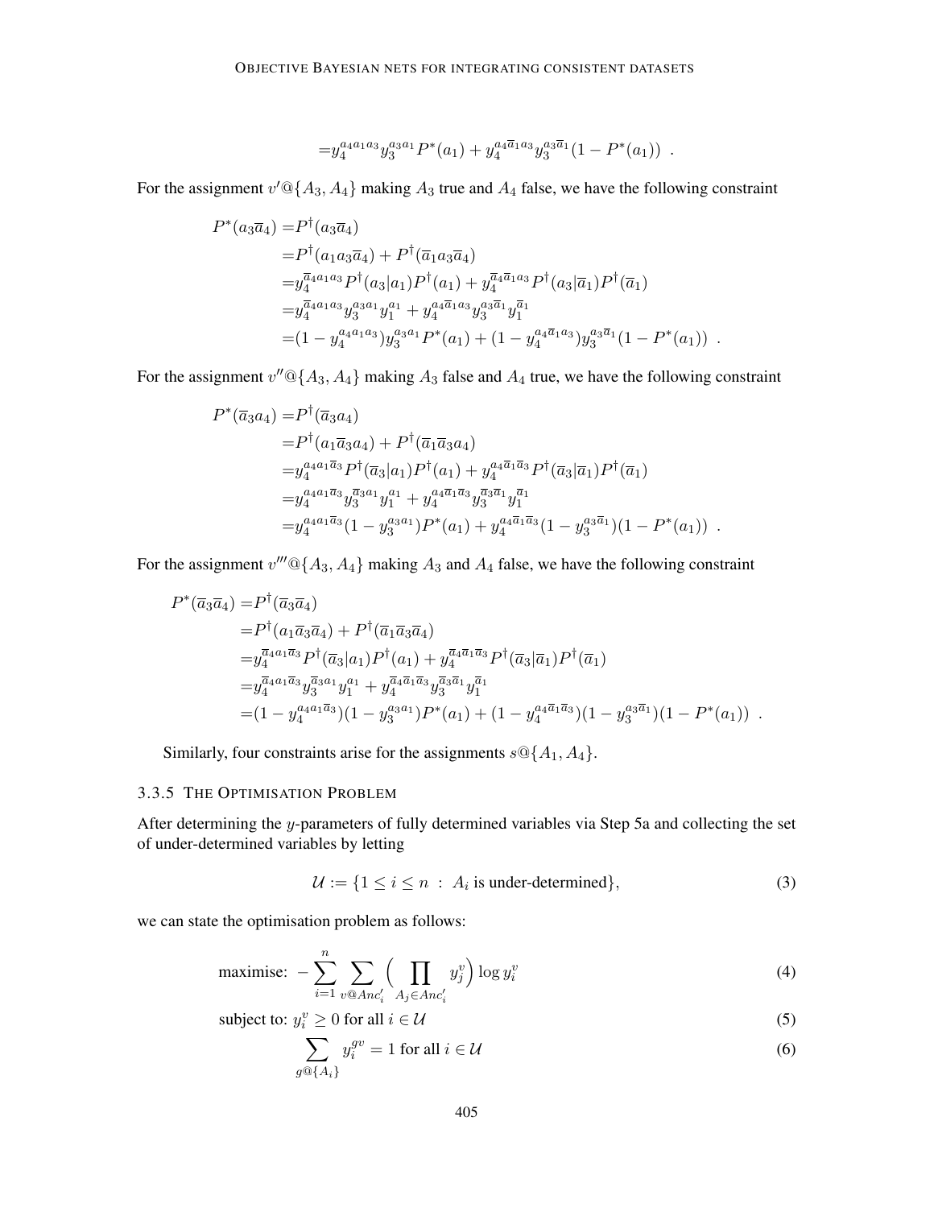$$=y_4^{a_4 a_1 a_3} y_3^{a_3 a_1} P^*(a_1) + y_4^{a_4 \overline{a}_1 a_3} y_3^{a_3 \overline{a}_1}(1 - P^*(a_1)) \ .$$

For the assignment $v'@\{A_3, A_4\}$ making $A_3$ true and $A_4$ false, we have the following constraint

$$\begin{aligned}
P^*(a_3\overline{a}_4) =& P^\dagger(a_3\overline{a}_4) \\
=& P^\dagger(a_1 a_3 \overline{a}_4) + P^\dagger(\overline{a}_1 a_3 \overline{a}_4) \\
=& y_4^{\overline{a}_4 a_1 a_3} P^\dagger(a_3|a_1) P^\dagger(a_1) + y_4^{\overline{a}_4 \overline{a}_1 a_3} P^\dagger(a_3|\overline{a}_1) P^\dagger(\overline{a}_1) \\
=& y_4^{\overline{a}_4 a_1 a_3} y_3^{a_3 a_1} y_1^{a_1} + y_4^{a_4 \overline{a}_1 a_3} y_3^{a_3 \overline{a}_1} y_1^{\overline{a}_1} \\
=& (1 - y_4^{a_4 a_1 a_3}) y_3^{a_3 a_1} P^*(a_1) + (1 - y_4^{a_4 \overline{a}_1 a_3}) y_3^{a_3 \overline{a}_1} (1 - P^*(a_1)) \ .
\end{aligned}$$

For the assignment $v''@\{A_3, A_4\}$ making $A_3$ false and $A_4$ true, we have the following constraint

$$\begin{aligned}
P^*(\overline{a}_3 a_4) =& P^\dagger(\overline{a}_3 a_4) \\
=& P^\dagger(a_1 \overline{a}_3 a_4) + P^\dagger(\overline{a}_1 \overline{a}_3 a_4) \\
=& y_4^{a_4 a_1 \overline{a}_3} P^\dagger(\overline{a}_3|a_1) P^\dagger(a_1) + y_4^{a_4 \overline{a}_1 \overline{a}_3} P^\dagger(\overline{a}_3|\overline{a}_1) P^\dagger(\overline{a}_1) \\
=& y_4^{a_4 a_1 \overline{a}_3} y_3^{\overline{a}_3 a_1} y_1^{a_1} + y_4^{a_4 \overline{a}_1 \overline{a}_3} y_3^{\overline{a}_3 \overline{a}_1} y_1^{\overline{a}_1} \\
=& y_4^{a_4 a_1 \overline{a}_3} (1 - y_3^{a_3 a_1}) P^*(a_1) + y_4^{a_4 \overline{a}_1 \overline{a}_3} (1 - y_3^{a_3 \overline{a}_1}) (1 - P^*(a_1)) \ .
\end{aligned}$$

For the assignment $v'''@\{A_3, A_4\}$ making $A_3$ and $A_4$ false, we have the following constraint

$$\begin{aligned}
P^*(\overline{a}_3 \overline{a}_4) =& P^\dagger(\overline{a}_3 \overline{a}_4) \\
=& P^\dagger(a_1 \overline{a}_3 \overline{a}_4) + P^\dagger(\overline{a}_1 \overline{a}_3 \overline{a}_4) \\
=& y_4^{\overline{a}_4 a_1 \overline{a}_3} P^\dagger(\overline{a}_3|a_1) P^\dagger(a_1) + y_4^{\overline{a}_4 \overline{a}_1 \overline{a}_3} P^\dagger(\overline{a}_3|\overline{a}_1) P^\dagger(\overline{a}_1) \\
=& y_4^{\overline{a}_4 a_1 \overline{a}_3} y_3^{\overline{a}_3 a_1} y_1^{a_1} + y_4^{\overline{a}_4 \overline{a}_1 \overline{a}_3} y_3^{\overline{a}_3 \overline{a}_1} y_1^{\overline{a}_1} \\
=& (1 - y_4^{a_4 a_1 \overline{a}_3})(1 - y_3^{a_3 a_1}) P^*(a_1) + (1 - y_4^{a_4 \overline{a}_1 \overline{a}_3})(1 - y_3^{a_3 \overline{a}_1})(1 - P^*(a_1)) \ .
\end{aligned}$$

Similarly, four constraints arise for the assignments $s@\{A_1, A_4\}$.

#### 3.3.5 The Optimisation Problem

After determining the $y$-parameters of fully determined variables via Step 5a and collecting the set of under-determined variables by letting

$$\mathcal{U} := \{1 \leq i \leq n \ : \ A_i \text{ is under-determined}\}, \tag{3}$$

we can state the optimisation problem as follows:

$$\text{maximise: } -\sum_{i=1}^{n} \sum_{v@Anc'_i} \Big( \prod_{A_j \in Anc'_i} y_j^v \Big) \log y_i^v \tag{4}$$

$$\text{subject to: } y_i^v \geq 0 \text{ for all } i \in \mathcal{U} \tag{5}$$

$$\sum_{g@\{A_i\}} y_i^{gv} = 1 \text{ for all } i \in \mathcal{U} \tag{6}$$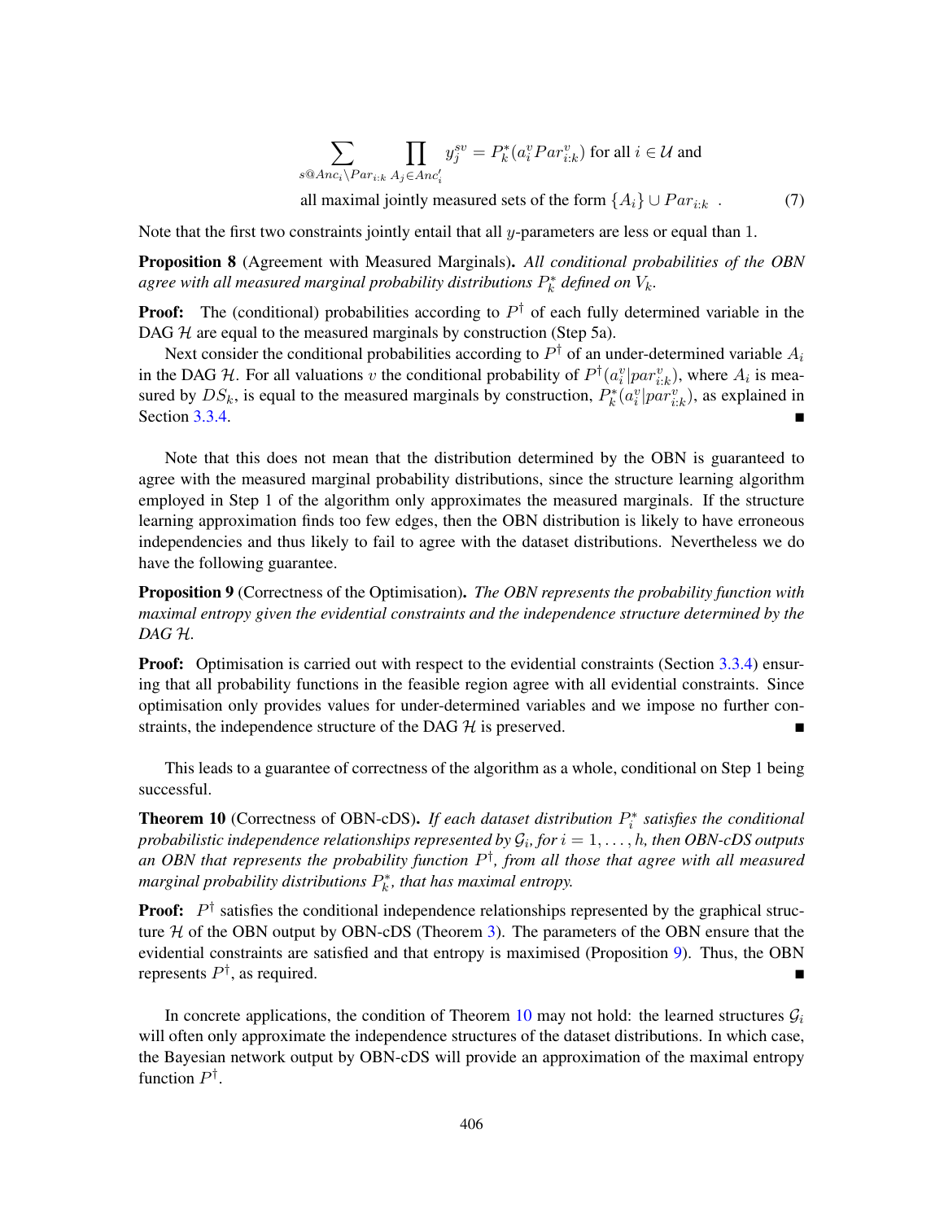$$\sum_{s@Anc_i \setminus Par_{i:k}} \prod_{A_j \in Anc'_i} y_j^{sv} = P_k^*(a_i^v Par_{i:k}^v) \text{ for all } i \in \mathcal{U} \text{ and}$$

$$\text{all maximal jointly measured sets of the form } \{A_i\} \cup Par_{i:k} \quad . \tag{7}$$

Note that the first two constraints jointly entail that all $y$-parameters are less or equal than 1.

**Proposition 8** (Agreement with Measured Marginals)**.** *All conditional probabilities of the OBN agree with all measured marginal probability distributions $P_k^*$ defined on $V_k$.*

**Proof:** The (conditional) probabilities according to $P^\dagger$ of each fully determined variable in the DAG $\mathcal{H}$ are equal to the measured marginals by construction (Step 5a).

Next consider the conditional probabilities according to $P^\dagger$ of an under-determined variable $A_i$ in the DAG $\mathcal{H}$. For all valuations $v$ the conditional probability of $P^\dagger(a_i^v|par_{i:k}^v)$, where $A_i$ is measured by $DS_k$, is equal to the measured marginals by construction, $P_k^*(a_i^v|par_{i:k}^v)$, as explained in Section 3.3.4. ■

Note that this does not mean that the distribution determined by the OBN is guaranteed to agree with the measured marginal probability distributions, since the structure learning algorithm employed in Step 1 of the algorithm only approximates the measured marginals. If the structure learning approximation finds too few edges, then the OBN distribution is likely to have erroneous independencies and thus likely to fail to agree with the dataset distributions. Nevertheless we do have the following guarantee.

**Proposition 9** (Correctness of the Optimisation)**.** *The OBN represents the probability function with maximal entropy given the evidential constraints and the independence structure determined by the DAG $\mathcal{H}$.*

**Proof:** Optimisation is carried out with respect to the evidential constraints (Section 3.3.4) ensuring that all probability functions in the feasible region agree with all evidential constraints. Since optimisation only provides values for under-determined variables and we impose no further constraints, the independence structure of the DAG $\mathcal{H}$ is preserved. ■

This leads to a guarantee of correctness of the algorithm as a whole, conditional on Step 1 being successful.

**Theorem 10** (Correctness of OBN-cDS)**.** *If each dataset distribution $P_i^*$ satisfies the conditional probabilistic independence relationships represented by $\mathcal{G}_i$, for $i = 1, \ldots, h$, then OBN-cDS outputs an OBN that represents the probability function $P^\dagger$, from all those that agree with all measured marginal probability distributions $P_k^*$, that has maximal entropy.*

**Proof:** $P^\dagger$ satisfies the conditional independence relationships represented by the graphical structure $\mathcal{H}$ of the OBN output by OBN-cDS (Theorem 3). The parameters of the OBN ensure that the evidential constraints are satisfied and that entropy is maximised (Proposition 9). Thus, the OBN represents $P^\dagger$, as required. ■

In concrete applications, the condition of Theorem 10 may not hold: the learned structures $\mathcal{G}_i$ will often only approximate the independence structures of the dataset distributions. In which case, the Bayesian network output by OBN-cDS will provide an approximation of the maximal entropy function $P^\dagger$.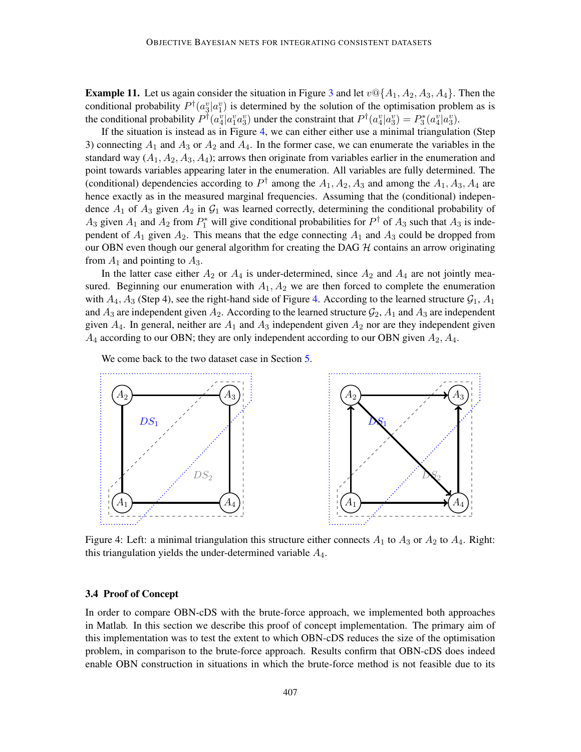**Example 11.** Let us again consider the situation in Figure 3 and let $v@\{A_1, A_2, A_3, A_4\}$. Then the conditional probability $P^\dagger(a_3^v|a_1^v)$ is determined by the solution of the optimisation problem as is the conditional probability $P^\dagger(a_4^v|a_1^v a_3^v)$ under the constraint that $P^\dagger(a_4^v|a_3^v) = P_3^*(a_4^v|a_3^v)$.

If the situation is instead as in Figure 4, we can either either use a minimal triangulation (Step 3) connecting $A_1$ and $A_3$ or $A_2$ and $A_4$. In the former case, we can enumerate the variables in the standard way $(A_1, A_2, A_3, A_4)$; arrows then originate from variables earlier in the enumeration and point towards variables appearing later in the enumeration. All variables are fully determined. The (conditional) dependencies according to $P^\dagger$ among the $A_1, A_2, A_3$ and among the $A_1, A_3, A_4$ are hence exactly as in the measured marginal frequencies. Assuming that the (conditional) independence $A_1$ of $A_3$ given $A_2$ in $\mathcal{G}_1$ was learned correctly, determining the conditional probability of $A_3$ given $A_1$ and $A_2$ from $P_1^*$ will give conditional probabilities for $P^\dagger$ of $A_3$ such that $A_3$ is independent of $A_1$ given $A_2$. This means that the edge connecting $A_1$ and $A_3$ could be dropped from our OBN even though our general algorithm for creating the DAG $\mathcal{H}$ contains an arrow originating from $A_1$ and pointing to $A_3$.

In the latter case either $A_2$ or $A_4$ is under-determined, since $A_2$ and $A_4$ are not jointly measured. Beginning our enumeration with $A_1, A_2$ we are then forced to complete the enumeration with $A_4, A_3$ (Step 4), see the right-hand side of Figure 4. According to the learned structure $\mathcal{G}_1$, $A_1$ and $A_3$ are independent given $A_2$. According to the learned structure $\mathcal{G}_2$, $A_1$ and $A_3$ are independent given $A_4$. In general, neither are $A_1$ and $A_3$ independent given $A_2$ nor are they independent given $A_4$ according to our OBN; they are only independent according to our OBN given $A_2, A_4$.

We come back to the two dataset case in Section 5.

Figure 4: Left: a minimal triangulation this structure either connects $A_1$ to $A_3$ or $A_2$ to $A_4$. Right: this triangulation yields the under-determined variable $A_4$.

### 3.4 Proof of Concept

In order to compare OBN-cDS with the brute-force approach, we implemented both approaches in Matlab. In this section we describe this proof of concept implementation. The primary aim of this implementation was to test the extent to which OBN-cDS reduces the size of the optimisation problem, in comparison to the brute-force approach. Results confirm that OBN-cDS does indeed enable OBN construction in situations in which the brute-force method is not feasible due to its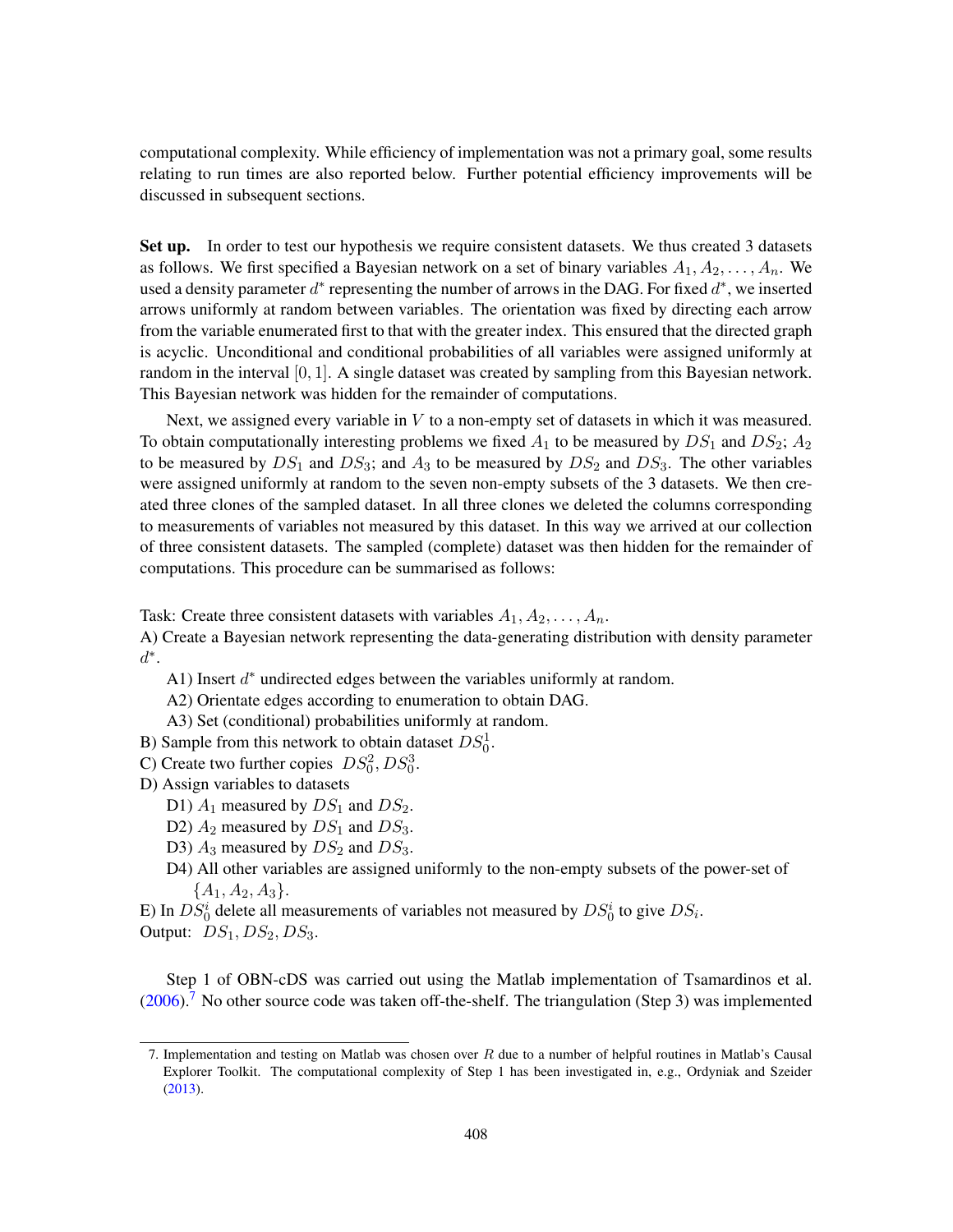computational complexity. While efficiency of implementation was not a primary goal, some results relating to run times are also reported below. Further potential efficiency improvements will be discussed in subsequent sections.

**Set up.** In order to test our hypothesis we require consistent datasets. We thus created 3 datasets as follows. We first specified a Bayesian network on a set of binary variables $A_1, A_2, \ldots, A_n$. We used a density parameter $d^*$ representing the number of arrows in the DAG. For fixed $d^*$, we inserted arrows uniformly at random between variables. The orientation was fixed by directing each arrow from the variable enumerated first to that with the greater index. This ensured that the directed graph is acyclic. Unconditional and conditional probabilities of all variables were assigned uniformly at random in the interval $[0, 1]$. A single dataset was created by sampling from this Bayesian network. This Bayesian network was hidden for the remainder of computations.

Next, we assigned every variable in $V$ to a non-empty set of datasets in which it was measured. To obtain computationally interesting problems we fixed $A_1$ to be measured by $DS_1$ and $DS_2$; $A_2$ to be measured by $DS_1$ and $DS_3$; and $A_3$ to be measured by $DS_2$ and $DS_3$. The other variables were assigned uniformly at random to the seven non-empty subsets of the 3 datasets. We then created three clones of the sampled dataset. In all three clones we deleted the columns corresponding to measurements of variables not measured by this dataset. In this way we arrived at our collection of three consistent datasets. The sampled (complete) dataset was then hidden for the remainder of computations. This procedure can be summarised as follows:

Task: Create three consistent datasets with variables $A_1, A_2, \ldots, A_n$.

A) Create a Bayesian network representing the data-generating distribution with density parameter $d^*$.

- A1) Insert $d^*$ undirected edges between the variables uniformly at random.
- A2) Orientate edges according to enumeration to obtain DAG.
- A3) Set (conditional) probabilities uniformly at random.

B) Sample from this network to obtain dataset $DS_0^1$.

C) Create two further copies $DS_0^2, DS_0^3$.

D) Assign variables to datasets

- D1) $A_1$ measured by $DS_1$ and $DS_2$.
- D2) $A_2$ measured by $DS_1$ and $DS_3$.
- D3) $A_3$ measured by $DS_2$ and $DS_3$.
- D4) All other variables are assigned uniformly to the non-empty subsets of the power-set of $\{A_1, A_2, A_3\}$.

E) In $DS_0^i$ delete all measurements of variables not measured by $DS_0^i$ to give $DS_i$.

Output: $DS_1, DS_2, DS_3$.

Step 1 of OBN-cDS was carried out using the Matlab implementation of Tsamardinos et al. (2006).[7] No other source code was taken off-the-shelf. The triangulation (Step 3) was implemented

7. Implementation and testing on Matlab was chosen over $R$ due to a number of helpful routines in Matlab's Causal Explorer Toolkit. The computational complexity of Step 1 has been investigated in, e.g., Ordyniak and Szeider (2013).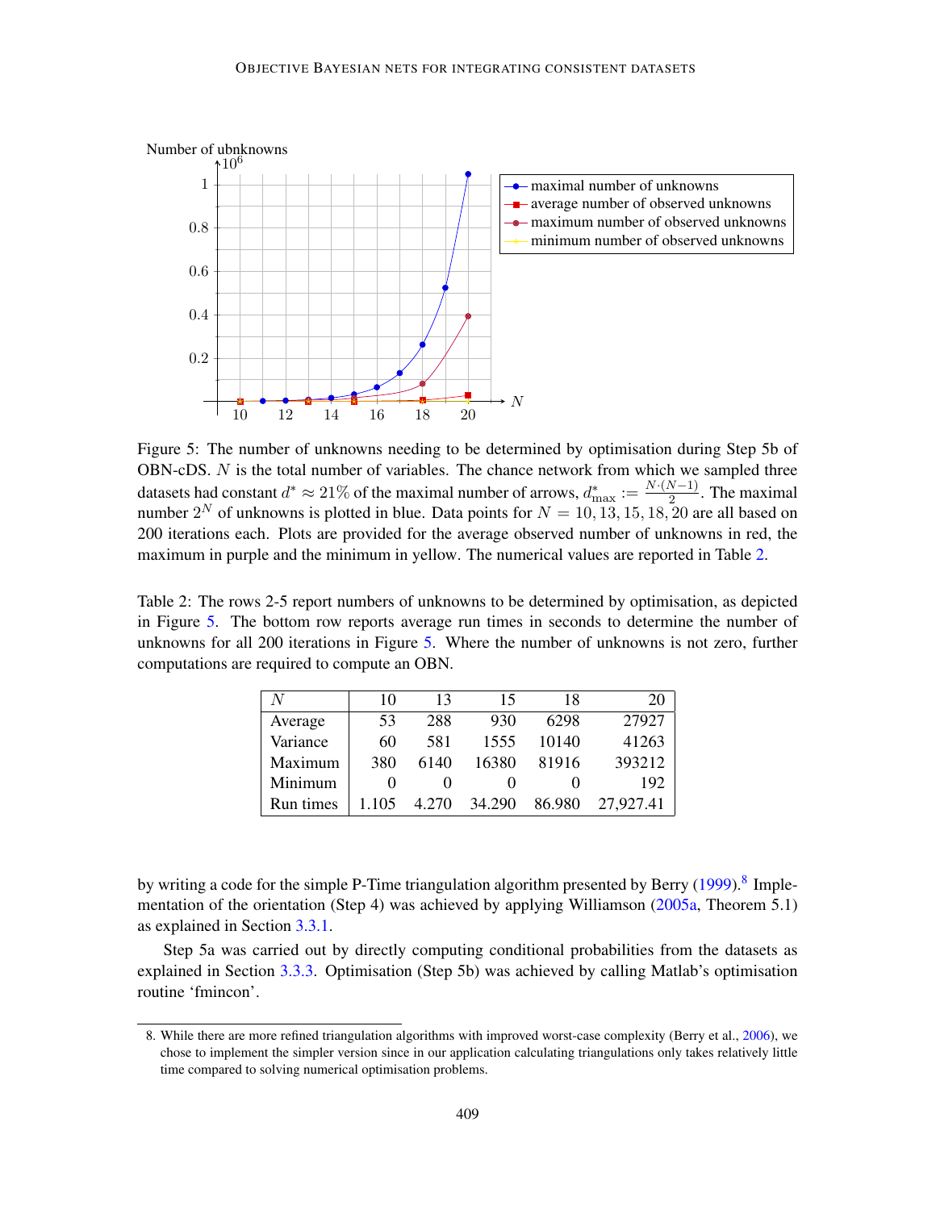Figure 5: The number of unknowns needing to be determined by optimisation during Step 5b of OBN-cDS. $N$ is the total number of variables. The chance network from which we sampled three datasets had constant $d^* \approx 21\%$ of the maximal number of arrows, $d^*_{\max} := \frac{N \cdot (N-1)}{2}$. The maximal number $2^N$ of unknowns is plotted in blue. Data points for $N = 10, 13, 15, 18, 20$ are all based on 200 iterations each. Plots are provided for the average observed number of unknowns in red, the maximum in purple and the minimum in yellow. The numerical values are reported in Table 2.

Table 2: The rows 2-5 report numbers of unknowns to be determined by optimisation, as depicted in Figure 5. The bottom row reports average run times in seconds to determine the number of unknowns for all 200 iterations in Figure 5. Where the number of unknowns is not zero, further computations are required to compute an OBN.

| $N$ | 10 | 13 | 15 | 18 | 20 |
|---|---|---|---|---|---|
| Average | 53 | 288 | 930 | 6298 | 27927 |
| Variance | 60 | 581 | 1555 | 10140 | 41263 |
| Maximum | 380 | 6140 | 16380 | 81916 | 393212 |
| Minimum | 0 | 0 | 0 | 0 | 192 |
| Run times | 1.105 | 4.270 | 34.290 | 86.980 | 27,927.41 |

by writing a code for the simple P-Time triangulation algorithm presented by Berry (1999).[8] Implementation of the orientation (Step 4) was achieved by applying Williamson (2005a, Theorem 5.1) as explained in Section 3.3.1.

Step 5a was carried out by directly computing conditional probabilities from the datasets as explained in Section 3.3.3. Optimisation (Step 5b) was achieved by calling Matlab's optimisation routine 'fmincon'.

8. While there are more refined triangulation algorithms with improved worst-case complexity (Berry et al., 2006), we chose to implement the simpler version since in our application calculating triangulations only takes relatively little time compared to solving numerical optimisation problems.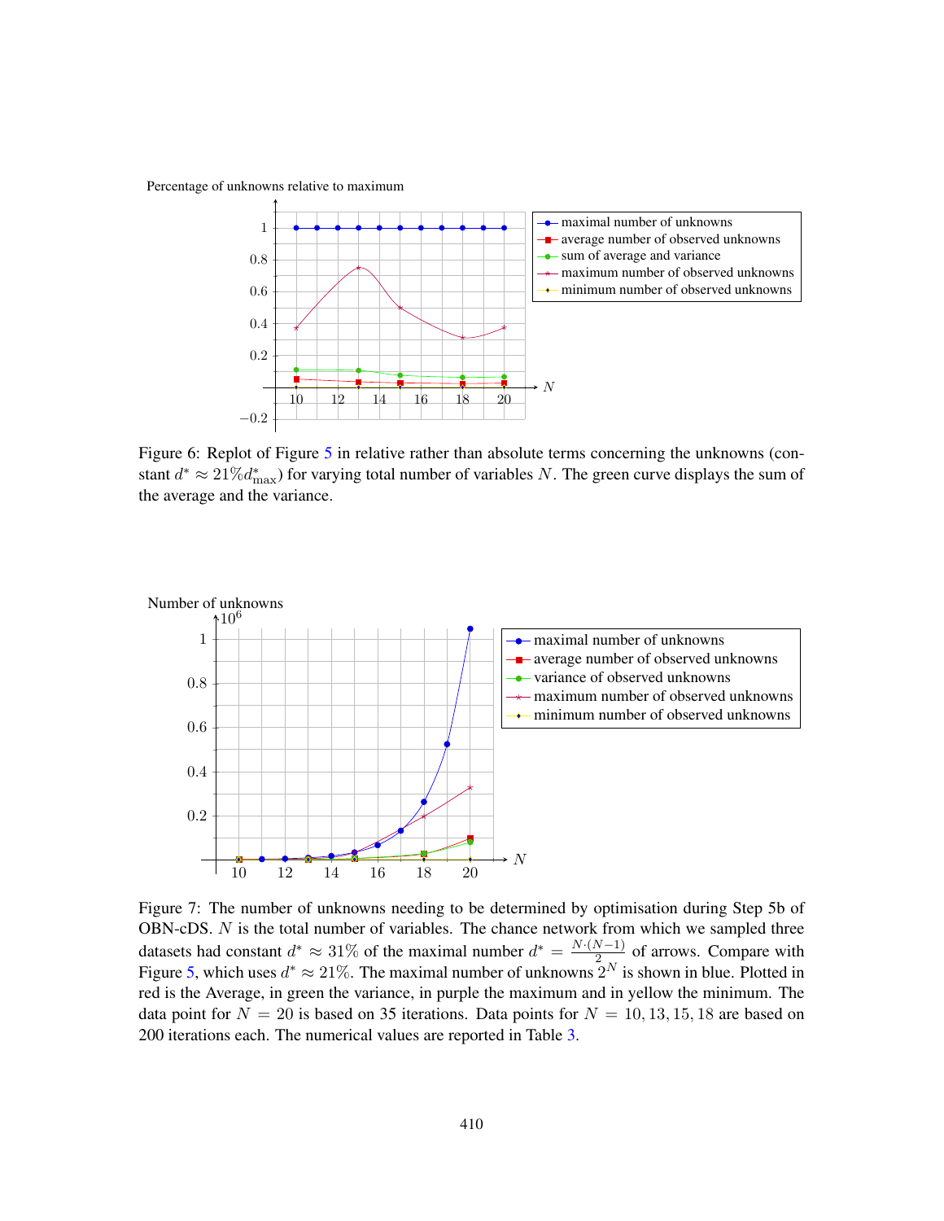Figure 6: Replot of Figure 5 in relative rather than absolute terms concerning the unknowns (constant $d^* \approx 21\% d^*_{\max}$) for varying total number of variables $N$. The green curve displays the sum of the average and the variance.

Figure 7: The number of unknowns needing to be determined by optimisation during Step 5b of OBN-cDS. $N$ is the total number of variables. The chance network from which we sampled three datasets had constant $d^* \approx 31\%$ of the maximal number $d^* = \frac{N \cdot (N-1)}{2}$ of arrows. Compare with Figure 5, which uses $d^* \approx 21\%$. The maximal number of unknowns $2^N$ is shown in blue. Plotted in red is the Average, in green the variance, in purple the maximum and in yellow the minimum. The data point for $N = 20$ is based on 35 iterations. Data points for $N = 10, 13, 15, 18$ are based on 200 iterations each. The numerical values are reported in Table 3.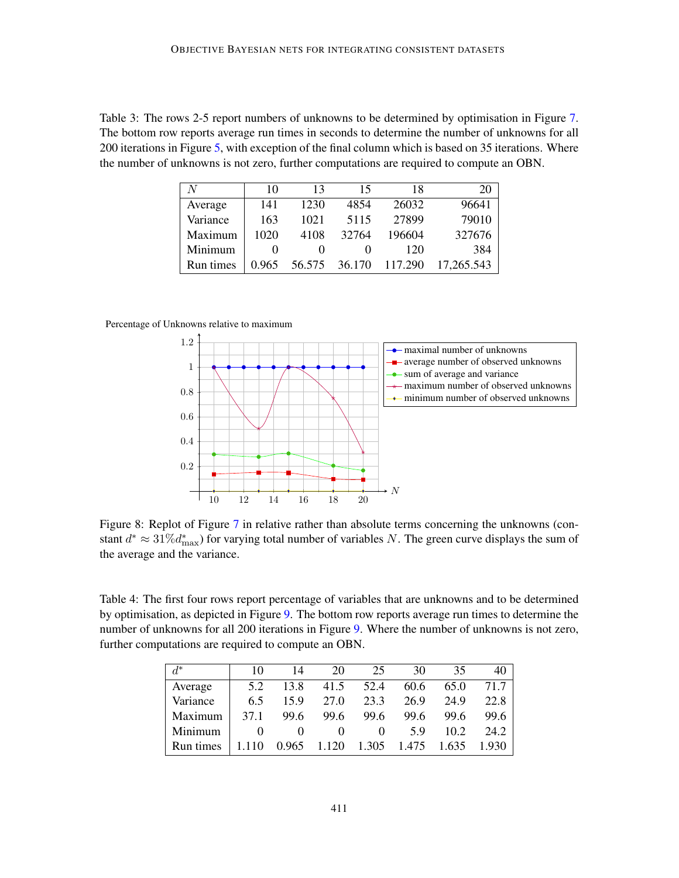Table 3: The rows 2-5 report numbers of unknowns to be determined by optimisation in Figure 7. The bottom row reports average run times in seconds to determine the number of unknowns for all 200 iterations in Figure 5, with exception of the final column which is based on 35 iterations. Where the number of unknowns is not zero, further computations are required to compute an OBN.

| $N$ | 10 | 13 | 15 | 18 | 20 |
|---|---|---|---|---|---|
| Average | 141 | 1230 | 4854 | 26032 | 96641 |
| Variance | 163 | 1021 | 5115 | 27899 | 79010 |
| Maximum | 1020 | 4108 | 32764 | 196604 | 327676 |
| Minimum | 0 | 0 | 0 | 120 | 384 |
| Run times | 0.965 | 56.575 | 36.170 | 117.290 | 17,265.543 |

Figure 8: Replot of Figure 7 in relative rather than absolute terms concerning the unknowns (constant $d^* \approx 31\% d^*_{\max}$) for varying total number of variables $N$. The green curve displays the sum of the average and the variance.

Table 4: The first four rows report percentage of variables that are unknowns and to be determined by optimisation, as depicted in Figure 9. The bottom row reports average run times to determine the number of unknowns for all 200 iterations in Figure 9. Where the number of unknowns is not zero, further computations are required to compute an OBN.

| $d^*$ | 10 | 14 | 20 | 25 | 30 | 35 | 40 |
|---|---|---|---|---|---|---|---|
| Average | 5.2 | 13.8 | 41.5 | 52.4 | 60.6 | 65.0 | 71.7 |
| Variance | 6.5 | 15.9 | 27.0 | 23.3 | 26.9 | 24.9 | 22.8 |
| Maximum | 37.1 | 99.6 | 99.6 | 99.6 | 99.6 | 99.6 | 99.6 |
| Minimum | 0 | 0 | 0 | 0 | 5.9 | 10.2 | 24.2 |
| Run times | 1.110 | 0.965 | 1.120 | 1.305 | 1.475 | 1.635 | 1.930 |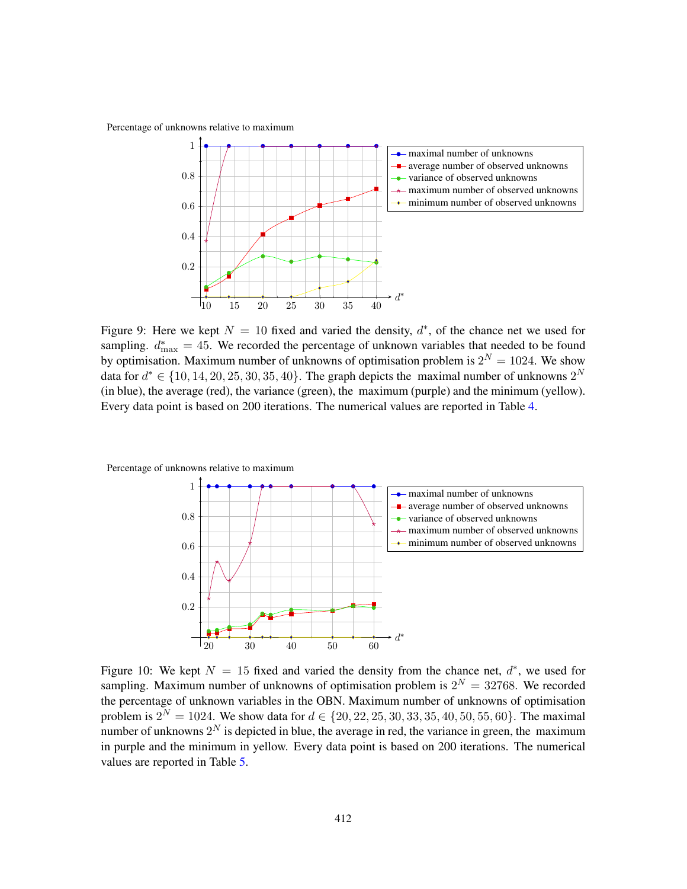Percentage of unknowns relative to maximum

Figure 9: Here we kept $N = 10$ fixed and varied the density, $d^*$, of the chance net we used for sampling. $d^*_{\max} = 45$. We recorded the percentage of unknown variables that needed to be found by optimisation. Maximum number of unknowns of optimisation problem is $2^N = 1024$. We show data for $d^* \in \{10, 14, 20, 25, 30, 35, 40\}$. The graph depicts the maximal number of unknowns $2^N$ (in blue), the average (red), the variance (green), the maximum (purple) and the minimum (yellow). Every data point is based on 200 iterations. The numerical values are reported in Table 4.

Percentage of unknowns relative to maximum

Figure 10: We kept $N = 15$ fixed and varied the density from the chance net, $d^*$, we used for sampling. Maximum number of unknowns of optimisation problem is $2^N = 32768$. We recorded the percentage of unknown variables in the OBN. Maximum number of unknowns of optimisation problem is $2^N = 1024$. We show data for $d \in \{20, 22, 25, 30, 33, 35, 40, 50, 55, 60\}$. The maximal number of unknowns $2^N$ is depicted in blue, the average in red, the variance in green, the maximum in purple and the minimum in yellow. Every data point is based on 200 iterations. The numerical values are reported in Table 5.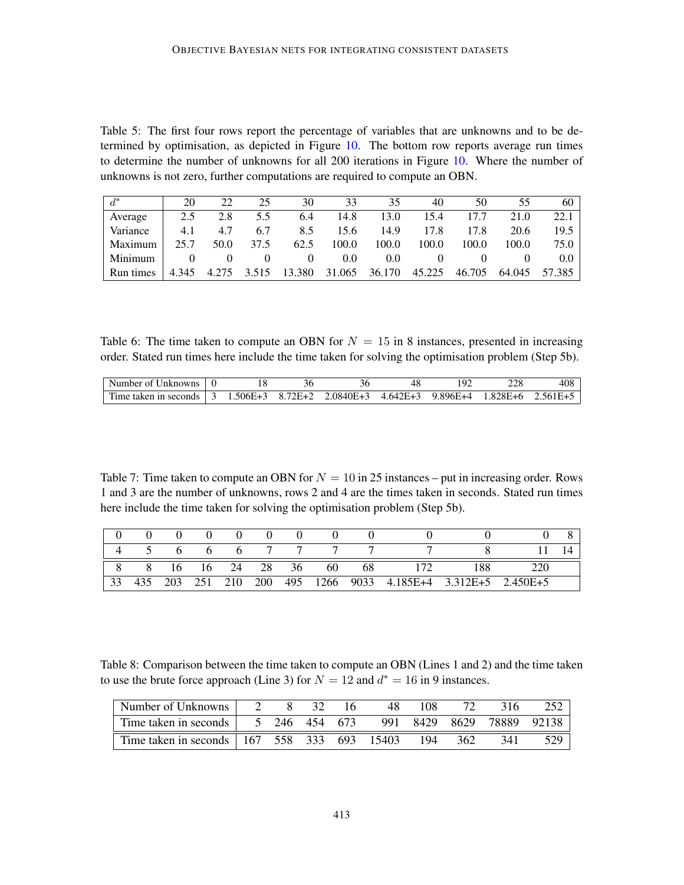Table 5: The first four rows report the percentage of variables that are unknowns and to be determined by optimisation, as depicted in Figure 10. The bottom row reports average run times to determine the number of unknowns for all 200 iterations in Figure 10. Where the number of unknowns is not zero, further computations are required to compute an OBN.

| $d^*$ | 20 | 22 | 25 | 30 | 33 | 35 | 40 | 50 | 55 | 60 |
|---|---|---|---|---|---|---|---|---|---|---|
| Average | 2.5 | 2.8 | 5.5 | 6.4 | 14.8 | 13.0 | 15.4 | 17.7 | 21.0 | 22.1 |
| Variance | 4.1 | 4.7 | 6.7 | 8.5 | 15.6 | 14.9 | 17.8 | 17.8 | 20.6 | 19.5 |
| Maximum | 25.7 | 50.0 | 37.5 | 62.5 | 100.0 | 100.0 | 100.0 | 100.0 | 100.0 | 75.0 |
| Minimum | 0 | 0 | 0 | 0 | 0.0 | 0.0 | 0 | 0 | 0 | 0.0 |
| Run times | 4.345 | 4.275 | 3.515 | 13.380 | 31.065 | 36.170 | 45.225 | 46.705 | 64.045 | 57.385 |

Table 6: The time taken to compute an OBN for $N = 15$ in 8 instances, presented in increasing order. Stated run times here include the time taken for solving the optimisation problem (Step 5b).

| Number of Unknowns | 0 | 18 | 36 | 36 | 48 | 192 | 228 | 408 |
|---|---|---|---|---|---|---|---|---|
| Time taken in seconds | 3 | 1.506E+3 | 8.72E+2 | 2.0840E+3 | 4.642E+3 | 9.896E+4 | 1.828E+6 | 2.561E+5 |

Table 7: Time taken to compute an OBN for $N = 10$ in 25 instances – put in increasing order. Rows 1 and 3 are the number of unknowns, rows 2 and 4 are the times taken in seconds. Stated run times here include the time taken for solving the optimisation problem (Step 5b).

| 0 | 0 | 0 | 0 | 0 | 0 | 0 | 0 | 0 | 0 | 0 | 0 | 8 |
|---|---|---|---|---|---|---|---|---|---|---|---|---|
| 4 | 5 | 6 | 6 | 6 | 7 | 7 | 7 | 7 | 7 | 8 | 11 | 14 |
| 8 | 8 | 16 | 16 | 24 | 28 | 36 | 60 | 68 | 172 | 188 | 220 | |
| 33 | 435 | 203 | 251 | 210 | 200 | 495 | 1266 | 9033 | 4.185E+4 | 3.312E+5 | 2.450E+5 | |

Table 8: Comparison between the time taken to compute an OBN (Lines 1 and 2) and the time taken to use the brute force approach (Line 3) for $N = 12$ and $d^* = 16$ in 9 instances.

| Number of Unknowns | 2 | 8 | 32 | 16 | 48 | 108 | 72 | 316 | 252 |
|---|---|---|---|---|---|---|---|---|---|
| Time taken in seconds | 5 | 246 | 454 | 673 | 991 | 8429 | 8629 | 78889 | 92138 |
| Time taken in seconds | 167 | 558 | 333 | 693 | 15403 | 194 | 362 | 341 | 529 |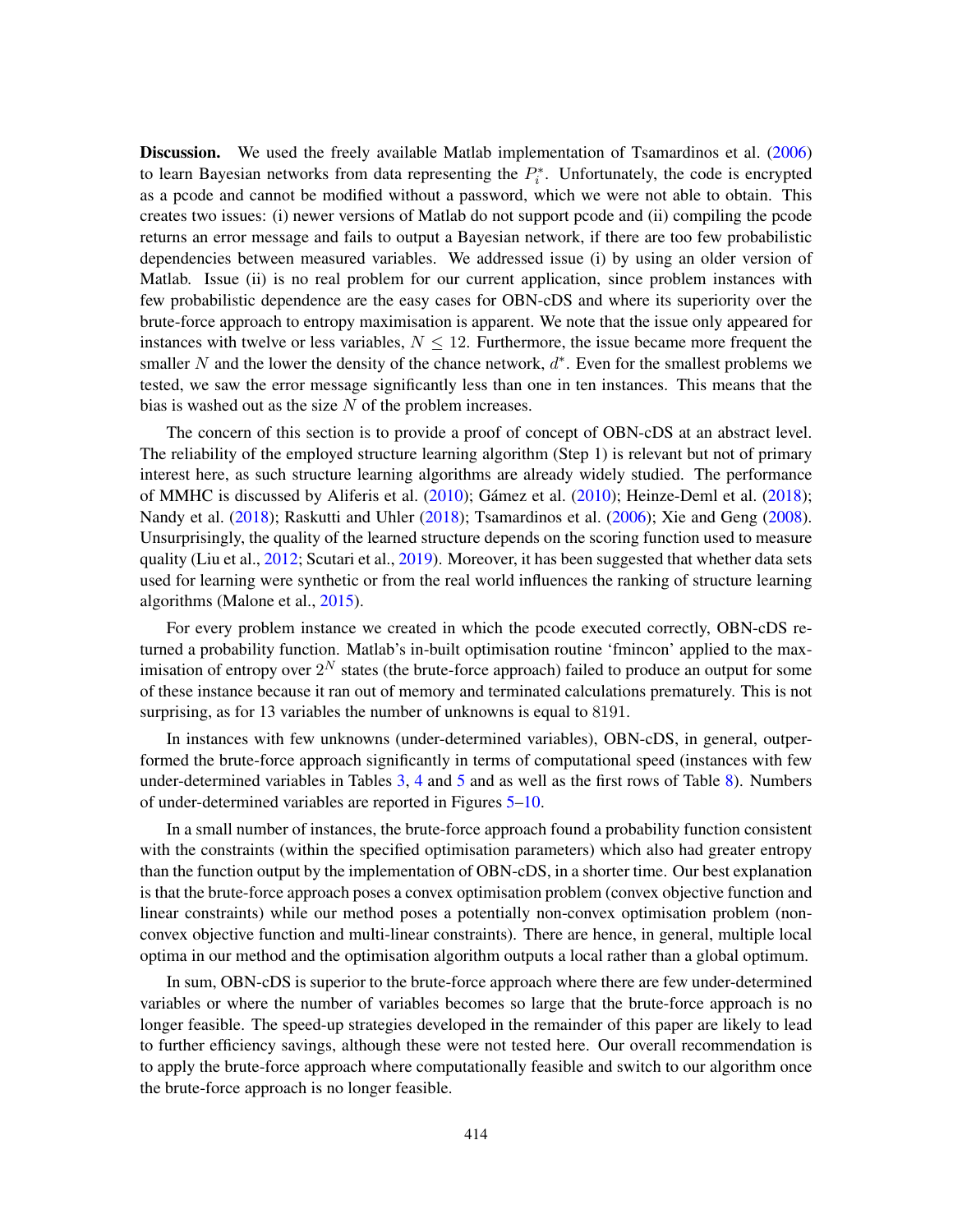**Discussion.** We used the freely available Matlab implementation of Tsamardinos et al. (2006) to learn Bayesian networks from data representing the $P_i^*$. Unfortunately, the code is encrypted as a pcode and cannot be modified without a password, which we were not able to obtain. This creates two issues: (i) newer versions of Matlab do not support pcode and (ii) compiling the pcode returns an error message and fails to output a Bayesian network, if there are too few probabilistic dependencies between measured variables. We addressed issue (i) by using an older version of Matlab. Issue (ii) is no real problem for our current application, since problem instances with few probabilistic dependence are the easy cases for OBN-cDS and where its superiority over the brute-force approach to entropy maximisation is apparent. We note that the issue only appeared for instances with twelve or less variables, $N \leq 12$. Furthermore, the issue became more frequent the smaller $N$ and the lower the density of the chance network, $d^*$. Even for the smallest problems we tested, we saw the error message significantly less than one in ten instances. This means that the bias is washed out as the size $N$ of the problem increases.

The concern of this section is to provide a proof of concept of OBN-cDS at an abstract level. The reliability of the employed structure learning algorithm (Step 1) is relevant but not of primary interest here, as such structure learning algorithms are already widely studied. The performance of MMHC is discussed by Aliferis et al. (2010); Gámez et al. (2010); Heinze-Deml et al. (2018); Nandy et al. (2018); Raskutti and Uhler (2018); Tsamardinos et al. (2006); Xie and Geng (2008). Unsurprisingly, the quality of the learned structure depends on the scoring function used to measure quality (Liu et al., 2012; Scutari et al., 2019). Moreover, it has been suggested that whether data sets used for learning were synthetic or from the real world influences the ranking of structure learning algorithms (Malone et al., 2015).

For every problem instance we created in which the pcode executed correctly, OBN-cDS returned a probability function. Matlab's in-built optimisation routine 'fmincon' applied to the maximisation of entropy over $2^N$ states (the brute-force approach) failed to produce an output for some of these instance because it ran out of memory and terminated calculations prematurely. This is not surprising, as for 13 variables the number of unknowns is equal to 8191.

In instances with few unknowns (under-determined variables), OBN-cDS, in general, outperformed the brute-force approach significantly in terms of computational speed (instances with few under-determined variables in Tables 3, 4 and 5 and as well as the first rows of Table 8). Numbers of under-determined variables are reported in Figures 5–10.

In a small number of instances, the brute-force approach found a probability function consistent with the constraints (within the specified optimisation parameters) which also had greater entropy than the function output by the implementation of OBN-cDS, in a shorter time. Our best explanation is that the brute-force approach poses a convex optimisation problem (convex objective function and linear constraints) while our method poses a potentially non-convex optimisation problem (non-convex objective function and multi-linear constraints). There are hence, in general, multiple local optima in our method and the optimisation algorithm outputs a local rather than a global optimum.

In sum, OBN-cDS is superior to the brute-force approach where there are few under-determined variables or where the number of variables becomes so large that the brute-force approach is no longer feasible. The speed-up strategies developed in the remainder of this paper are likely to lead to further efficiency savings, although these were not tested here. Our overall recommendation is to apply the brute-force approach where computationally feasible and switch to our algorithm once the brute-force approach is no longer feasible.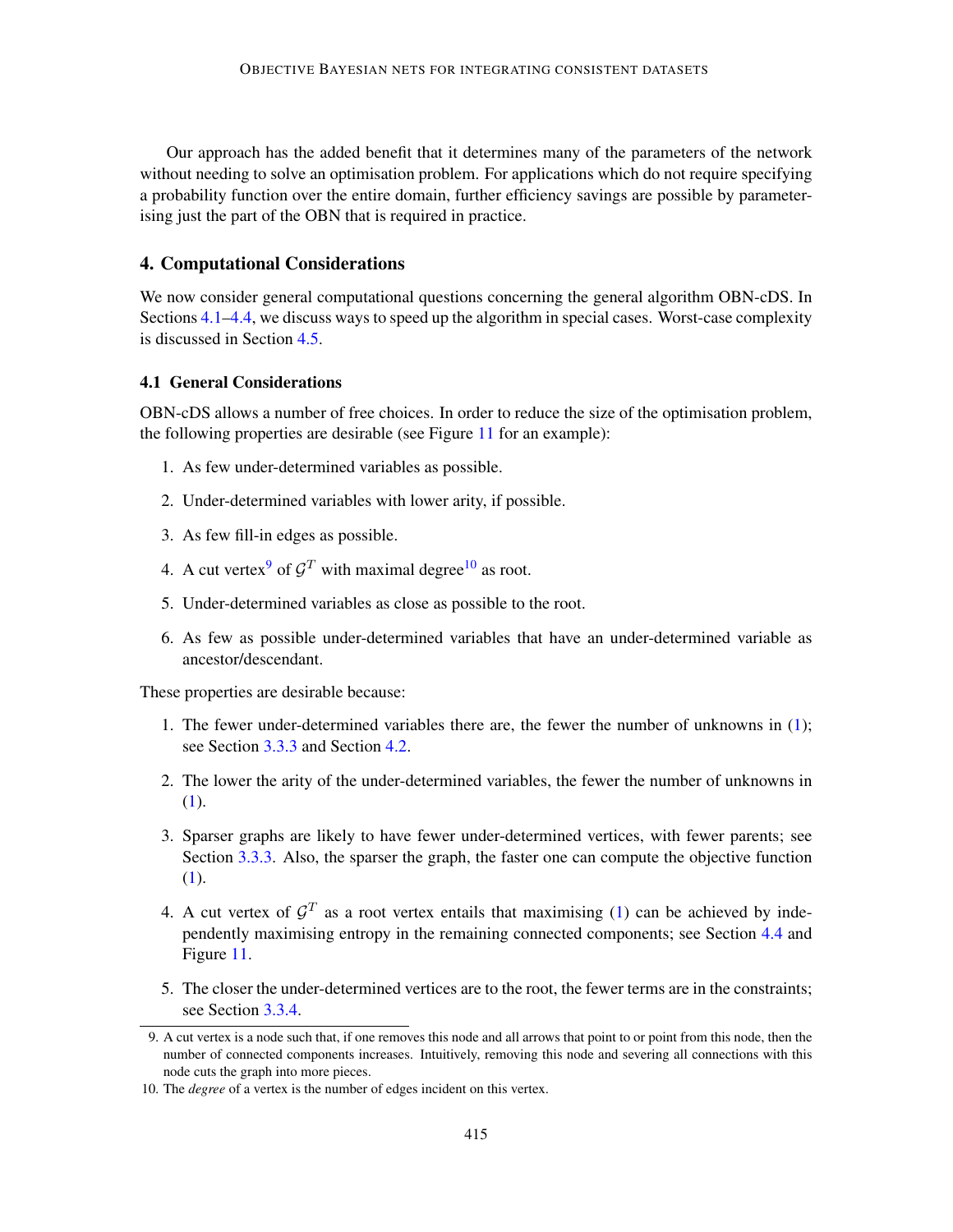Our approach has the added benefit that it determines many of the parameters of the network without needing to solve an optimisation problem. For applications which do not require specifying a probability function over the entire domain, further efficiency savings are possible by parameterising just the part of the OBN that is required in practice.

## 4. Computational Considerations

We now consider general computational questions concerning the general algorithm OBN-cDS. In Sections 4.1–4.4, we discuss ways to speed up the algorithm in special cases. Worst-case complexity is discussed in Section 4.5.

### 4.1 General Considerations

OBN-cDS allows a number of free choices. In order to reduce the size of the optimisation problem, the following properties are desirable (see Figure 11 for an example):

1. As few under-determined variables as possible.
2. Under-determined variables with lower arity, if possible.
3. As few fill-in edges as possible.
4. A cut vertex[9] of $\mathcal{G}^T$ with maximal degree[10] as root.
5. Under-determined variables as close as possible to the root.
6. As few as possible under-determined variables that have an under-determined variable as ancestor/descendant.

These properties are desirable because:

1. The fewer under-determined variables there are, the fewer the number of unknowns in (1); see Section 3.3.3 and Section 4.2.
2. The lower the arity of the under-determined variables, the fewer the number of unknowns in (1).
3. Sparser graphs are likely to have fewer under-determined vertices, with fewer parents; see Section 3.3.3. Also, the sparser the graph, the faster one can compute the objective function (1).
4. A cut vertex of $\mathcal{G}^T$ as a root vertex entails that maximising (1) can be achieved by independently maximising entropy in the remaining connected components; see Section 4.4 and Figure 11.
5. The closer the under-determined vertices are to the root, the fewer terms are in the constraints; see Section 3.3.4.

[9] A cut vertex is a node such that, if one removes this node and all arrows that point to or point from this node, then the number of connected components increases. Intuitively, removing this node and severing all connections with this node cuts the graph into more pieces.

[10] The *degree* of a vertex is the number of edges incident on this vertex.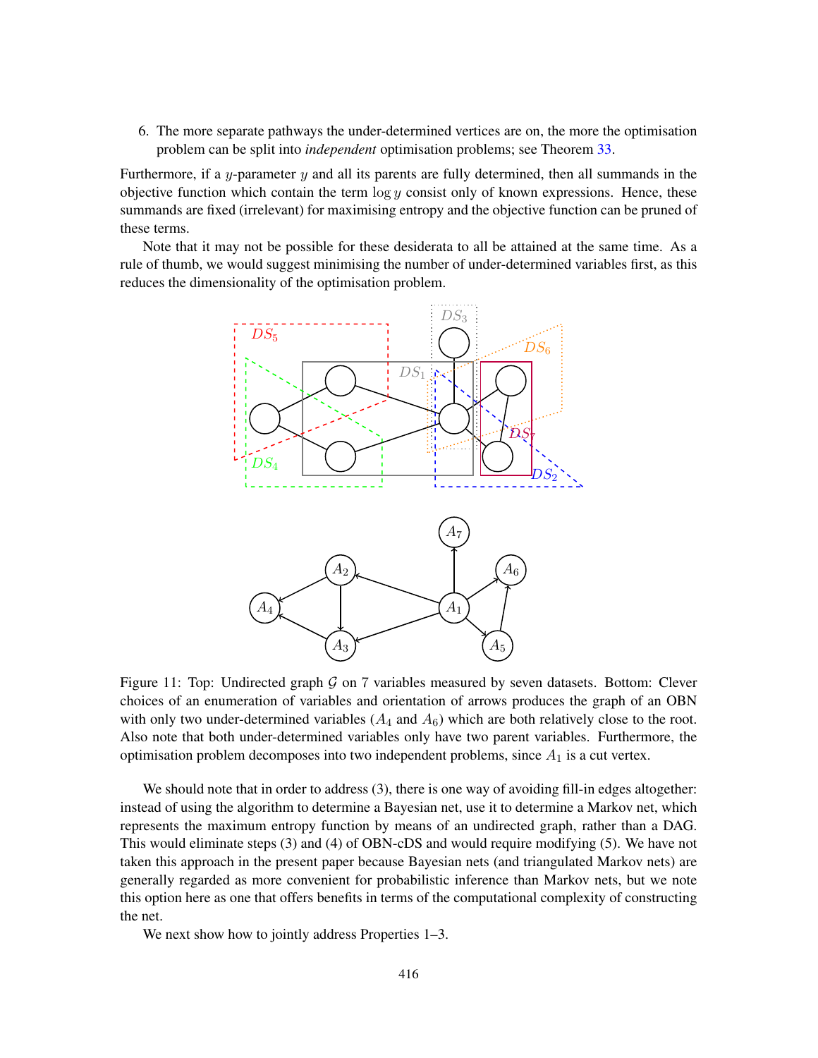6. The more separate pathways the under-determined vertices are on, the more the optimisation problem can be split into *independent* optimisation problems; see Theorem 33.

Furthermore, if a $y$-parameter $y$ and all its parents are fully determined, then all summands in the objective function which contain the term $\log y$ consist only of known expressions. Hence, these summands are fixed (irrelevant) for maximising entropy and the objective function can be pruned of these terms.

Note that it may not be possible for these desiderata to all be attained at the same time. As a rule of thumb, we would suggest minimising the number of under-determined variables first, as this reduces the dimensionality of the optimisation problem.

Figure 11: Top: Undirected graph $\mathcal{G}$ on 7 variables measured by seven datasets. Bottom: Clever choices of an enumeration of variables and orientation of arrows produces the graph of an OBN with only two under-determined variables ($A_4$ and $A_6$) which are both relatively close to the root. Also note that both under-determined variables only have two parent variables. Furthermore, the optimisation problem decomposes into two independent problems, since $A_1$ is a cut vertex.

We should note that in order to address (3), there is one way of avoiding fill-in edges altogether: instead of using the algorithm to determine a Bayesian net, use it to determine a Markov net, which represents the maximum entropy function by means of an undirected graph, rather than a DAG. This would eliminate steps (3) and (4) of OBN-cDS and would require modifying (5). We have not taken this approach in the present paper because Bayesian nets (and triangulated Markov nets) are generally regarded as more convenient for probabilistic inference than Markov nets, but we note this option here as one that offers benefits in terms of the computational complexity of constructing the net.

We next show how to jointly address Properties 1–3.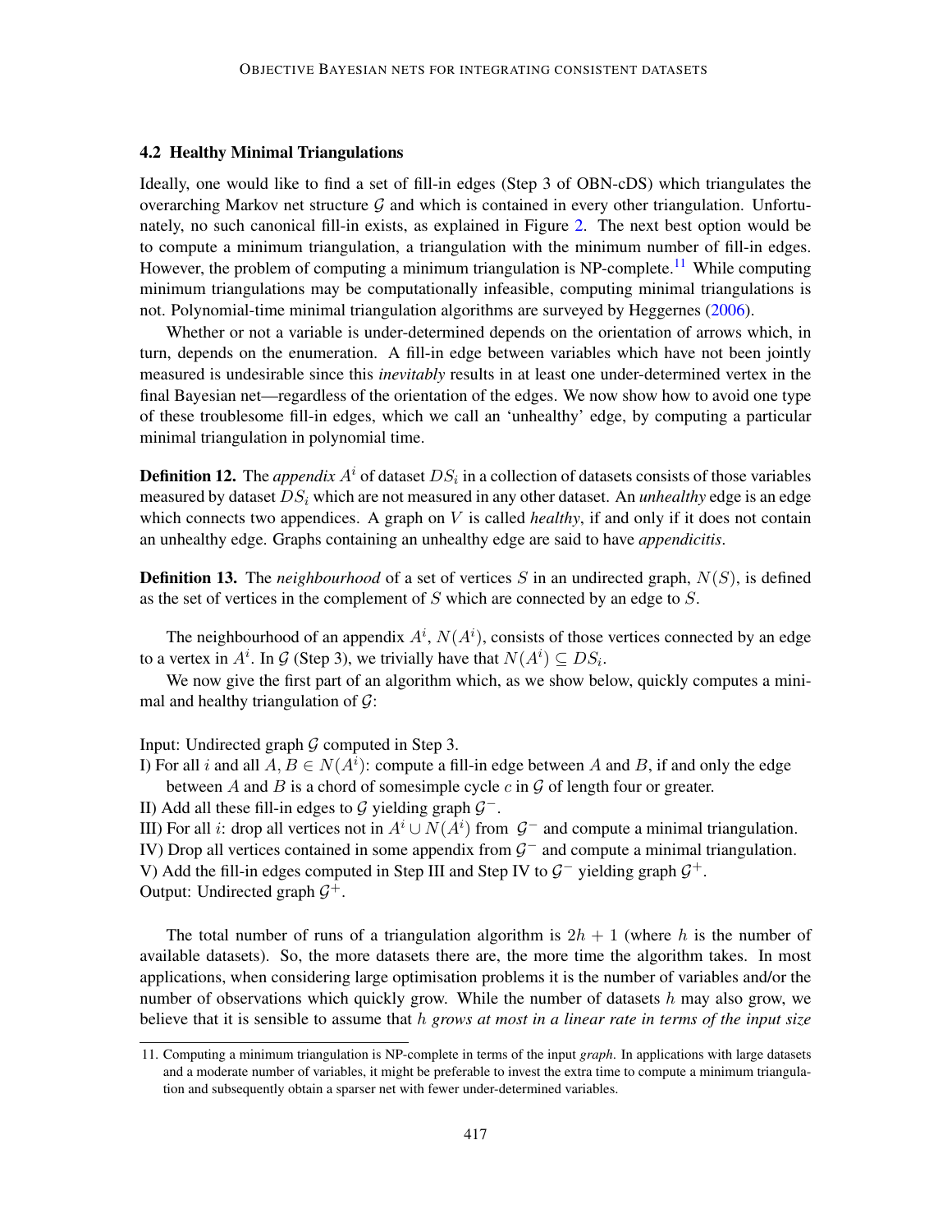### 4.2 Healthy Minimal Triangulations

Ideally, one would like to find a set of fill-in edges (Step 3 of OBN-cDS) which triangulates the overarching Markov net structure $\mathcal{G}$ and which is contained in every other triangulation. Unfortunately, no such canonical fill-in exists, as explained in Figure 2. The next best option would be to compute a minimum triangulation, a triangulation with the minimum number of fill-in edges. However, the problem of computing a minimum triangulation is NP-complete.[11] While computing minimum triangulations may be computationally infeasible, computing minimal triangulations is not. Polynomial-time minimal triangulation algorithms are surveyed by Heggernes (2006).

Whether or not a variable is under-determined depends on the orientation of arrows which, in turn, depends on the enumeration. A fill-in edge between variables which have not been jointly measured is undesirable since this *inevitably* results in at least one under-determined vertex in the final Bayesian net—regardless of the orientation of the edges. We now show how to avoid one type of these troublesome fill-in edges, which we call an 'unhealthy' edge, by computing a particular minimal triangulation in polynomial time.

**Definition 12.** The *appendix* $A^i$ of dataset $DS_i$ in a collection of datasets consists of those variables measured by dataset $DS_i$ which are not measured in any other dataset. An *unhealthy* edge is an edge which connects two appendices. A graph on $V$ is called *healthy*, if and only if it does not contain an unhealthy edge. Graphs containing an unhealthy edge are said to have *appendicitis*.

**Definition 13.** The *neighbourhood* of a set of vertices $S$ in an undirected graph, $N(S)$, is defined as the set of vertices in the complement of $S$ which are connected by an edge to $S$.

The neighbourhood of an appendix $A^i$, $N(A^i)$, consists of those vertices connected by an edge to a vertex in $A^i$. In $\mathcal{G}$ (Step 3), we trivially have that $N(A^i) \subseteq DS_i$.

We now give the first part of an algorithm which, as we show below, quickly computes a minimal and healthy triangulation of $\mathcal{G}$:

Input: Undirected graph $\mathcal{G}$ computed in Step 3.

I) For all $i$ and all $A, B \in N(A^i)$: compute a fill-in edge between $A$ and $B$, if and only the edge between $A$ and $B$ is a chord of somesimple cycle $c$ in $\mathcal{G}$ of length four or greater.

II) Add all these fill-in edges to $\mathcal{G}$ yielding graph $\mathcal{G}^-$.

III) For all $i$: drop all vertices not in $A^i \cup N(A^i)$ from $\mathcal{G}^-$ and compute a minimal triangulation.

IV) Drop all vertices contained in some appendix from $\mathcal{G}^-$ and compute a minimal triangulation.

V) Add the fill-in edges computed in Step III and Step IV to $\mathcal{G}^-$ yielding graph $\mathcal{G}^+$.

Output: Undirected graph $\mathcal{G}^+$.

The total number of runs of a triangulation algorithm is $2h + 1$ (where $h$ is the number of available datasets). So, the more datasets there are, the more time the algorithm takes. In most applications, when considering large optimisation problems it is the number of variables and/or the number of observations which quickly grow. While the number of datasets $h$ may also grow, we believe that it is sensible to assume that $h$ *grows at most in a linear rate in terms of the input size*

[11] Computing a minimum triangulation is NP-complete in terms of the input *graph*. In applications with large datasets and a moderate number of variables, it might be preferable to invest the extra time to compute a minimum triangulation and subsequently obtain a sparser net with fewer under-determined variables.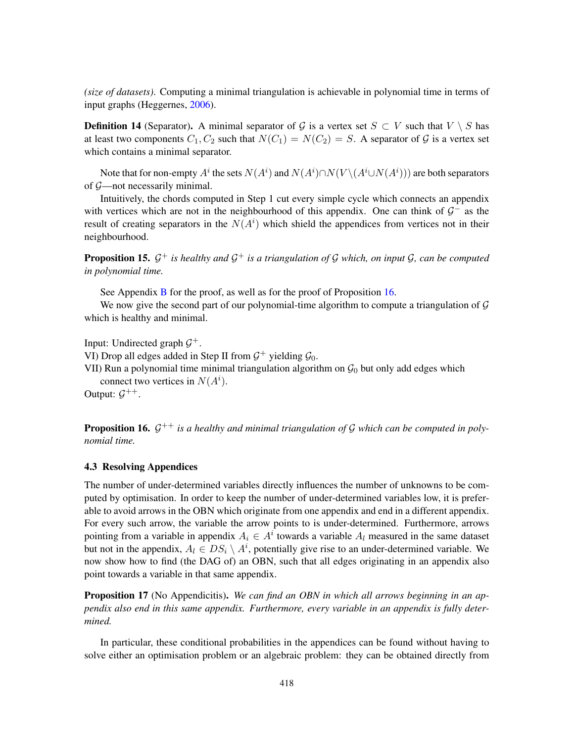*(size of datasets)*. Computing a minimal triangulation is achievable in polynomial time in terms of input graphs (Heggernes, 2006).

**Definition 14** (Separator). A minimal separator of $\mathcal{G}$ is a vertex set $S \subset V$ such that $V \setminus S$ has at least two components $C_1, C_2$ such that $N(C_1) = N(C_2) = S$. A separator of $\mathcal{G}$ is a vertex set which contains a minimal separator.

Note that for non-empty $A^i$ the sets $N(A^i)$ and $N(A^i) \cap N(V \setminus (A^i \cup N(A^i)))$ are both separators of $\mathcal{G}$—not necessarily minimal.

Intuitively, the chords computed in Step 1 cut every simple cycle which connects an appendix with vertices which are not in the neighbourhood of this appendix. One can think of $\mathcal{G}^-$ as the result of creating separators in the $N(A^i)$ which shield the appendices from vertices not in their neighbourhood.

**Proposition 15.** *$\mathcal{G}^+$ is healthy and $\mathcal{G}^+$ is a triangulation of $\mathcal{G}$ which, on input $\mathcal{G}$, can be computed in polynomial time.*

See Appendix B for the proof, as well as for the proof of Proposition 16.

We now give the second part of our polynomial-time algorithm to compute a triangulation of $\mathcal{G}$ which is healthy and minimal.

Input: Undirected graph $\mathcal{G}^+$.
VI) Drop all edges added in Step II from $\mathcal{G}^+$ yielding $\mathcal{G}_0$.
VII) Run a polynomial time minimal triangulation algorithm on $\mathcal{G}_0$ but only add edges which connect two vertices in $N(A^i)$.
Output: $\mathcal{G}^{++}$.

**Proposition 16.** *$\mathcal{G}^{++}$ is a healthy and minimal triangulation of $\mathcal{G}$ which can be computed in polynomial time.*

### 4.3 Resolving Appendices

The number of under-determined variables directly influences the number of unknowns to be computed by optimisation. In order to keep the number of under-determined variables low, it is preferable to avoid arrows in the OBN which originate from one appendix and end in a different appendix. For every such arrow, the variable the arrow points to is under-determined. Furthermore, arrows pointing from a variable in appendix $A_i \in A^i$ towards a variable $A_l$ measured in the same dataset but not in the appendix, $A_l \in DS_i \setminus A^i$, potentially give rise to an under-determined variable. We now show how to find (the DAG of) an OBN, such that all edges originating in an appendix also point towards a variable in that same appendix.

**Proposition 17** (No Appendicitis). *We can find an OBN in which all arrows beginning in an appendix also end in this same appendix. Furthermore, every variable in an appendix is fully determined.*

In particular, these conditional probabilities in the appendices can be found without having to solve either an optimisation problem or an algebraic problem: they can be obtained directly from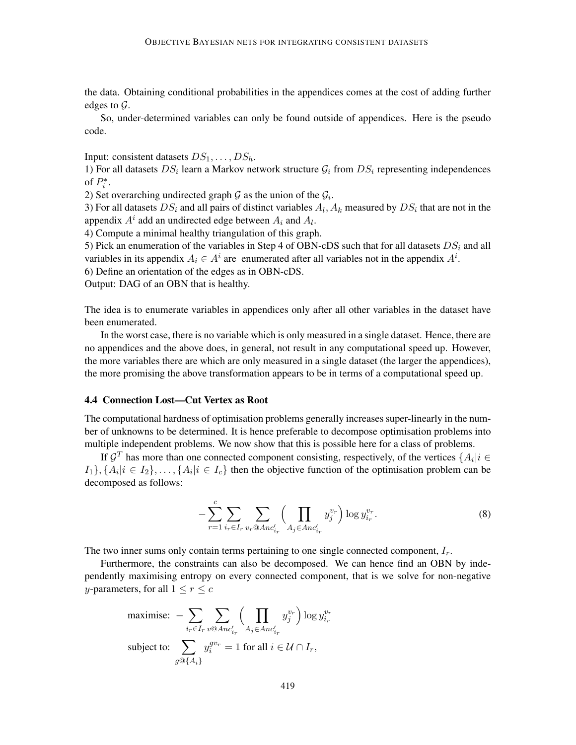the data. Obtaining conditional probabilities in the appendices comes at the cost of adding further edges to $\mathcal{G}$.

So, under-determined variables can only be found outside of appendices. Here is the pseudo code.

Input: consistent datasets $DS_1, \ldots, DS_h$.  
1) For all datasets $DS_i$ learn a Markov network structure $\mathcal{G}_i$ from $DS_i$ representing independences of $P_i^*$.  
2) Set overarching undirected graph $\mathcal{G}$ as the union of the $\mathcal{G}_i$.  
3) For all datasets $DS_i$ and all pairs of distinct variables $A_l, A_k$ measured by $DS_i$ that are not in the appendix $A^i$ add an undirected edge between $A_i$ and $A_l$.  
4) Compute a minimal healthy triangulation of this graph.  
5) Pick an enumeration of the variables in Step 4 of OBN-cDS such that for all datasets $DS_i$ and all variables in its appendix $A_i \in A^i$ are enumerated after all variables not in the appendix $A^i$.  
6) Define an orientation of the edges as in OBN-cDS.  
Output: DAG of an OBN that is healthy.

The idea is to enumerate variables in appendices only after all other variables in the dataset have been enumerated.

In the worst case, there is no variable which is only measured in a single dataset. Hence, there are no appendices and the above does, in general, not result in any computational speed up. However, the more variables there are which are only measured in a single dataset (the larger the appendices), the more promising the above transformation appears to be in terms of a computational speed up.

### 4.4 Connection Lost—Cut Vertex as Root

The computational hardness of optimisation problems generally increases super-linearly in the number of unknowns to be determined. It is hence preferable to decompose optimisation problems into multiple independent problems. We now show that this is possible here for a class of problems.

If $\mathcal{G}^T$ has more than one connected component consisting, respectively, of the vertices $\{A_i | i \in I_1\}, \{A_i | i \in I_2\}, \ldots, \{A_i | i \in I_c\}$ then the objective function of the optimisation problem can be decomposed as follows:

$$-\sum_{r=1}^{c} \sum_{i_r \in I_r} \sum_{v_r @ Anc'_{i_r}} \Big( \prod_{A_j \in Anc'_{i_r}} y_j^{v_r} \Big) \log y_{i_r}^{v_r}. \tag{8}$$

The two inner sums only contain terms pertaining to one single connected component, $I_r$.

Furthermore, the constraints can also be decomposed. We can hence find an OBN by independently maximising entropy on every connected component, that is we solve for non-negative $y$-parameters, for all $1 \leq r \leq c$

$$\begin{aligned}
\text{maximise: } & -\sum_{i_r \in I_r} \sum_{v @ Anc'_{i_r}} \Big( \prod_{A_j \in Anc'_{i_r}} y_j^{v_r} \Big) \log y_{i_r}^{v_r} \\
\text{subject to: } & \sum_{g @ \{A_i\}} y_i^{g v_r} = 1 \text{ for all } i \in \mathcal{U} \cap I_r,
\end{aligned}$$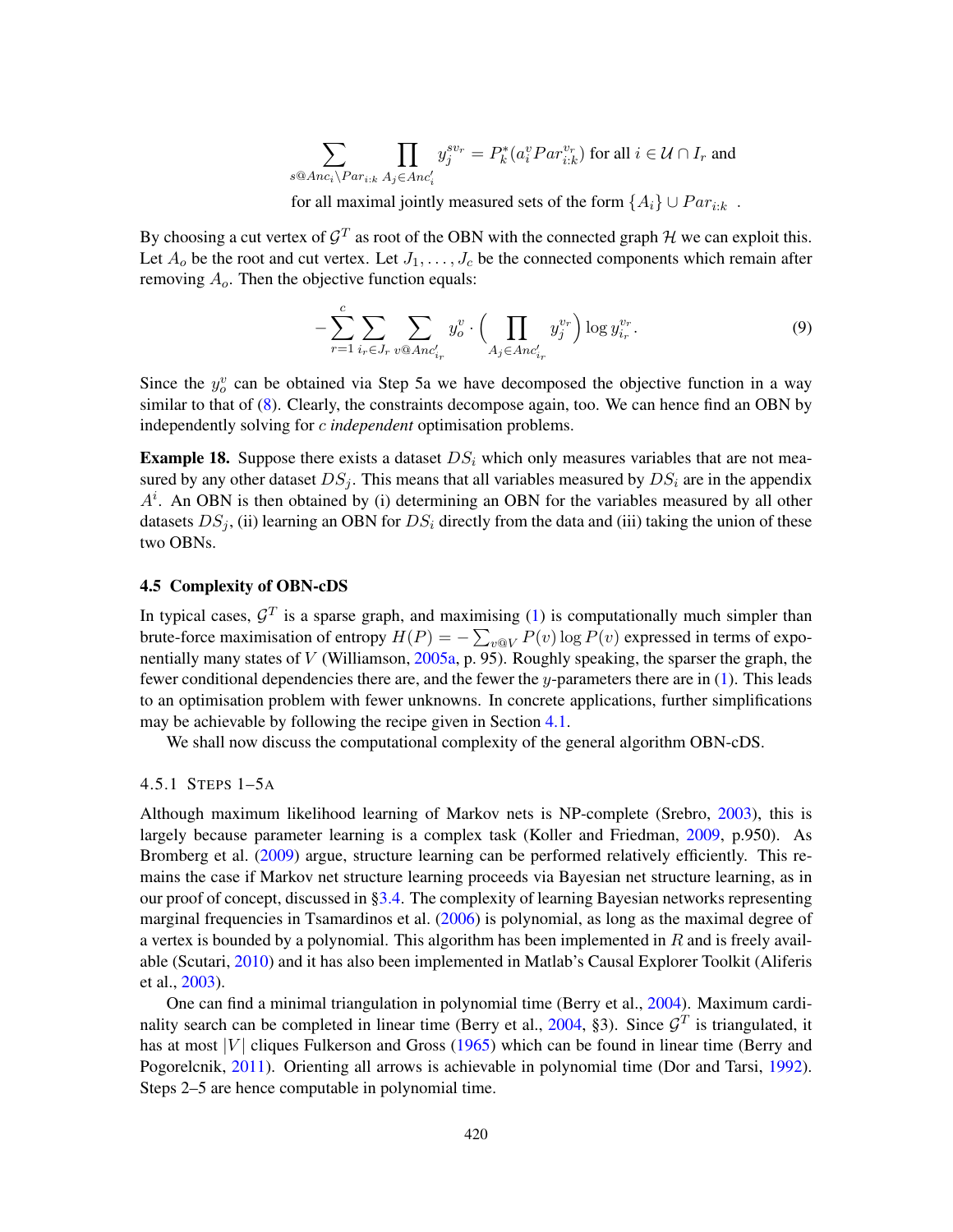$$\sum_{s@Anc_i \setminus Par_{i:k}} \prod_{A_j \in Anc'_i} y_j^{sv_r} = P_k^*(a_i^v Par_{i:k}^{v_r}) \text{ for all } i \in \mathcal{U} \cap I_r \text{ and}$$

$$\text{for all maximal jointly measured sets of the form } \{A_i\} \cup Par_{i:k} \ .$$

By choosing a cut vertex of $\mathcal{G}^T$ as root of the OBN with the connected graph $\mathcal{H}$ we can exploit this. Let $A_o$ be the root and cut vertex. Let $J_1, \ldots, J_c$ be the connected components which remain after removing $A_o$. Then the objective function equals:

$$-\sum_{r=1}^{c} \sum_{i_r \in J_r} \sum_{v@Anc'_{i_r}} y_o^v \cdot \Big( \prod_{A_j \in Anc'_{i_r}} y_j^{v_r} \Big) \log y_{i_r}^{v_r}. \tag{9}$$

Since the $y_o^v$ can be obtained via Step 5a we have decomposed the objective function in a way similar to that of (8). Clearly, the constraints decompose again, too. We can hence find an OBN by independently solving for $c$ *independent* optimisation problems.

**Example 18.** Suppose there exists a dataset $DS_i$ which only measures variables that are not measured by any other dataset $DS_j$. This means that all variables measured by $DS_i$ are in the appendix $A^i$. An OBN is then obtained by (i) determining an OBN for the variables measured by all other datasets $DS_j$, (ii) learning an OBN for $DS_i$ directly from the data and (iii) taking the union of these two OBNs.

## 4.5 Complexity of OBN-cDS

In typical cases, $\mathcal{G}^T$ is a sparse graph, and maximising (1) is computationally much simpler than brute-force maximisation of entropy $H(P) = -\sum_{v@V} P(v) \log P(v)$ expressed in terms of exponentially many states of $V$ (Williamson, 2005a, p. 95). Roughly speaking, the sparser the graph, the fewer conditional dependencies there are, and the fewer the $y$-parameters there are in (1). This leads to an optimisation problem with fewer unknowns. In concrete applications, further simplifications may be achievable by following the recipe given in Section 4.1.

We shall now discuss the computational complexity of the general algorithm OBN-cDS.

### 4.5.1 Steps 1–5a

Although maximum likelihood learning of Markov nets is NP-complete (Srebro, 2003), this is largely because parameter learning is a complex task (Koller and Friedman, 2009, p.950). As Bromberg et al. (2009) argue, structure learning can be performed relatively efficiently. This remains the case if Markov net structure learning proceeds via Bayesian net structure learning, as in our proof of concept, discussed in §3.4. The complexity of learning Bayesian networks representing marginal frequencies in Tsamardinos et al. (2006) is polynomial, as long as the maximal degree of a vertex is bounded by a polynomial. This algorithm has been implemented in $R$ and is freely available (Scutari, 2010) and it has also been implemented in Matlab's Causal Explorer Toolkit (Aliferis et al., 2003).

One can find a minimal triangulation in polynomial time (Berry et al., 2004). Maximum cardinality search can be completed in linear time (Berry et al., 2004, §3). Since $\mathcal{G}^T$ is triangulated, it has at most $|V|$ cliques Fulkerson and Gross (1965) which can be found in linear time (Berry and Pogorelcnik, 2011). Orienting all arrows is achievable in polynomial time (Dor and Tarsi, 1992). Steps 2–5 are hence computable in polynomial time.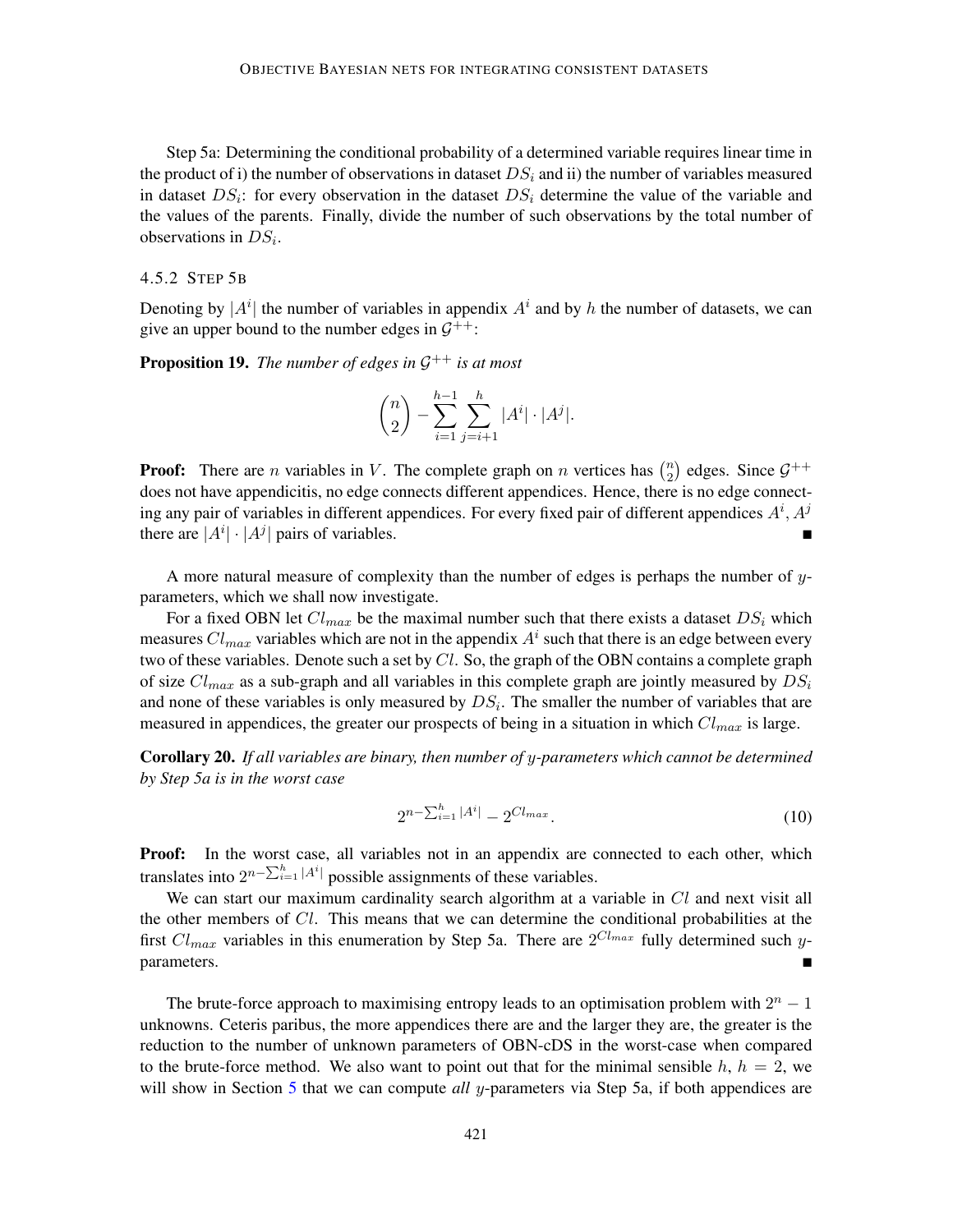Step 5a: Determining the conditional probability of a determined variable requires linear time in the product of i) the number of observations in dataset $DS_i$ and ii) the number of variables measured in dataset $DS_i$: for every observation in the dataset $DS_i$ determine the value of the variable and the values of the parents. Finally, divide the number of such observations by the total number of observations in $DS_i$.

### 4.5.2 Step 5b

Denoting by $|A^i|$ the number of variables in appendix $A^i$ and by $h$ the number of datasets, we can give an upper bound to the number edges in $\mathcal{G}^{++}$:

**Proposition 19.** *The number of edges in $\mathcal{G}^{++}$ is at most*

$$\binom{n}{2} - \sum_{i=1}^{h-1} \sum_{j=i+1}^{h} |A^i| \cdot |A^j|.$$

**Proof:** There are $n$ variables in $V$. The complete graph on $n$ vertices has $\binom{n}{2}$ edges. Since $\mathcal{G}^{++}$ does not have appendicitis, no edge connects different appendices. Hence, there is no edge connecting any pair of variables in different appendices. For every fixed pair of different appendices $A^i$, $A^j$ there are $|A^i| \cdot |A^j|$ pairs of variables. ∎

A more natural measure of complexity than the number of edges is perhaps the number of $y$-parameters, which we shall now investigate.

For a fixed OBN let $Cl_{max}$ be the maximal number such that there exists a dataset $DS_i$ which measures $Cl_{max}$ variables which are not in the appendix $A^i$ such that there is an edge between every two of these variables. Denote such a set by $Cl$. So, the graph of the OBN contains a complete graph of size $Cl_{max}$ as a sub-graph and all variables in this complete graph are jointly measured by $DS_i$ and none of these variables is only measured by $DS_i$. The smaller the number of variables that are measured in appendices, the greater our prospects of being in a situation in which $Cl_{max}$ is large.

**Corollary 20.** *If all variables are binary, then number of $y$-parameters which cannot be determined by Step 5a is in the worst case*

$$2^{n-\sum_{i=1}^{h}|A^i|} - 2^{Cl_{max}}. \tag{10}$$

**Proof:** In the worst case, all variables not in an appendix are connected to each other, which translates into $2^{n-\sum_{i=1}^{h}|A^i|}$ possible assignments of these variables.

We can start our maximum cardinality search algorithm at a variable in $Cl$ and next visit all the other members of $Cl$. This means that we can determine the conditional probabilities at the first $Cl_{max}$ variables in this enumeration by Step 5a. There are $2^{Cl_{max}}$ fully determined such $y$-parameters. ∎

The brute-force approach to maximising entropy leads to an optimisation problem with $2^n - 1$ unknowns. Ceteris paribus, the more appendices there are and the larger they are, the greater is the reduction to the number of unknown parameters of OBN-cDS in the worst-case when compared to the brute-force method. We also want to point out that for the minimal sensible $h$, $h = 2$, we will show in Section 5 that we can compute *all* $y$-parameters via Step 5a, if both appendices are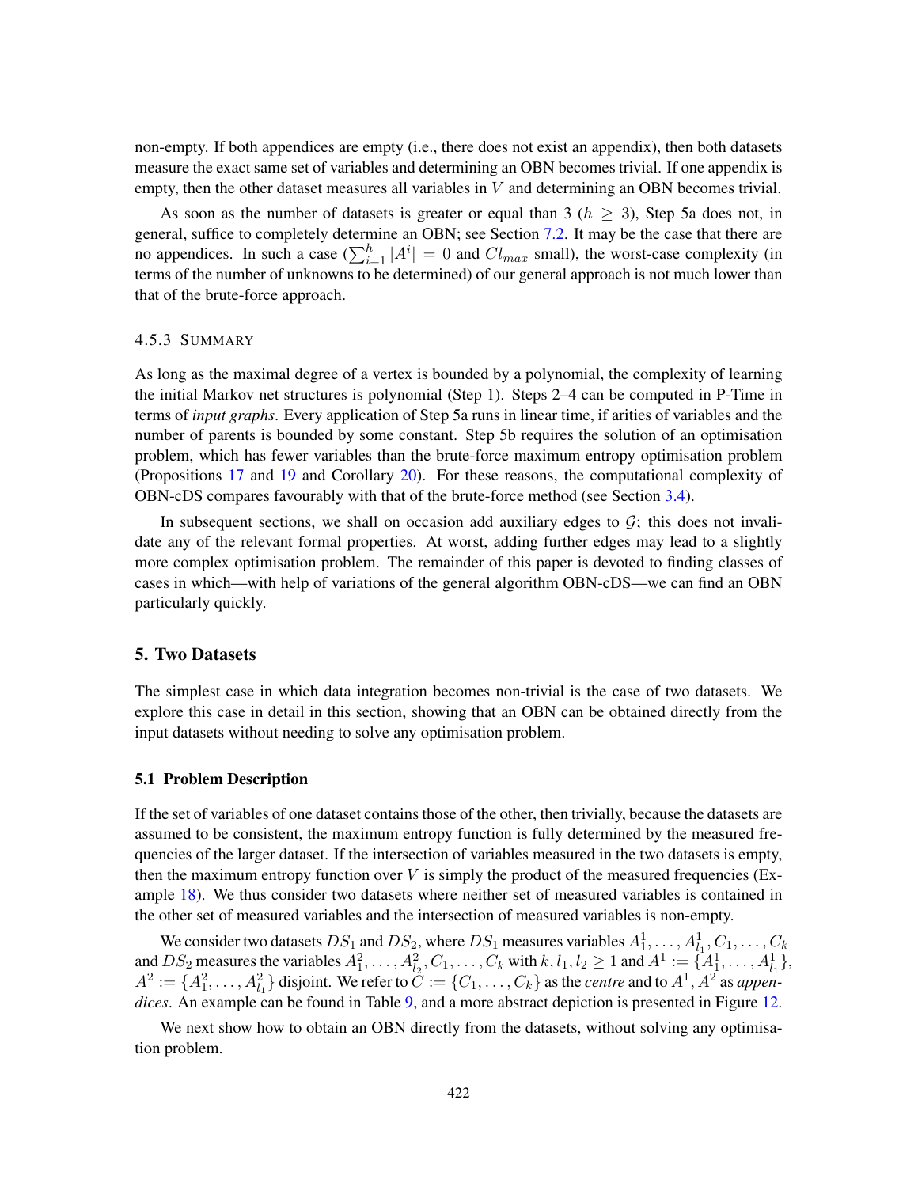non-empty. If both appendices are empty (i.e., there does not exist an appendix), then both datasets measure the exact same set of variables and determining an OBN becomes trivial. If one appendix is empty, then the other dataset measures all variables in $V$ and determining an OBN becomes trivial.

As soon as the number of datasets is greater or equal than 3 ($h \geq 3$), Step 5a does not, in general, suffice to completely determine an OBN; see Section 7.2. It may be the case that there are no appendices. In such a case ($\sum_{i=1}^{h} |A^i| = 0$ and $Cl_{max}$ small), the worst-case complexity (in terms of the number of unknowns to be determined) of our general approach is not much lower than that of the brute-force approach.

#### 4.5.3 Summary

As long as the maximal degree of a vertex is bounded by a polynomial, the complexity of learning the initial Markov net structures is polynomial (Step 1). Steps 2–4 can be computed in P-Time in terms of *input graphs*. Every application of Step 5a runs in linear time, if arities of variables and the number of parents is bounded by some constant. Step 5b requires the solution of an optimisation problem, which has fewer variables than the brute-force maximum entropy optimisation problem (Propositions 17 and 19 and Corollary 20). For these reasons, the computational complexity of OBN-cDS compares favourably with that of the brute-force method (see Section 3.4).

In subsequent sections, we shall on occasion add auxiliary edges to $\mathcal{G}$; this does not invalidate any of the relevant formal properties. At worst, adding further edges may lead to a slightly more complex optimisation problem. The remainder of this paper is devoted to finding classes of cases in which—with help of variations of the general algorithm OBN-cDS—we can find an OBN particularly quickly.

## 5. Two Datasets

The simplest case in which data integration becomes non-trivial is the case of two datasets. We explore this case in detail in this section, showing that an OBN can be obtained directly from the input datasets without needing to solve any optimisation problem.

### 5.1 Problem Description

If the set of variables of one dataset contains those of the other, then trivially, because the datasets are assumed to be consistent, the maximum entropy function is fully determined by the measured frequencies of the larger dataset. If the intersection of variables measured in the two datasets is empty, then the maximum entropy function over $V$ is simply the product of the measured frequencies (Example 18). We thus consider two datasets where neither set of measured variables is contained in the other set of measured variables and the intersection of measured variables is non-empty.

We consider two datasets $DS_1$ and $DS_2$, where $DS_1$ measures variables $A^1_1, \ldots, A^1_{l_1}, C_1, \ldots, C_k$ and $DS_2$ measures the variables $A^2_1, \ldots, A^2_{l_2}, C_1, \ldots, C_k$ with $k, l_1, l_2 \geq 1$ and $A^1 := \{A^1_1, \ldots, A^1_{l_1}\}$, $A^2 := \{A^2_1, \ldots, A^2_{l_1}\}$ disjoint. We refer to $C := \{C_1, \ldots, C_k\}$ as the *centre* and to $A^1, A^2$ as *appendices*. An example can be found in Table 9, and a more abstract depiction is presented in Figure 12.

We next show how to obtain an OBN directly from the datasets, without solving any optimisation problem.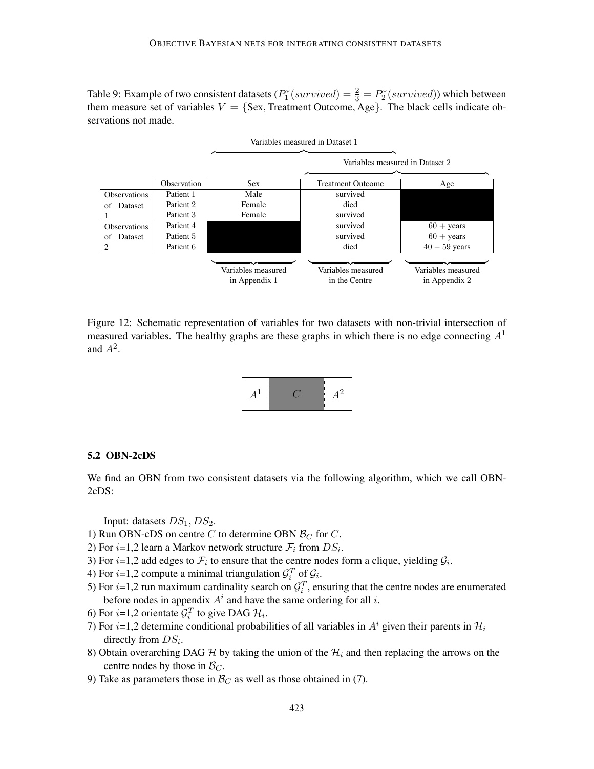Table 9: Example of two consistent datasets ($P_1^*(survived) = \frac{2}{3} = P_2^*(survived)$) which between them measure set of variables $V = \{\text{Sex, Treatment Outcome, Age}\}$. The black cells indicate observations not made.

| | | Variables measured in Dataset 1 | | |
|---|---|---|---|---|
| | | | Variables measured in Dataset 2 | |
| | Observation | Sex | Treatment Outcome | Age |
| Observations of Dataset 1 | Patient 1 | Male | survived | |
| | Patient 2 | Female | died | |
| | Patient 3 | Female | survived | |
| Observations of Dataset 2 | Patient 4 | | survived | $60+$ years |
| | Patient 5 | | survived | $60+$ years |
| | Patient 6 | | died | $40-59$ years |
| | | Variables measured in Appendix 1 | Variables measured in the Centre | Variables measured in Appendix 2 |

Figure 12: Schematic representation of variables for two datasets with non-trivial intersection of measured variables. The healthy graphs are these graphs in which there is no edge connecting $A^1$ and $A^2$.

| $A^1$ | $C$ | $A^2$ |
|---|---|---|

### 5.2 OBN-2cDS

We find an OBN from two consistent datasets via the following algorithm, which we call OBN-2cDS:

Input: datasets $DS_1, DS_2$.

1) Run OBN-cDS on centre $C$ to determine OBN $\mathcal{B}_C$ for $C$.
2) For $i$=1,2 learn a Markov network structure $\mathcal{F}_i$ from $DS_i$.
3) For $i$=1,2 add edges to $\mathcal{F}_i$ to ensure that the centre nodes form a clique, yielding $\mathcal{G}_i$.
4) For $i$=1,2 compute a minimal triangulation $\mathcal{G}_i^T$ of $\mathcal{G}_i$.
5) For $i$=1,2 run maximum cardinality search on $\mathcal{G}_i^T$, ensuring that the centre nodes are enumerated before nodes in appendix $A^i$ and have the same ordering for all $i$.
6) For $i$=1,2 orientate $\mathcal{G}_i^T$ to give DAG $\mathcal{H}_i$.
7) For $i$=1,2 determine conditional probabilities of all variables in $A^i$ given their parents in $\mathcal{H}_i$ directly from $DS_i$.
8) Obtain overarching DAG $\mathcal{H}$ by taking the union of the $\mathcal{H}_i$ and then replacing the arrows on the centre nodes by those in $\mathcal{B}_C$.
9) Take as parameters those in $\mathcal{B}_C$ as well as those obtained in (7).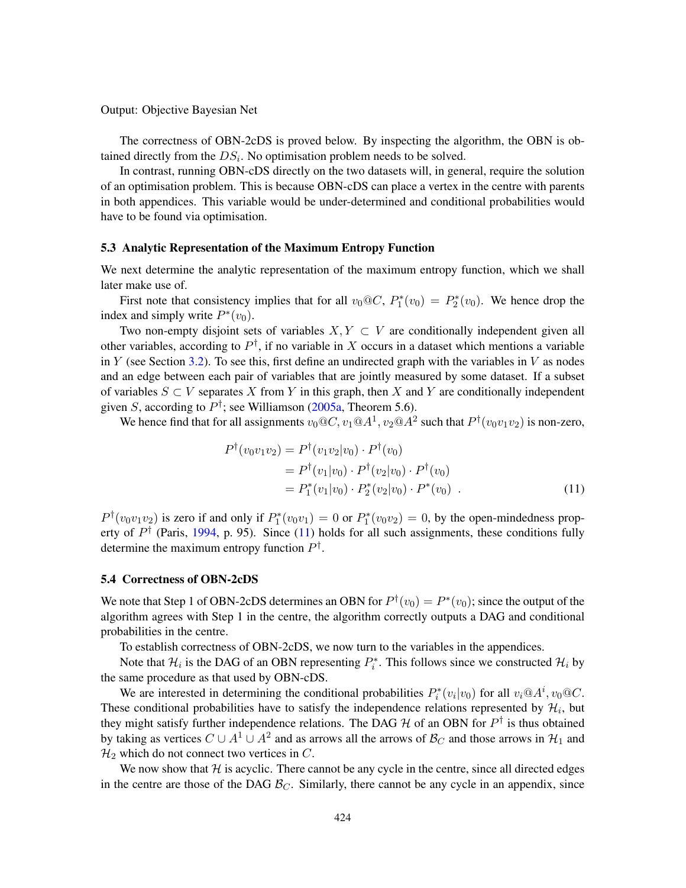Output: Objective Bayesian Net

The correctness of OBN-2cDS is proved below. By inspecting the algorithm, the OBN is obtained directly from the $DS_i$. No optimisation problem needs to be solved.

In contrast, running OBN-cDS directly on the two datasets will, in general, require the solution of an optimisation problem. This is because OBN-cDS can place a vertex in the centre with parents in both appendices. This variable would be under-determined and conditional probabilities would have to be found via optimisation.

### 5.3 Analytic Representation of the Maximum Entropy Function

We next determine the analytic representation of the maximum entropy function, which we shall later make use of.

First note that consistency implies that for all $v_0@C$, $P^*_1(v_0) = P^*_2(v_0)$. We hence drop the index and simply write $P^*(v_0)$.

Two non-empty disjoint sets of variables $X, Y \subset V$ are conditionally independent given all other variables, according to $P^\dagger$, if no variable in $X$ occurs in a dataset which mentions a variable in $Y$ (see Section 3.2). To see this, first define an undirected graph with the variables in $V$ as nodes and an edge between each pair of variables that are jointly measured by some dataset. If a subset of variables $S \subset V$ separates $X$ from $Y$ in this graph, then $X$ and $Y$ are conditionally independent given $S$, according to $P^\dagger$; see Williamson (2005a, Theorem 5.6).

We hence find that for all assignments $v_0@C, v_1@A^1, v_2@A^2$ such that $P^\dagger(v_0v_1v_2)$ is non-zero,

$$
\begin{aligned}
P^\dagger(v_0v_1v_2) &= P^\dagger(v_1v_2|v_0) \cdot P^\dagger(v_0) \\
&= P^\dagger(v_1|v_0) \cdot P^\dagger(v_2|v_0) \cdot P^\dagger(v_0) \\
&= P^*_1(v_1|v_0) \cdot P^*_2(v_2|v_0) \cdot P^*(v_0) \ . \qquad (11)
\end{aligned}
$$

$P^\dagger(v_0v_1v_2)$ is zero if and only if $P^*_1(v_0v_1) = 0$ or $P^*_1(v_0v_2) = 0$, by the open-mindedness property of $P^\dagger$ (Paris, 1994, p. 95). Since (11) holds for all such assignments, these conditions fully determine the maximum entropy function $P^\dagger$.

### 5.4 Correctness of OBN-2cDS

We note that Step 1 of OBN-2cDS determines an OBN for $P^\dagger(v_0) = P^*(v_0)$; since the output of the algorithm agrees with Step 1 in the centre, the algorithm correctly outputs a DAG and conditional probabilities in the centre.

To establish correctness of OBN-2cDS, we now turn to the variables in the appendices.

Note that $\mathcal{H}_i$ is the DAG of an OBN representing $P^*_i$. This follows since we constructed $\mathcal{H}_i$ by the same procedure as that used by OBN-cDS.

We are interested in determining the conditional probabilities $P^*_i(v_i|v_0)$ for all $v_i@A^i$, $v_0@C$. These conditional probabilities have to satisfy the independence relations represented by $\mathcal{H}_i$, but they might satisfy further independence relations. The DAG $\mathcal{H}$ of an OBN for $P^\dagger$ is thus obtained by taking as vertices $C \cup A^1 \cup A^2$ and as arrows all the arrows of $\mathcal{B}_C$ and those arrows in $\mathcal{H}_1$ and $\mathcal{H}_2$ which do not connect two vertices in $C$.

We now show that $\mathcal{H}$ is acyclic. There cannot be any cycle in the centre, since all directed edges in the centre are those of the DAG $\mathcal{B}_C$. Similarly, there cannot be any cycle in an appendix, since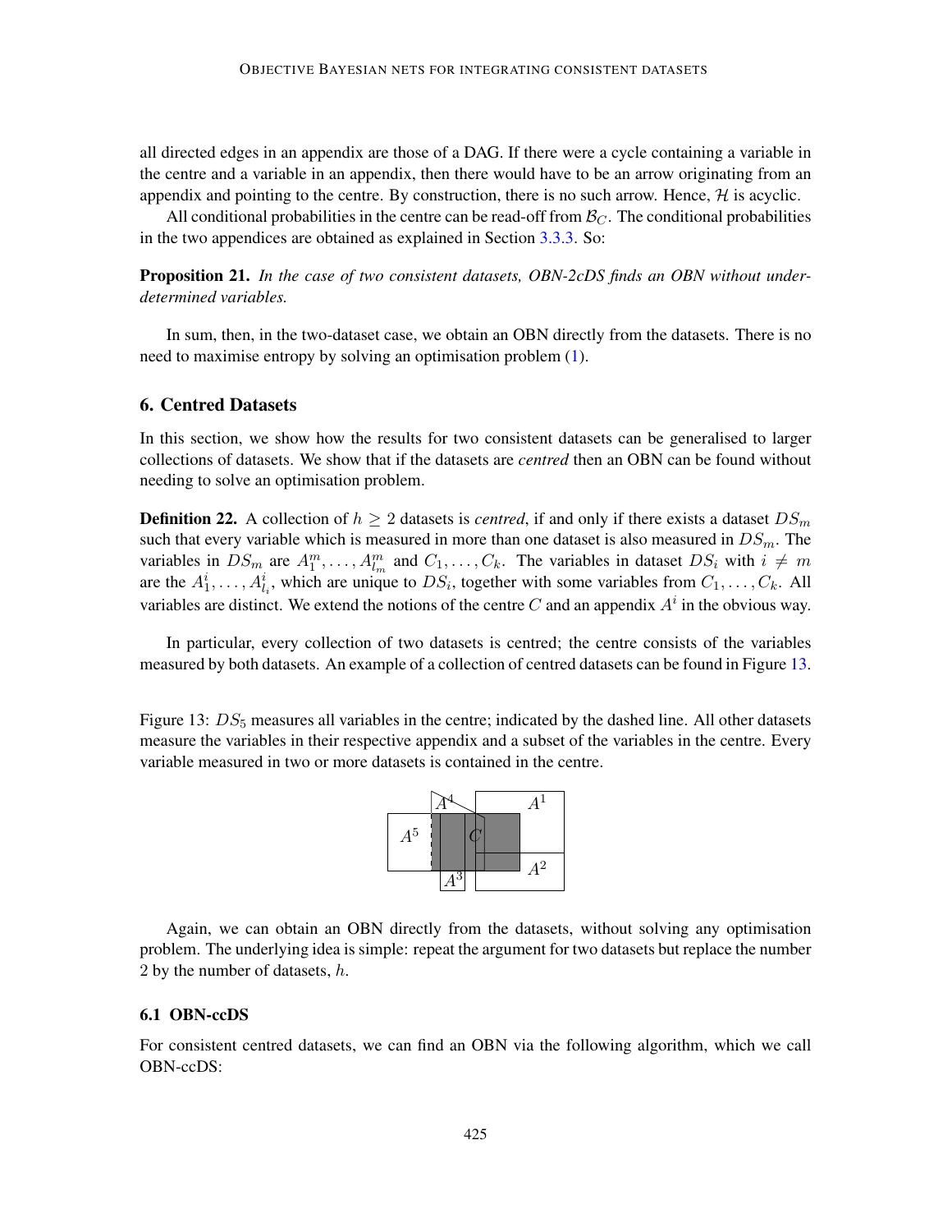all directed edges in an appendix are those of a DAG. If there were a cycle containing a variable in the centre and a variable in an appendix, then there would have to be an arrow originating from an appendix and pointing to the centre. By construction, there is no such arrow. Hence, $\mathcal{H}$ is acyclic.

All conditional probabilities in the centre can be read-off from $\mathcal{B}_C$. The conditional probabilities in the two appendices are obtained as explained in Section 3.3.3. So:

**Proposition 21.** *In the case of two consistent datasets, OBN-2cDS finds an OBN without underdetermined variables.*

In sum, then, in the two-dataset case, we obtain an OBN directly from the datasets. There is no need to maximise entropy by solving an optimisation problem (1).

## 6. Centred Datasets

In this section, we show how the results for two consistent datasets can be generalised to larger collections of datasets. We show that if the datasets are *centred* then an OBN can be found without needing to solve an optimisation problem.

**Definition 22.** A collection of $h \geq 2$ datasets is *centred*, if and only if there exists a dataset $DS_m$ such that every variable which is measured in more than one dataset is also measured in $DS_m$. The variables in $DS_m$ are $A_1^m, \ldots, A_{l_m}^m$ and $C_1, \ldots, C_k$. The variables in dataset $DS_i$ with $i \neq m$ are the $A_1^i, \ldots, A_{l_i}^i$, which are unique to $DS_i$, together with some variables from $C_1, \ldots, C_k$. All variables are distinct. We extend the notions of the centre $C$ and an appendix $A^i$ in the obvious way.

In particular, every collection of two datasets is centred; the centre consists of the variables measured by both datasets. An example of a collection of centred datasets can be found in Figure 13.

Figure 13: $DS_5$ measures all variables in the centre; indicated by the dashed line. All other datasets measure the variables in their respective appendix and a subset of the variables in the centre. Every variable measured in two or more datasets is contained in the centre.

Again, we can obtain an OBN directly from the datasets, without solving any optimisation problem. The underlying idea is simple: repeat the argument for two datasets but replace the number 2 by the number of datasets, $h$.

### 6.1 OBN-ccDS

For consistent centred datasets, we can find an OBN via the following algorithm, which we call OBN-ccDS: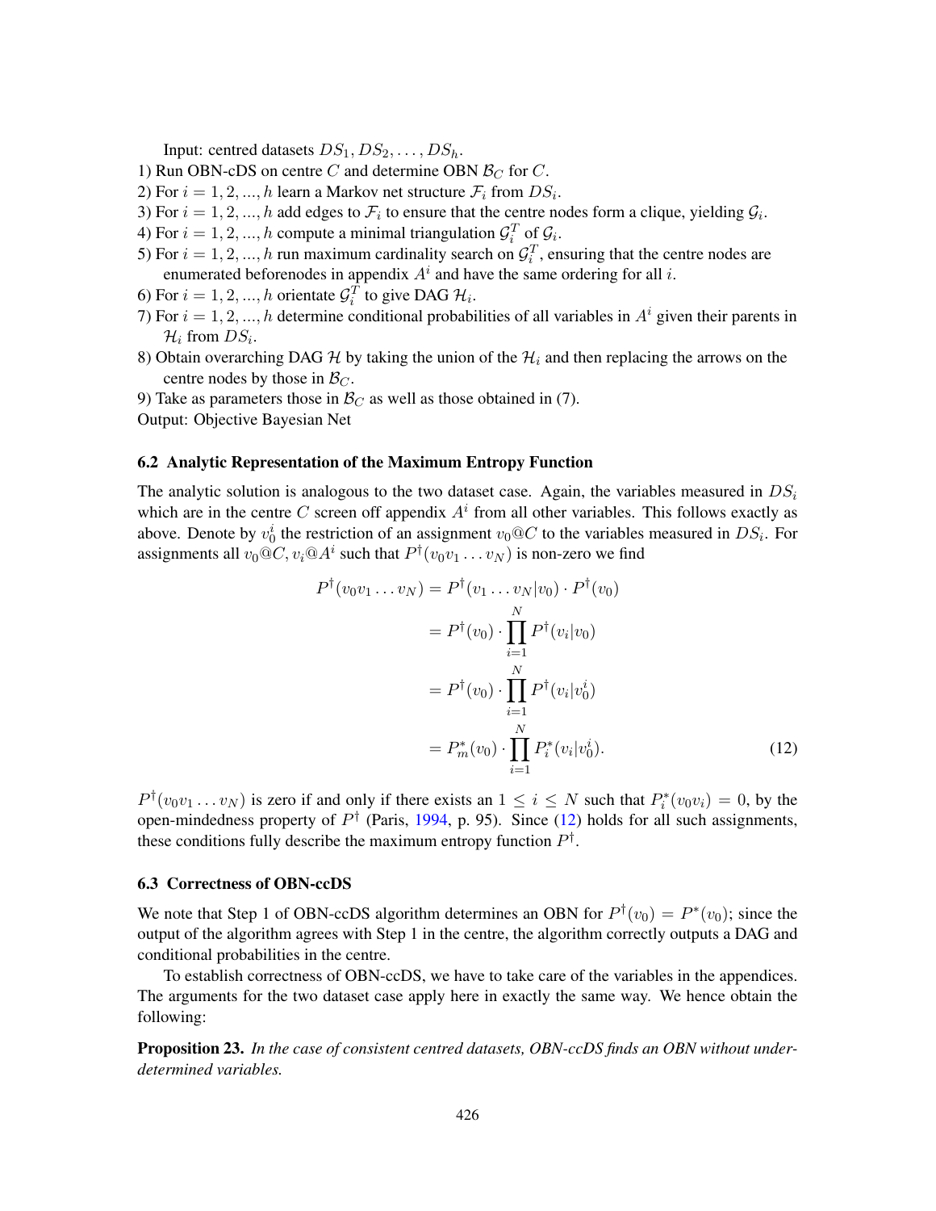Input: centred datasets $DS_1, DS_2, \ldots, DS_h$.

1) Run OBN-cDS on centre $C$ and determine OBN $\mathcal{B}_C$ for $C$.
2) For $i = 1, 2, ..., h$ learn a Markov net structure $\mathcal{F}_i$ from $DS_i$.
3) For $i = 1, 2, ..., h$ add edges to $\mathcal{F}_i$ to ensure that the centre nodes form a clique, yielding $\mathcal{G}_i$.
4) For $i = 1, 2, ..., h$ compute a minimal triangulation $\mathcal{G}_i^T$ of $\mathcal{G}_i$.
5) For $i = 1, 2, ..., h$ run maximum cardinality search on $\mathcal{G}_i^T$, ensuring that the centre nodes are enumerated beforenodes in appendix $A^i$ and have the same ordering for all $i$.
6) For $i = 1, 2, ..., h$ orientate $\mathcal{G}_i^T$ to give DAG $\mathcal{H}_i$.
7) For $i = 1, 2, ..., h$ determine conditional probabilities of all variables in $A^i$ given their parents in $\mathcal{H}_i$ from $DS_i$.
8) Obtain overarching DAG $\mathcal{H}$ by taking the union of the $\mathcal{H}_i$ and then replacing the arrows on the centre nodes by those in $\mathcal{B}_C$.
9) Take as parameters those in $\mathcal{B}_C$ as well as those obtained in (7).

Output: Objective Bayesian Net

### 6.2 Analytic Representation of the Maximum Entropy Function

The analytic solution is analogous to the two dataset case. Again, the variables measured in $DS_i$ which are in the centre $C$ screen off appendix $A^i$ from all other variables. This follows exactly as above. Denote by $v_0^i$ the restriction of an assignment $v_0@C$ to the variables measured in $DS_i$. For assignments all $v_0@C, v_i@A^i$ such that $P^\dagger(v_0 v_1 \ldots v_N)$ is non-zero we find

$$
\begin{aligned}
P^\dagger(v_0 v_1 \ldots v_N) &= P^\dagger(v_1 \ldots v_N | v_0) \cdot P^\dagger(v_0) \\
&= P^\dagger(v_0) \cdot \prod_{i=1}^{N} P^\dagger(v_i | v_0) \\
&= P^\dagger(v_0) \cdot \prod_{i=1}^{N} P^\dagger(v_i | v_0^i) \\
&= P_m^*(v_0) \cdot \prod_{i=1}^{N} P_i^*(v_i | v_0^i). \qquad (12)
\end{aligned}
$$

$P^\dagger(v_0 v_1 \ldots v_N)$ is zero if and only if there exists an $1 \leq i \leq N$ such that $P_i^*(v_0 v_i) = 0$, by the open-mindedness property of $P^\dagger$ (Paris, 1994, p. 95). Since (12) holds for all such assignments, these conditions fully describe the maximum entropy function $P^\dagger$.

### 6.3 Correctness of OBN-ccDS

We note that Step 1 of OBN-ccDS algorithm determines an OBN for $P^\dagger(v_0) = P^*(v_0)$; since the output of the algorithm agrees with Step 1 in the centre, the algorithm correctly outputs a DAG and conditional probabilities in the centre.

To establish correctness of OBN-ccDS, we have to take care of the variables in the appendices. The arguments for the two dataset case apply here in exactly the same way. We hence obtain the following:

**Proposition 23.** *In the case of consistent centred datasets, OBN-ccDS finds an OBN without underdetermined variables.*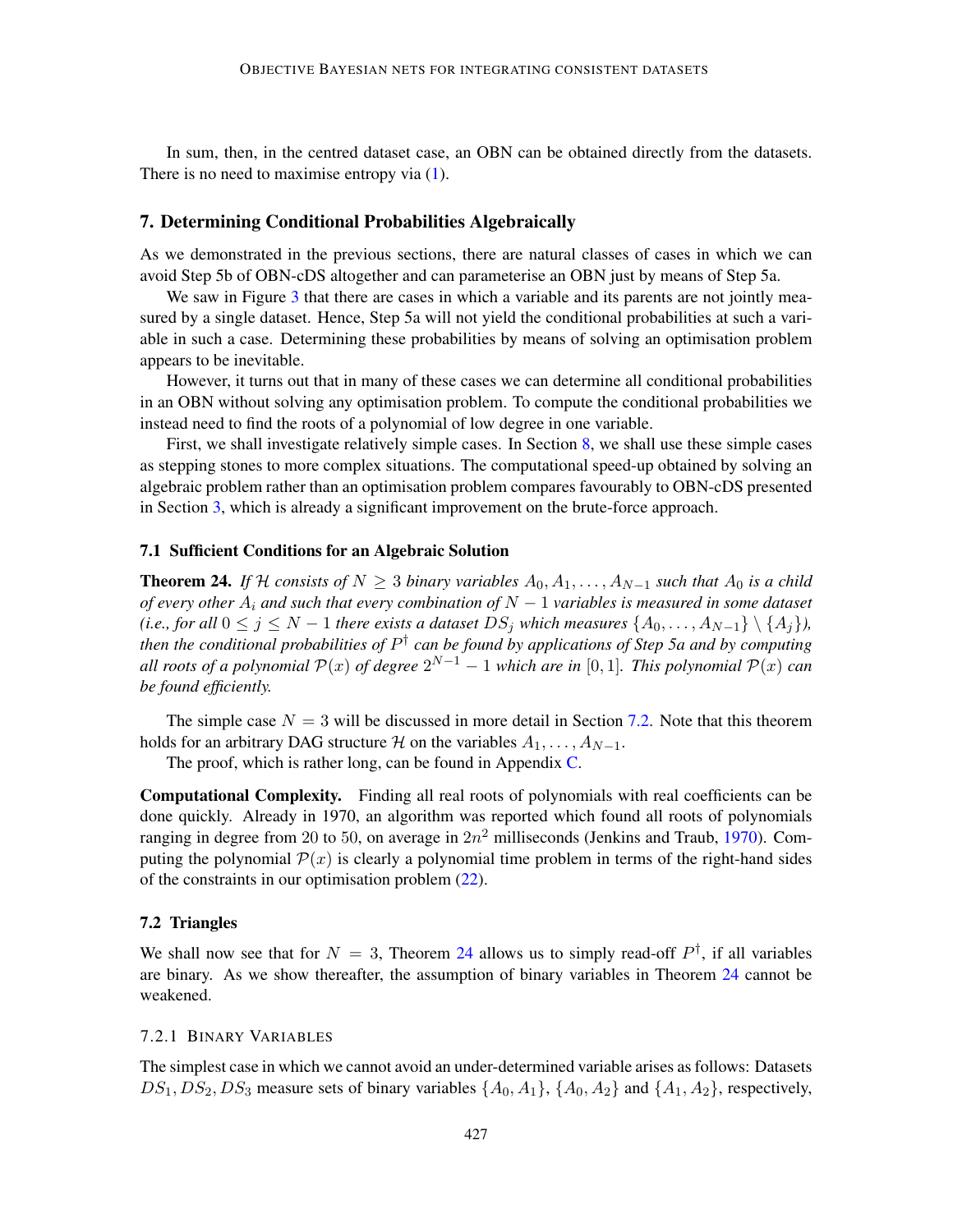In sum, then, in the centred dataset case, an OBN can be obtained directly from the datasets. There is no need to maximise entropy via (1).

## 7. Determining Conditional Probabilities Algebraically

As we demonstrated in the previous sections, there are natural classes of cases in which we can avoid Step 5b of OBN-cDS altogether and can parameterise an OBN just by means of Step 5a.

We saw in Figure 3 that there are cases in which a variable and its parents are not jointly measured by a single dataset. Hence, Step 5a will not yield the conditional probabilities at such a variable in such a case. Determining these probabilities by means of solving an optimisation problem appears to be inevitable.

However, it turns out that in many of these cases we can determine all conditional probabilities in an OBN without solving any optimisation problem. To compute the conditional probabilities we instead need to find the roots of a polynomial of low degree in one variable.

First, we shall investigate relatively simple cases. In Section 8, we shall use these simple cases as stepping stones to more complex situations. The computational speed-up obtained by solving an algebraic problem rather than an optimisation problem compares favourably to OBN-cDS presented in Section 3, which is already a significant improvement on the brute-force approach.

### 7.1 Sufficient Conditions for an Algebraic Solution

**Theorem 24.** *If $\mathcal{H}$ consists of $N \geq 3$ binary variables $A_0, A_1, \ldots, A_{N-1}$ such that $A_0$ is a child of every other $A_i$ and such that every combination of $N-1$ variables is measured in some dataset (i.e., for all $0 \leq j \leq N-1$ there exists a dataset $DS_j$ which measures $\{A_0, \ldots, A_{N-1}\} \setminus \{A_j\}$), then the conditional probabilities of $P^\dagger$ can be found by applications of Step 5a and by computing all roots of a polynomial $\mathcal{P}(x)$ of degree $2^{N-1}-1$ which are in $[0,1]$. This polynomial $\mathcal{P}(x)$ can be found efficiently.*

The simple case $N = 3$ will be discussed in more detail in Section 7.2. Note that this theorem holds for an arbitrary DAG structure $\mathcal{H}$ on the variables $A_1, \ldots, A_{N-1}$.

The proof, which is rather long, can be found in Appendix C.

**Computational Complexity.** Finding all real roots of polynomials with real coefficients can be done quickly. Already in 1970, an algorithm was reported which found all roots of polynomials ranging in degree from 20 to 50, on average in $2n^2$ milliseconds (Jenkins and Traub, 1970). Computing the polynomial $\mathcal{P}(x)$ is clearly a polynomial time problem in terms of the right-hand sides of the constraints in our optimisation problem (22).

### 7.2 Triangles

We shall now see that for $N = 3$, Theorem 24 allows us to simply read-off $P^\dagger$, if all variables are binary. As we show thereafter, the assumption of binary variables in Theorem 24 cannot be weakened.

#### 7.2.1 Binary Variables

The simplest case in which we cannot avoid an under-determined variable arises as follows: Datasets $DS_1, DS_2, DS_3$ measure sets of binary variables $\{A_0, A_1\}$, $\{A_0, A_2\}$ and $\{A_1, A_2\}$, respectively,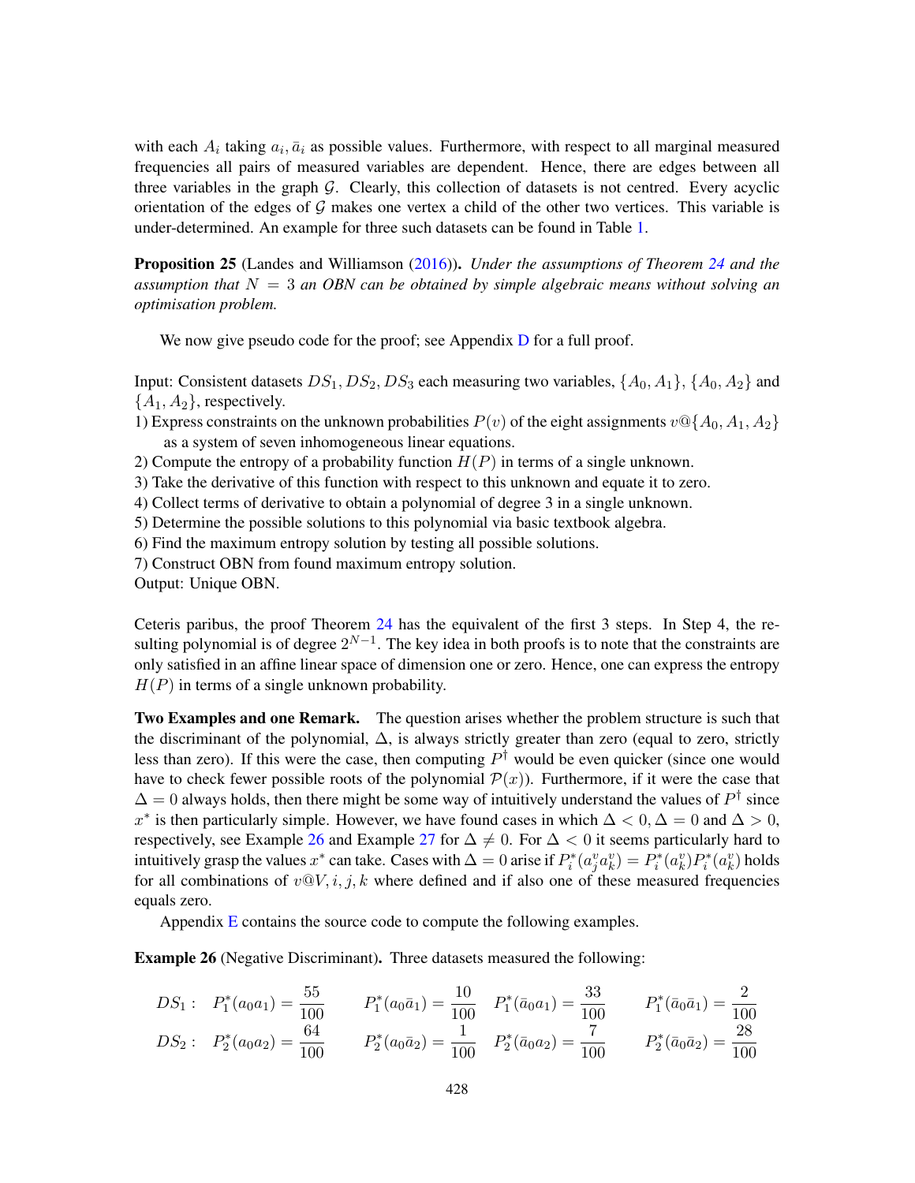with each $A_i$ taking $a_i, \bar{a}_i$ as possible values. Furthermore, with respect to all marginal measured frequencies all pairs of measured variables are dependent. Hence, there are edges between all three variables in the graph $\mathcal{G}$. Clearly, this collection of datasets is not centred. Every acyclic orientation of the edges of $\mathcal{G}$ makes one vertex a child of the other two vertices. This variable is under-determined. An example for three such datasets can be found in Table 1.

**Proposition 25** (Landes and Williamson (2016)). *Under the assumptions of Theorem 24 and the assumption that $N = 3$ an OBN can be obtained by simple algebraic means without solving an optimisation problem.*

We now give pseudo code for the proof; see Appendix D for a full proof.

Input: Consistent datasets $DS_1, DS_2, DS_3$ each measuring two variables, $\{A_0, A_1\}$, $\{A_0, A_2\}$ and $\{A_1, A_2\}$, respectively.

1) Express constraints on the unknown probabilities $P(v)$ of the eight assignments $v@\{A_0, A_1, A_2\}$ as a system of seven inhomogeneous linear equations.
2) Compute the entropy of a probability function $H(P)$ in terms of a single unknown.
3) Take the derivative of this function with respect to this unknown and equate it to zero.
4) Collect terms of derivative to obtain a polynomial of degree 3 in a single unknown.
5) Determine the possible solutions to this polynomial via basic textbook algebra.
6) Find the maximum entropy solution by testing all possible solutions.
7) Construct OBN from found maximum entropy solution.

Output: Unique OBN.

Ceteris paribus, the proof Theorem 24 has the equivalent of the first 3 steps. In Step 4, the resulting polynomial is of degree $2^{N-1}$. The key idea in both proofs is to note that the constraints are only satisfied in an affine linear space of dimension one or zero. Hence, one can express the entropy $H(P)$ in terms of a single unknown probability.

**Two Examples and one Remark.** The question arises whether the problem structure is such that the discriminant of the polynomial, $\Delta$, is always strictly greater than zero (equal to zero, strictly less than zero). If this were the case, then computing $P^\dagger$ would be even quicker (since one would have to check fewer possible roots of the polynomial $\mathcal{P}(x)$). Furthermore, if it were the case that $\Delta = 0$ always holds, then there might be some way of intuitively understand the values of $P^\dagger$ since $x^*$ is then particularly simple. However, we have found cases in which $\Delta < 0, \Delta = 0$ and $\Delta > 0$, respectively, see Example 26 and Example 27 for $\Delta \neq 0$. For $\Delta < 0$ it seems particularly hard to intuitively grasp the values $x^*$ can take. Cases with $\Delta = 0$ arise if $P_i^*(a_j^v a_k^v) = P_i^*(a_k^v)P_i^*(a_k^v)$ holds for all combinations of $v@V, i, j, k$ where defined and if also one of these measured frequencies equals zero.

Appendix E contains the source code to compute the following examples.

**Example 26** (Negative Discriminant)**.** Three datasets measured the following:

$$
\begin{aligned}
DS_1: \quad & P_1^*(a_0a_1) = \frac{55}{100} \qquad P_1^*(a_0\bar{a}_1) = \frac{10}{100} \quad P_1^*(\bar{a}_0a_1) = \frac{33}{100} \qquad P_1^*(\bar{a}_0\bar{a}_1) = \frac{2}{100} \\
DS_2: \quad & P_2^*(a_0a_2) = \frac{64}{100} \qquad P_2^*(a_0\bar{a}_2) = \frac{1}{100} \quad P_2^*(\bar{a}_0a_2) = \frac{7}{100} \qquad P_2^*(\bar{a}_0\bar{a}_2) = \frac{28}{100}
\end{aligned}
$$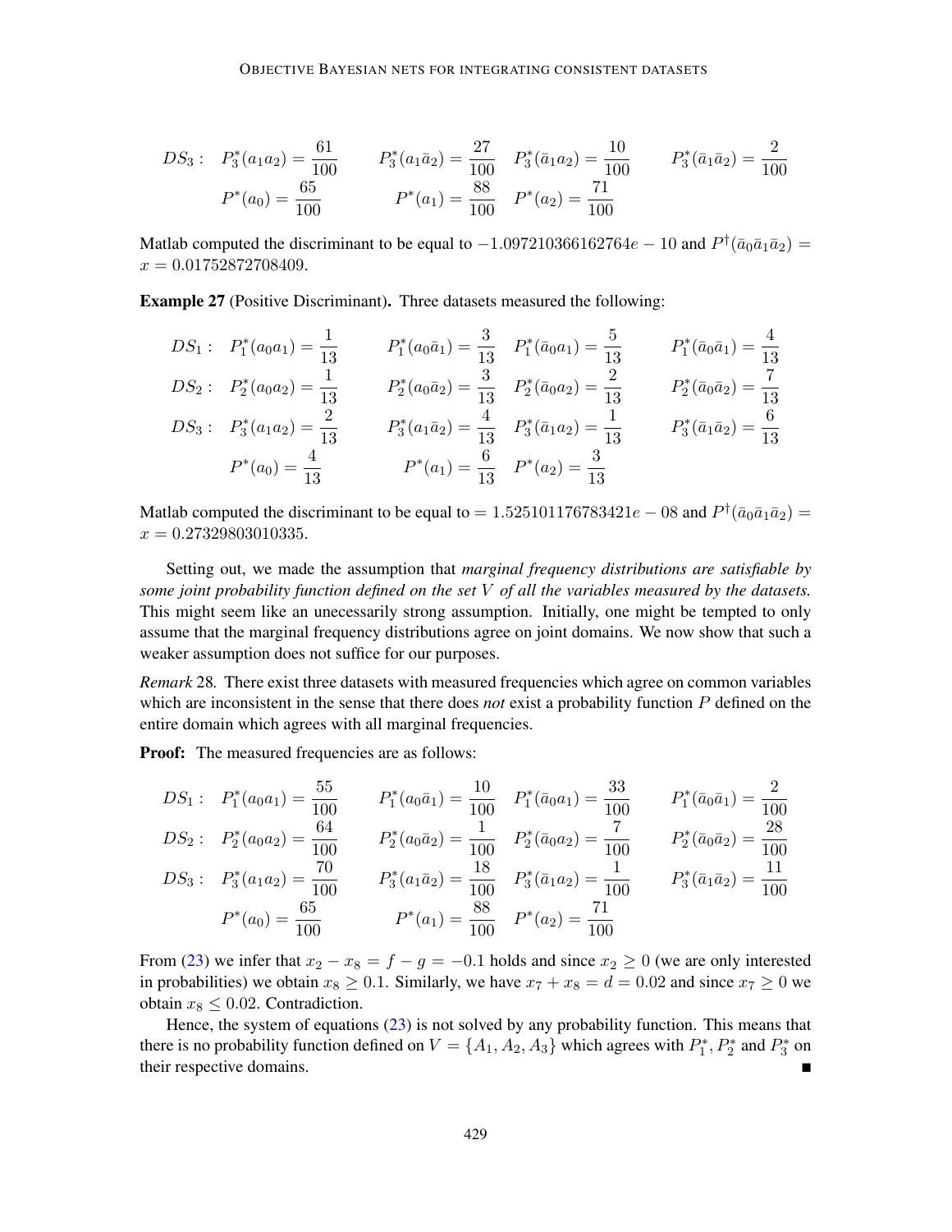$$DS_3: \quad P_3^*(a_1a_2) = \frac{61}{100} \qquad P_3^*(a_1\bar{a}_2) = \frac{27}{100} \quad P_3^*(\bar{a}_1a_2) = \frac{10}{100} \qquad P_3^*(\bar{a}_1\bar{a}_2) = \frac{2}{100}$$

$$P^*(a_0) = \frac{65}{100} \qquad P^*(a_1) = \frac{88}{100} \quad P^*(a_2) = \frac{71}{100}$$

Matlab computed the discriminant to be equal to $-1.097210366162764e-10$ and $P^\dagger(\bar{a}_0\bar{a}_1\bar{a}_2) = x = 0.01752872708409$.

**Example 27** (Positive Discriminant)**.** Three datasets measured the following:

$$DS_1: \quad P_1^*(a_0a_1) = \frac{1}{13} \qquad P_1^*(a_0\bar{a}_1) = \frac{3}{13} \quad P_1^*(\bar{a}_0a_1) = \frac{5}{13} \qquad P_1^*(\bar{a}_0\bar{a}_1) = \frac{4}{13}$$

$$DS_2: \quad P_2^*(a_0a_2) = \frac{1}{13} \qquad P_2^*(a_0\bar{a}_2) = \frac{3}{13} \quad P_2^*(\bar{a}_0a_2) = \frac{2}{13} \qquad P_2^*(\bar{a}_0\bar{a}_2) = \frac{7}{13}$$

$$DS_3: \quad P_3^*(a_1a_2) = \frac{2}{13} \qquad P_3^*(a_1\bar{a}_2) = \frac{4}{13} \quad P_3^*(\bar{a}_1a_2) = \frac{1}{13} \qquad P_3^*(\bar{a}_1\bar{a}_2) = \frac{6}{13}$$

$$P^*(a_0) = \frac{4}{13} \qquad P^*(a_1) = \frac{6}{13} \quad P^*(a_2) = \frac{3}{13}$$

Matlab computed the discriminant to be equal to $= 1.525101176783421e-08$ and $P^\dagger(\bar{a}_0\bar{a}_1\bar{a}_2) = x = 0.27329803010335$.

Setting out, we made the assumption that *marginal frequency distributions are satisfiable by some joint probability function defined on the set $V$ of all the variables measured by the datasets.* This might seem like an unecessarily strong assumption. Initially, one might be tempted to only assume that the marginal frequency distributions agree on joint domains. We now show that such a weaker assumption does not suffice for our purposes.

*Remark* 28*.* There exist three datasets with measured frequencies which agree on common variables which are inconsistent in the sense that there does *not* exist a probability function $P$ defined on the entire domain which agrees with all marginal frequencies.

**Proof:** The measured frequencies are as follows:

$$DS_1: \quad P_1^*(a_0a_1) = \frac{55}{100} \qquad P_1^*(a_0\bar{a}_1) = \frac{10}{100} \quad P_1^*(\bar{a}_0a_1) = \frac{33}{100} \qquad P_1^*(\bar{a}_0\bar{a}_1) = \frac{2}{100}$$

$$DS_2: \quad P_2^*(a_0a_2) = \frac{64}{100} \qquad P_2^*(a_0\bar{a}_2) = \frac{1}{100} \quad P_2^*(\bar{a}_0a_2) = \frac{7}{100} \qquad P_2^*(\bar{a}_0\bar{a}_2) = \frac{28}{100}$$

$$DS_3: \quad P_3^*(a_1a_2) = \frac{70}{100} \qquad P_3^*(a_1\bar{a}_2) = \frac{18}{100} \quad P_3^*(\bar{a}_1a_2) = \frac{1}{100} \qquad P_3^*(\bar{a}_1\bar{a}_2) = \frac{11}{100}$$

$$P^*(a_0) = \frac{65}{100} \qquad P^*(a_1) = \frac{88}{100} \quad P^*(a_2) = \frac{71}{100}$$

From (23) we infer that $x_2 - x_8 = f - g = -0.1$ holds and since $x_2 \geq 0$ (we are only interested in probabilities) we obtain $x_8 \geq 0.1$. Similarly, we have $x_7 + x_8 = d = 0.02$ and since $x_7 \geq 0$ we obtain $x_8 \leq 0.02$. Contradiction.

Hence, the system of equations (23) is not solved by any probability function. This means that there is no probability function defined on $V = \{A_1, A_2, A_3\}$ which agrees with $P_1^*, P_2^*$ and $P_3^*$ on their respective domains. ■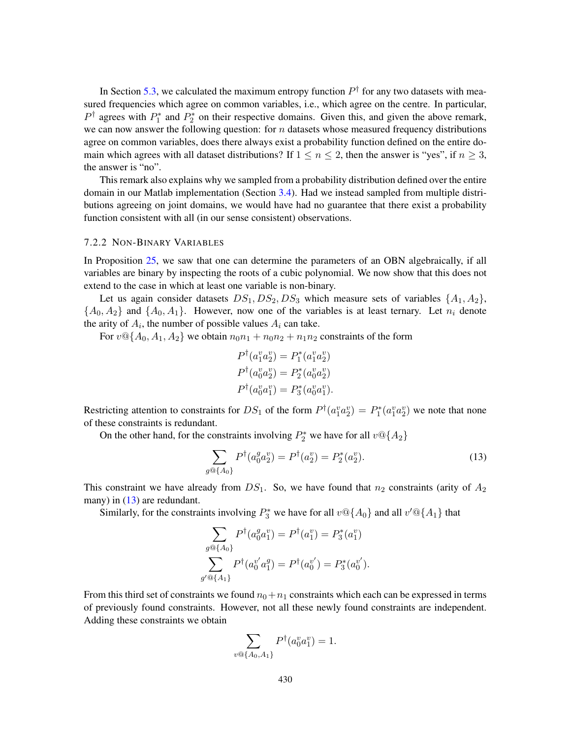In Section 5.3, we calculated the maximum entropy function $P^{\dagger}$ for any two datasets with measured frequencies which agree on common variables, i.e., which agree on the centre. In particular, $P^{\dagger}$ agrees with $P_1^*$ and $P_2^*$ on their respective domains. Given this, and given the above remark, we can now answer the following question: for $n$ datasets whose measured frequency distributions agree on common variables, does there always exist a probability function defined on the entire domain which agrees with all dataset distributions? If $1 \leq n \leq 2$, then the answer is "yes", if $n \geq 3$, the answer is "no".

This remark also explains why we sampled from a probability distribution defined over the entire domain in our Matlab implementation (Section 3.4). Had we instead sampled from multiple distributions agreeing on joint domains, we would have had no guarantee that there exist a probability function consistent with all (in our sense consistent) observations.

### 7.2.2 Non-Binary Variables

In Proposition 25, we saw that one can determine the parameters of an OBN algebraically, if all variables are binary by inspecting the roots of a cubic polynomial. We now show that this does not extend to the case in which at least one variable is non-binary.

Let us again consider datasets $DS_1, DS_2, DS_3$ which measure sets of variables $\{A_1, A_2\}$, $\{A_0, A_2\}$ and $\{A_0, A_1\}$. However, now one of the variables is at least ternary. Let $n_i$ denote the arity of $A_i$, the number of possible values $A_i$ can take.

For $v@\{A_0, A_1, A_2\}$ we obtain $n_0 n_1 + n_0 n_2 + n_1 n_2$ constraints of the form

$$P^{\dagger}(a_1^v a_2^v) = P_1^*(a_1^v a_2^v)$$
$$P^{\dagger}(a_0^v a_2^v) = P_2^*(a_0^v a_2^v)$$
$$P^{\dagger}(a_0^v a_1^v) = P_3^*(a_0^v a_1^v).$$

Restricting attention to constraints for $DS_1$ of the form $P^{\dagger}(a_1^v a_2^v) = P_1^*(a_1^v a_2^v)$ we note that none of these constraints is redundant.

On the other hand, for the constraints involving $P_2^*$ we have for all $v@\{A_2\}$

$$\sum_{g@\{A_0\}} P^{\dagger}(a_0^g a_2^v) = P^{\dagger}(a_2^v) = P_2^*(a_2^v). \tag{13}$$

This constraint we have already from $DS_1$. So, we have found that $n_2$ constraints (arity of $A_2$ many) in (13) are redundant.

Similarly, for the constraints involving $P_3^*$ we have for all $v@\{A_0\}$ and all $v'@\{A_1\}$ that

$$\sum_{g@\{A_0\}} P^{\dagger}(a_0^g a_1^v) = P^{\dagger}(a_1^v) = P_3^*(a_1^v)$$
$$\sum_{g'@\{A_1\}} P^{\dagger}(a_0^{v'} a_1^{g}) = P^{\dagger}(a_0^{v'}) = P_3^*(a_0^{v'}).$$

From this third set of constraints we found $n_0 + n_1$ constraints which each can be expressed in terms of previously found constraints. However, not all these newly found constraints are independent. Adding these constraints we obtain

$$\sum_{v@\{A_0, A_1\}} P^{\dagger}(a_0^v a_1^v) = 1.$$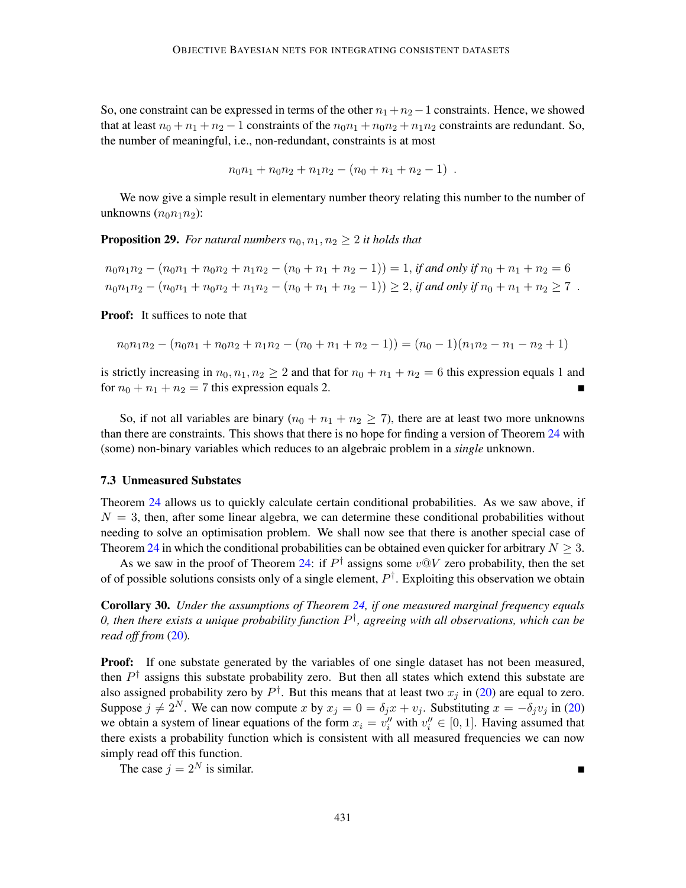So, one constraint can be expressed in terms of the other $n_1 + n_2 - 1$ constraints. Hence, we showed that at least $n_0 + n_1 + n_2 - 1$ constraints of the $n_0n_1 + n_0n_2 + n_1n_2$ constraints are redundant. So, the number of meaningful, i.e., non-redundant, constraints is at most

$$n_0n_1 + n_0n_2 + n_1n_2 - (n_0 + n_1 + n_2 - 1) \ .$$

We now give a simple result in elementary number theory relating this number to the number of unknowns ($n_0n_1n_2$):

**Proposition 29.** *For natural numbers $n_0, n_1, n_2 \geq 2$ it holds that*

$$n_0n_1n_2 - (n_0n_1 + n_0n_2 + n_1n_2 - (n_0 + n_1 + n_2 - 1)) = 1, \textit{ if and only if } n_0 + n_1 + n_2 = 6$$
$$n_0n_1n_2 - (n_0n_1 + n_0n_2 + n_1n_2 - (n_0 + n_1 + n_2 - 1)) \geq 2, \textit{ if and only if } n_0 + n_1 + n_2 \geq 7 \ .$$

**Proof:** It suffices to note that

$$n_0n_1n_2 - (n_0n_1 + n_0n_2 + n_1n_2 - (n_0 + n_1 + n_2 - 1)) = (n_0 - 1)(n_1n_2 - n_1 - n_2 + 1)$$

is strictly increasing in $n_0, n_1, n_2 \geq 2$ and that for $n_0 + n_1 + n_2 = 6$ this expression equals 1 and for $n_0 + n_1 + n_2 = 7$ this expression equals 2. ■

So, if not all variables are binary ($n_0 + n_1 + n_2 \geq 7$), there are at least two more unknowns than there are constraints. This shows that there is no hope for finding a version of Theorem 24 with (some) non-binary variables which reduces to an algebraic problem in a *single* unknown.

### 7.3 Unmeasured Substates

Theorem 24 allows us to quickly calculate certain conditional probabilities. As we saw above, if $N = 3$, then, after some linear algebra, we can determine these conditional probabilities without needing to solve an optimisation problem. We shall now see that there is another special case of Theorem 24 in which the conditional probabilities can be obtained even quicker for arbitrary $N \geq 3$.

As we saw in the proof of Theorem 24: if $P^\dagger$ assigns some $v@V$ zero probability, then the set of of possible solutions consists only of a single element, $P^\dagger$. Exploiting this observation we obtain

**Corollary 30.** *Under the assumptions of Theorem 24, if one measured marginal frequency equals 0, then there exists a unique probability function $P^\dagger$, agreeing with all observations, which can be read off from (20).*

**Proof:** If one substate generated by the variables of one single dataset has not been measured, then $P^\dagger$ assigns this substate probability zero. But then all states which extend this substate are also assigned probability zero by $P^\dagger$. But this means that at least two $x_j$ in (20) are equal to zero. Suppose $j \neq 2^N$. We can now compute $x$ by $x_j = 0 = \delta_j x + v_j$. Substituting $x = -\delta_j v_j$ in (20) we obtain a system of linear equations of the form $x_i = v_i''$ with $v_i'' \in [0, 1]$. Having assumed that there exists a probability function which is consistent with all measured frequencies we can now simply read off this function.

The case $j = 2^N$ is similar. ■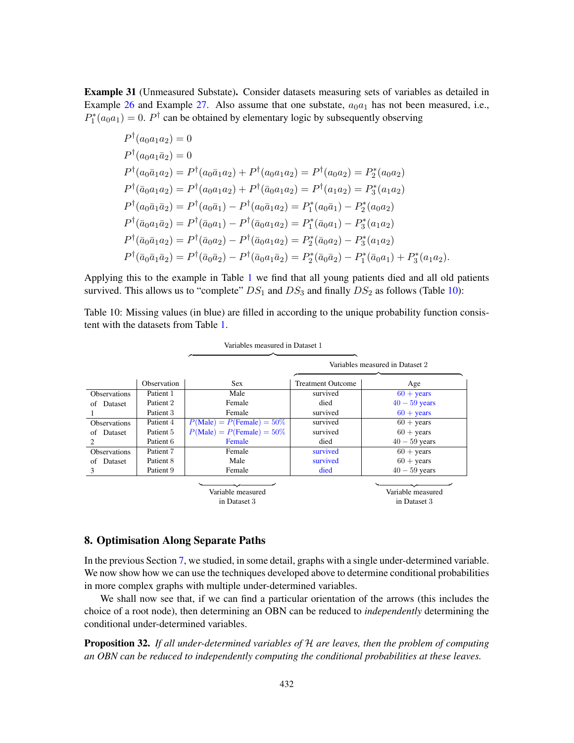**Example 31** (Unmeasured Substate)**.** Consider datasets measuring sets of variables as detailed in Example 26 and Example 27. Also assume that one substate, $a_0 a_1$ has not been measured, i.e., $P_1^*(a_0 a_1) = 0$. $P^\dagger$ can be obtained by elementary logic by subsequently observing

$$
\begin{aligned}
P^\dagger(a_0 a_1 a_2) &= 0 \\
P^\dagger(a_0 a_1 \bar{a}_2) &= 0 \\
P^\dagger(a_0 \bar{a}_1 a_2) &= P^\dagger(a_0 \bar{a}_1 a_2) + P^\dagger(a_0 a_1 a_2) = P^\dagger(a_0 a_2) = P_2^*(a_0 a_2) \\
P^\dagger(\bar{a}_0 a_1 a_2) &= P^\dagger(a_0 a_1 a_2) + P^\dagger(\bar{a}_0 a_1 a_2) = P^\dagger(a_1 a_2) = P_3^*(a_1 a_2) \\
P^\dagger(a_0 \bar{a}_1 \bar{a}_2) &= P^\dagger(a_0 \bar{a}_1) - P^\dagger(a_0 \bar{a}_1 a_2) = P_1^*(a_0 \bar{a}_1) - P_2^*(a_0 a_2) \\
P^\dagger(\bar{a}_0 a_1 \bar{a}_2) &= P^\dagger(\bar{a}_0 a_1) - P^\dagger(\bar{a}_0 a_1 a_2) = P_1^*(\bar{a}_0 a_1) - P_3^*(a_1 a_2) \\
P^\dagger(\bar{a}_0 \bar{a}_1 a_2) &= P^\dagger(\bar{a}_0 a_2) - P^\dagger(\bar{a}_0 a_1 a_2) = P_2^*(\bar{a}_0 a_2) - P_3^*(a_1 a_2) \\
P^\dagger(\bar{a}_0 \bar{a}_1 \bar{a}_2) &= P^\dagger(\bar{a}_0 \bar{a}_2) - P^\dagger(\bar{a}_0 a_1 \bar{a}_2) = P_2^*(\bar{a}_0 \bar{a}_2) - P_1^*(\bar{a}_0 a_1) + P_3^*(a_1 a_2).
\end{aligned}
$$

Applying this to the example in Table 1 we find that all young patients died and all old patients survived. This allows us to "complete" $DS_1$ and $DS_3$ and finally $DS_2$ as follows (Table 10):

Table 10: Missing values (in blue) are filled in according to the unique probability function consistent with the datasets from Table 1.

| | Observation | Sex | Treatment Outcome | Age |
|---|---|---|---|---|
| Observations of Dataset 1 | Patient 1 | Male | survived | $60+$ years |
| | Patient 2 | Female | died | $40-59$ years |
| | Patient 3 | Female | survived | $60+$ years |
| Observations of Dataset 2 | Patient 4 | $P(\text{Male}) = P(\text{Female}) = 50\%$ | survived | $60+$ years |
| | Patient 5 | $P(\text{Male}) = P(\text{Female}) = 50\%$ | survived | $60+$ years |
| | Patient 6 | Female | died | $40-59$ years |
| Observations of Dataset 3 | Patient 7 | Female | survived | $60+$ years |
| | Patient 8 | Male | survived | $60+$ years |
| | Patient 9 | Female | died | $40-59$ years |

(Variables measured in Dataset 1: Sex, Treatment Outcome. Variables measured in Dataset 2: Treatment Outcome, Age. Variables measured in Dataset 3: Sex, Age.)

## 8. Optimisation Along Separate Paths

In the previous Section 7, we studied, in some detail, graphs with a single under-determined variable. We now show how we can use the techniques developed above to determine conditional probabilities in more complex graphs with multiple under-determined variables.

We shall now see that, if we can find a particular orientation of the arrows (this includes the choice of a root node), then determining an OBN can be reduced to *independently* determining the conditional under-determined variables.

**Proposition 32.** *If all under-determined variables of $\mathcal{H}$ are leaves, then the problem of computing an OBN can be reduced to independently computing the conditional probabilities at these leaves.*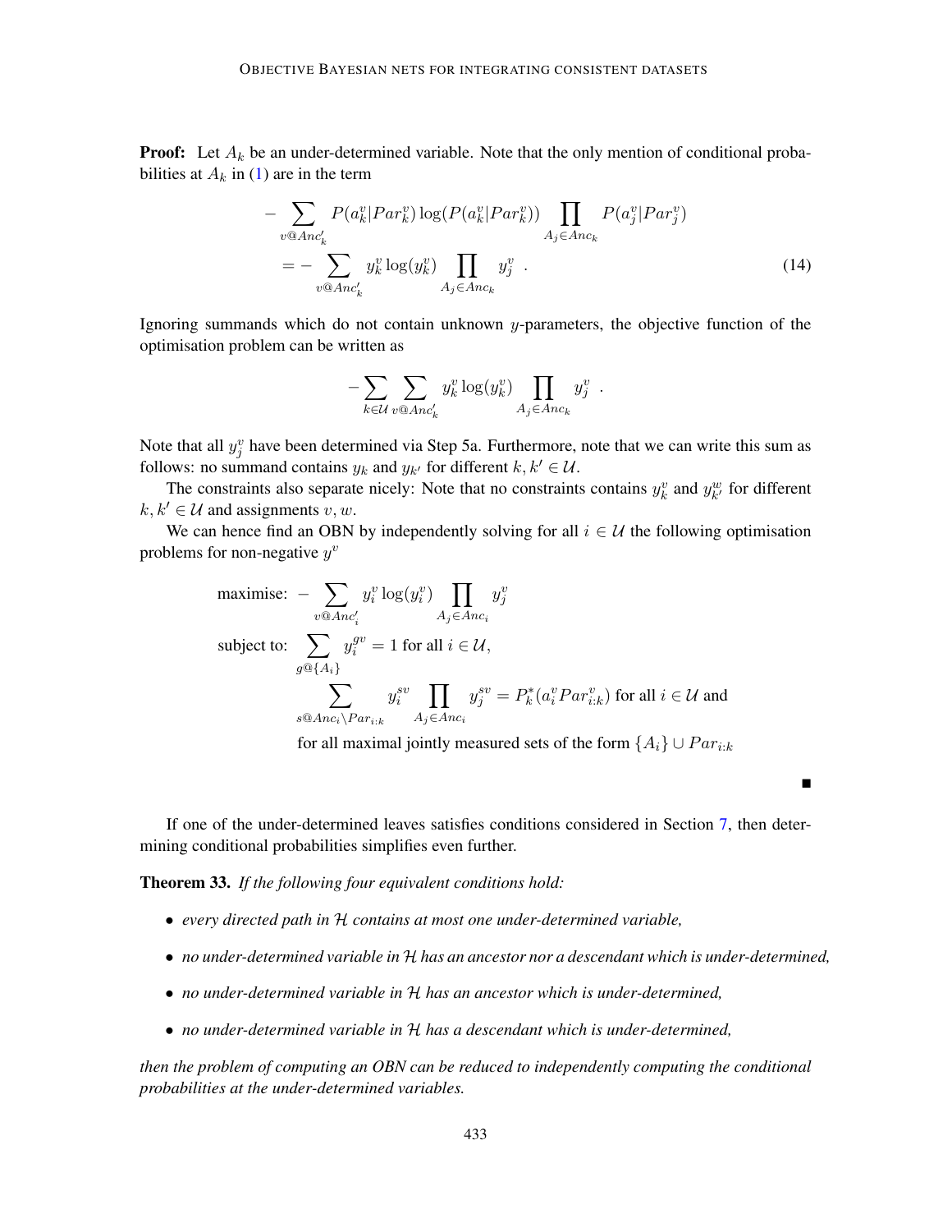**Proof:** Let $A_k$ be an under-determined variable. Note that the only mention of conditional probabilities at $A_k$ in (1) are in the term

$$
\begin{aligned}
&- \sum_{v@Anc'_k} P(a_k^v|Par_k^v)\log(P(a_k^v|Par_k^v)) \prod_{A_j\in Anc_k} P(a_j^v|Par_j^v) \\
&= - \sum_{v@Anc'_k} y_k^v \log(y_k^v) \prod_{A_j\in Anc_k} y_j^v \ . \qquad (14)
\end{aligned}
$$

Ignoring summands which do not contain unknown $y$-parameters, the objective function of the optimisation problem can be written as

$$
-\sum_{k\in\mathcal{U}} \sum_{v@Anc'_k} y_k^v \log(y_k^v) \prod_{A_j\in Anc_k} y_j^v \ .
$$

Note that all $y_j^v$ have been determined via Step 5a. Furthermore, note that we can write this sum as follows: no summand contains $y_k$ and $y_{k'}$ for different $k, k' \in \mathcal{U}$.

The constraints also separate nicely: Note that no constraints contains $y_k^v$ and $y_{k'}^w$ for different $k, k' \in \mathcal{U}$ and assignments $v, w$.

We can hence find an OBN by independently solving for all $i \in \mathcal{U}$ the following optimisation problems for non-negative $y^v$

$$
\begin{aligned}
\text{maximise: } & -\sum_{v@Anc'_i} y_i^v \log(y_i^v) \prod_{A_j\in Anc_i} y_j^v \\
\text{subject to: } & \sum_{g@\{A_i\}} y_i^{gv} = 1 \text{ for all } i \in \mathcal{U}, \\
& \sum_{s@Anc_i\setminus Par_{i:k}} y_i^{sv} \prod_{A_j\in Anc_i} y_j^{sv} = P_k^*(a_i^v Par_{i:k}^v) \text{ for all } i \in \mathcal{U} \text{ and} \\
& \text{for all maximal jointly measured sets of the form } \{A_i\} \cup Par_{i:k}
\end{aligned}
$$

■

If one of the under-determined leaves satisfies conditions considered in Section 7, then determining conditional probabilities simplifies even further.

**Theorem 33.** *If the following four equivalent conditions hold:*

- *every directed path in $\mathcal{H}$ contains at most one under-determined variable,*
- *no under-determined variable in $\mathcal{H}$ has an ancestor nor a descendant which is under-determined,*
- *no under-determined variable in $\mathcal{H}$ has an ancestor which is under-determined,*
- *no under-determined variable in $\mathcal{H}$ has a descendant which is under-determined,*

*then the problem of computing an OBN can be reduced to independently computing the conditional probabilities at the under-determined variables.*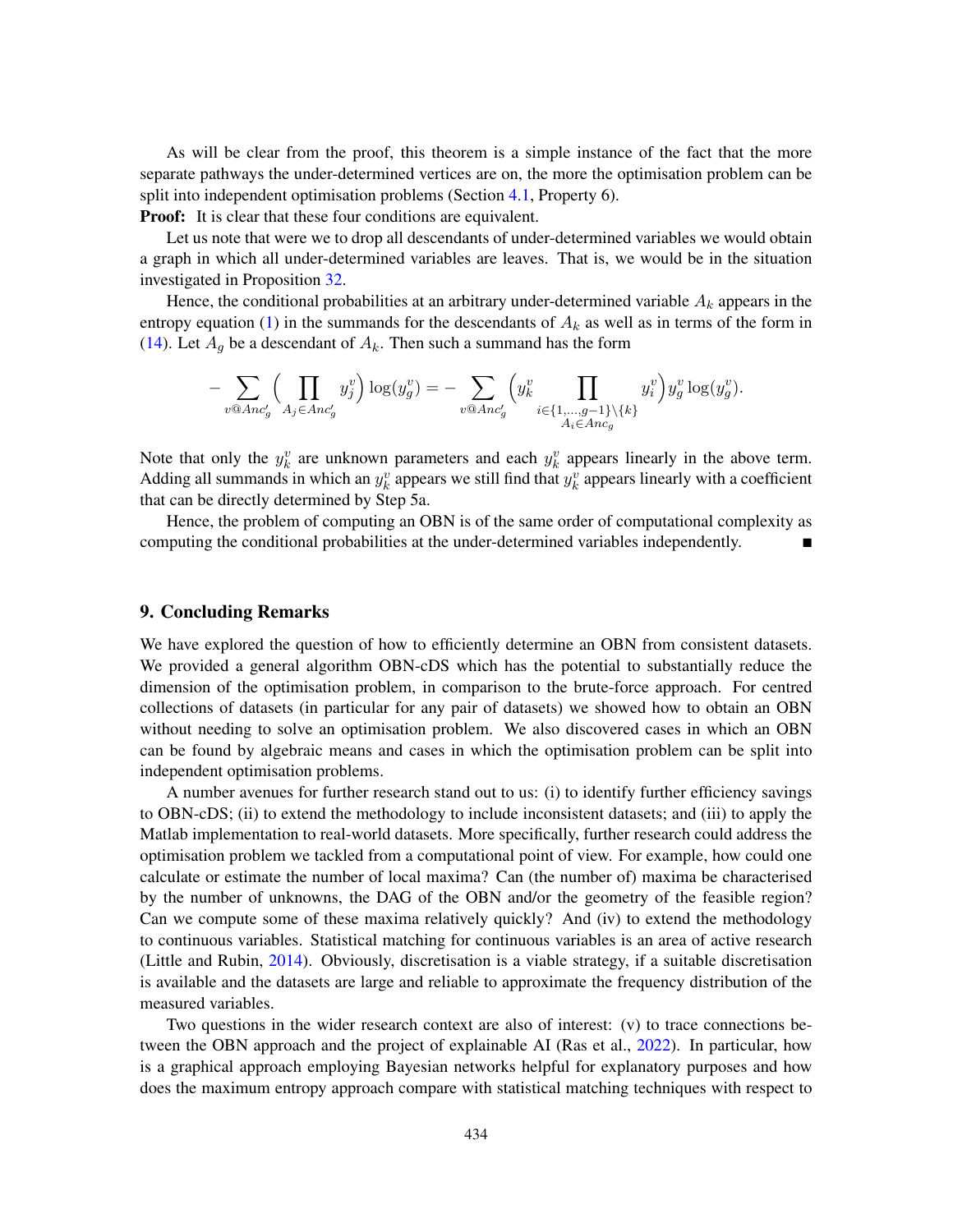As will be clear from the proof, this theorem is a simple instance of the fact that the more separate pathways the under-determined vertices are on, the more the optimisation problem can be split into independent optimisation problems (Section 4.1, Property 6).

**Proof:** It is clear that these four conditions are equivalent.

Let us note that were we to drop all descendants of under-determined variables we would obtain a graph in which all under-determined variables are leaves. That is, we would be in the situation investigated in Proposition 32.

Hence, the conditional probabilities at an arbitrary under-determined variable $A_k$ appears in the entropy equation (1) in the summands for the descendants of $A_k$ as well as in terms of the form in (14). Let $A_g$ be a descendant of $A_k$. Then such a summand has the form

$$-\sum_{v@Anc'_g}\Big(\prod_{A_j\in Anc'_g} y_j^v\Big)\log(y_g^v) = -\sum_{v@Anc'_g}\Big(y_k^v \prod_{\substack{i\in\{1,\dots,g-1\}\setminus\{k\}\\ A_i\in Anc_g}} y_i^v\Big) y_g^v \log(y_g^v).$$

Note that only the $y_k^v$ are unknown parameters and each $y_k^v$ appears linearly in the above term. Adding all summands in which an $y_k^v$ appears we still find that $y_k^v$ appears linearly with a coefficient that can be directly determined by Step 5a.

Hence, the problem of computing an OBN is of the same order of computational complexity as computing the conditional probabilities at the under-determined variables independently. ■

## 9. Concluding Remarks

We have explored the question of how to efficiently determine an OBN from consistent datasets. We provided a general algorithm OBN-cDS which has the potential to substantially reduce the dimension of the optimisation problem, in comparison to the brute-force approach. For centred collections of datasets (in particular for any pair of datasets) we showed how to obtain an OBN without needing to solve an optimisation problem. We also discovered cases in which an OBN can be found by algebraic means and cases in which the optimisation problem can be split into independent optimisation problems.

A number avenues for further research stand out to us: (i) to identify further efficiency savings to OBN-cDS; (ii) to extend the methodology to include inconsistent datasets; and (iii) to apply the Matlab implementation to real-world datasets. More specifically, further research could address the optimisation problem we tackled from a computational point of view. For example, how could one calculate or estimate the number of local maxima? Can (the number of) maxima be characterised by the number of unknowns, the DAG of the OBN and/or the geometry of the feasible region? Can we compute some of these maxima relatively quickly? And (iv) to extend the methodology to continuous variables. Statistical matching for continuous variables is an area of active research (Little and Rubin, 2014). Obviously, discretisation is a viable strategy, if a suitable discretisation is available and the datasets are large and reliable to approximate the frequency distribution of the measured variables.

Two questions in the wider research context are also of interest: (v) to trace connections between the OBN approach and the project of explainable AI (Ras et al., 2022). In particular, how is a graphical approach employing Bayesian networks helpful for explanatory purposes and how does the maximum entropy approach compare with statistical matching techniques with respect to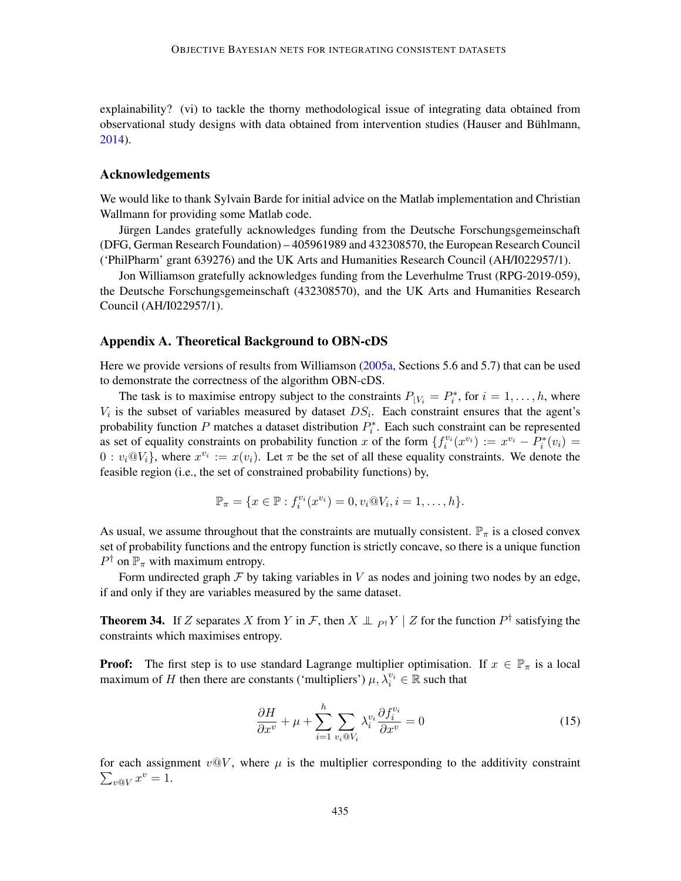explainability? (vi) to tackle the thorny methodological issue of integrating data obtained from observational study designs with data obtained from intervention studies (Hauser and Bühlmann, 2014).

## Acknowledgements

We would like to thank Sylvain Barde for initial advice on the Matlab implementation and Christian Wallmann for providing some Matlab code.

Jürgen Landes gratefully acknowledges funding from the Deutsche Forschungsgemeinschaft (DFG, German Research Foundation) – 405961989 and 432308570, the European Research Council ('PhilPharm' grant 639276) and the UK Arts and Humanities Research Council (AH/I022957/1).

Jon Williamson gratefully acknowledges funding from the Leverhulme Trust (RPG-2019-059), the Deutsche Forschungsgemeinschaft (432308570), and the UK Arts and Humanities Research Council (AH/I022957/1).

## Appendix A. Theoretical Background to OBN-cDS

Here we provide versions of results from Williamson (2005a, Sections 5.6 and 5.7) that can be used to demonstrate the correctness of the algorithm OBN-cDS.

The task is to maximise entropy subject to the constraints $P_{\upharpoonright V_i} = P_i^*$, for $i = 1, \ldots, h$, where $V_i$ is the subset of variables measured by dataset $DS_i$. Each constraint ensures that the agent's probability function $P$ matches a dataset distribution $P_i^*$. Each such constraint can be represented as set of equality constraints on probability function $x$ of the form $\{f_i^{v_i}(x^{v_i}) := x^{v_i} - P_i^*(v_i) = 0 : v_i@V_i\}$, where $x^{v_i} := x(v_i)$. Let $\pi$ be the set of all these equality constraints. We denote the feasible region (i.e., the set of constrained probability functions) by,

$$\mathbb{P}_\pi = \{x \in \mathbb{P} : f_i^{v_i}(x^{v_i}) = 0, v_i@V_i, i = 1, \ldots, h\}.$$

As usual, we assume throughout that the constraints are mutually consistent. $\mathbb{P}_\pi$ is a closed convex set of probability functions and the entropy function is strictly concave, so there is a unique function $P^\dagger$ on $\mathbb{P}_\pi$ with maximum entropy.

Form undirected graph $\mathcal{F}$ by taking variables in $V$ as nodes and joining two nodes by an edge, if and only if they are variables measured by the same dataset.

**Theorem 34.** If $Z$ separates $X$ from $Y$ in $\mathcal{F}$, then $X \perp\!\!\!\perp_{P^\dagger} Y \mid Z$ for the function $P^\dagger$ satisfying the constraints which maximises entropy.

**Proof:** The first step is to use standard Lagrange multiplier optimisation. If $x \in \mathbb{P}_\pi$ is a local maximum of $H$ then there are constants ('multipliers') $\mu, \lambda_i^{v_i} \in \mathbb{R}$ such that

$$\frac{\partial H}{\partial x^v} + \mu + \sum_{i=1}^{h} \sum_{v_i@V_i} \lambda_i^{v_i} \frac{\partial f_i^{v_i}}{\partial x^v} = 0 \tag{15}$$

for each assignment $v@V$, where $\mu$ is the multiplier corresponding to the additivity constraint $\sum_{v@V} x^v = 1$.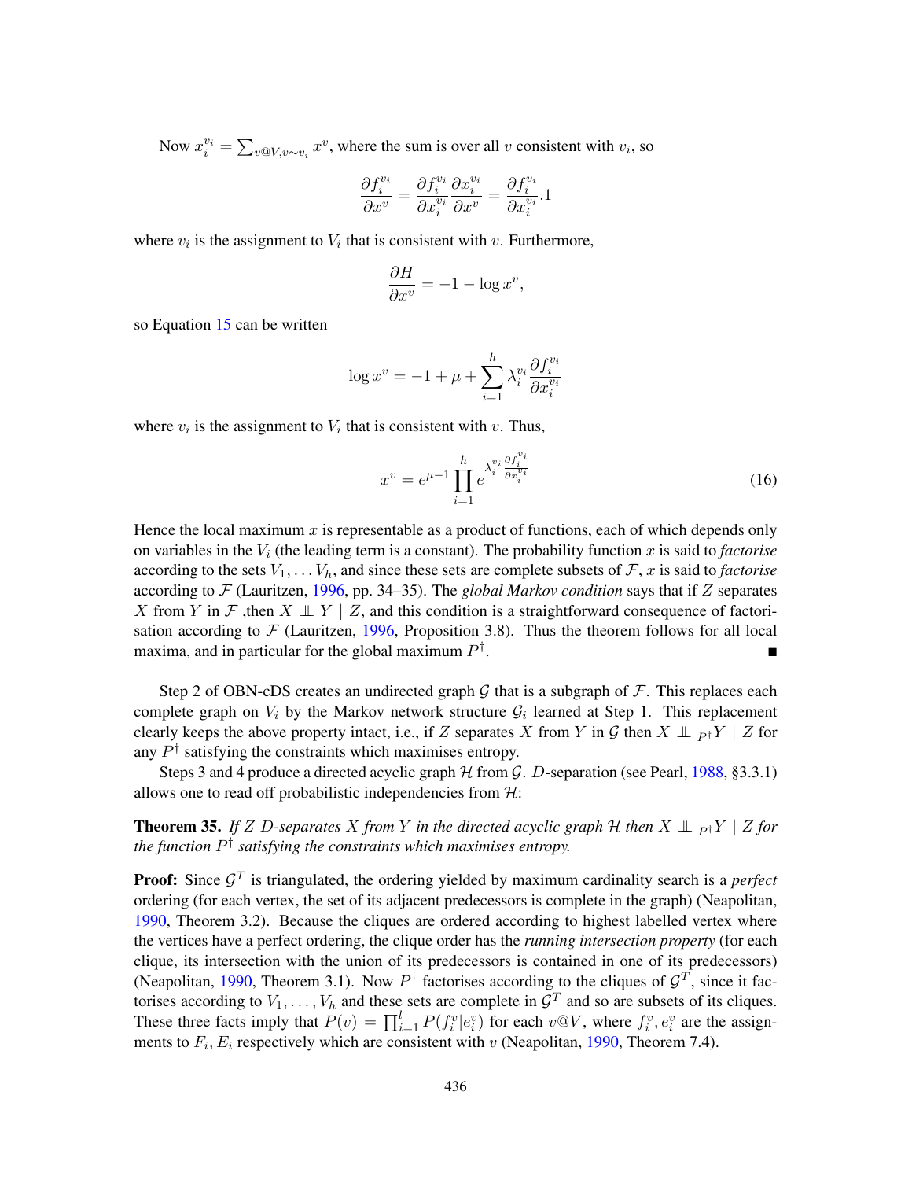Now $x_i^{v_i} = \sum_{v@V, v \sim v_i} x^v$, where the sum is over all $v$ consistent with $v_i$, so

$$\frac{\partial f_i^{v_i}}{\partial x^v} = \frac{\partial f_i^{v_i}}{\partial x_i^{v_i}} \frac{\partial x_i^{v_i}}{\partial x^v} = \frac{\partial f_i^{v_i}}{\partial x_i^{v_i}}.1$$

where $v_i$ is the assignment to $V_i$ that is consistent with $v$. Furthermore,

$$\frac{\partial H}{\partial x^v} = -1 - \log x^v,$$

so Equation 15 can be written

$$\log x^v = -1 + \mu + \sum_{i=1}^{h} \lambda_i^{v_i} \frac{\partial f_i^{v_i}}{\partial x_i^{v_i}}$$

where $v_i$ is the assignment to $V_i$ that is consistent with $v$. Thus,

$$x^v = e^{\mu - 1} \prod_{i=1}^{h} e^{\lambda_i^{v_i} \frac{\partial f_i^{v_i}}{\partial x_i^{v_i}}} \tag{16}$$

Hence the local maximum $x$ is representable as a product of functions, each of which depends only on variables in the $V_i$ (the leading term is a constant). The probability function $x$ is said to *factorise* according to the sets $V_1, \ldots V_h$, and since these sets are complete subsets of $\mathcal{F}$, $x$ is said to *factorise* according to $\mathcal{F}$ (Lauritzen, 1996, pp. 34–35). The *global Markov condition* says that if $Z$ separates $X$ from $Y$ in $\mathcal{F}$ ,then $X \perp\!\!\!\perp Y \mid Z$, and this condition is a straightforward consequence of factorisation according to $\mathcal{F}$ (Lauritzen, 1996, Proposition 3.8). Thus the theorem follows for all local maxima, and in particular for the global maximum $P^\dagger$. ∎

Step 2 of OBN-cDS creates an undirected graph $\mathcal{G}$ that is a subgraph of $\mathcal{F}$. This replaces each complete graph on $V_i$ by the Markov network structure $\mathcal{G}_i$ learned at Step 1. This replacement clearly keeps the above property intact, i.e., if $Z$ separates $X$ from $Y$ in $\mathcal{G}$ then $X \perp\!\!\!\perp_{P^\dagger} Y \mid Z$ for any $P^\dagger$ satisfying the constraints which maximises entropy.

Steps 3 and 4 produce a directed acyclic graph $\mathcal{H}$ from $\mathcal{G}$. $D$-separation (see Pearl, 1988, §3.3.1) allows one to read off probabilistic independencies from $\mathcal{H}$:

**Theorem 35.** *If $Z$ $D$-separates $X$ from $Y$ in the directed acyclic graph $\mathcal{H}$ then $X \perp\!\!\!\perp_{P^\dagger} Y \mid Z$ for the function $P^\dagger$ satisfying the constraints which maximises entropy.*

**Proof:** Since $\mathcal{G}^T$ is triangulated, the ordering yielded by maximum cardinality search is a *perfect* ordering (for each vertex, the set of its adjacent predecessors is complete in the graph) (Neapolitan, 1990, Theorem 3.2). Because the cliques are ordered according to highest labelled vertex where the vertices have a perfect ordering, the clique order has the *running intersection property* (for each clique, its intersection with the union of its predecessors is contained in one of its predecessors) (Neapolitan, 1990, Theorem 3.1). Now $P^\dagger$ factorises according to the cliques of $\mathcal{G}^T$, since it factorises according to $V_1, \ldots, V_h$ and these sets are complete in $\mathcal{G}^T$ and so are subsets of its cliques. These three facts imply that $P(v) = \prod_{i=1}^{l} P(f_i^v | e_i^v)$ for each $v@V$, where $f_i^v, e_i^v$ are the assignments to $F_i, E_i$ respectively which are consistent with $v$ (Neapolitan, 1990, Theorem 7.4).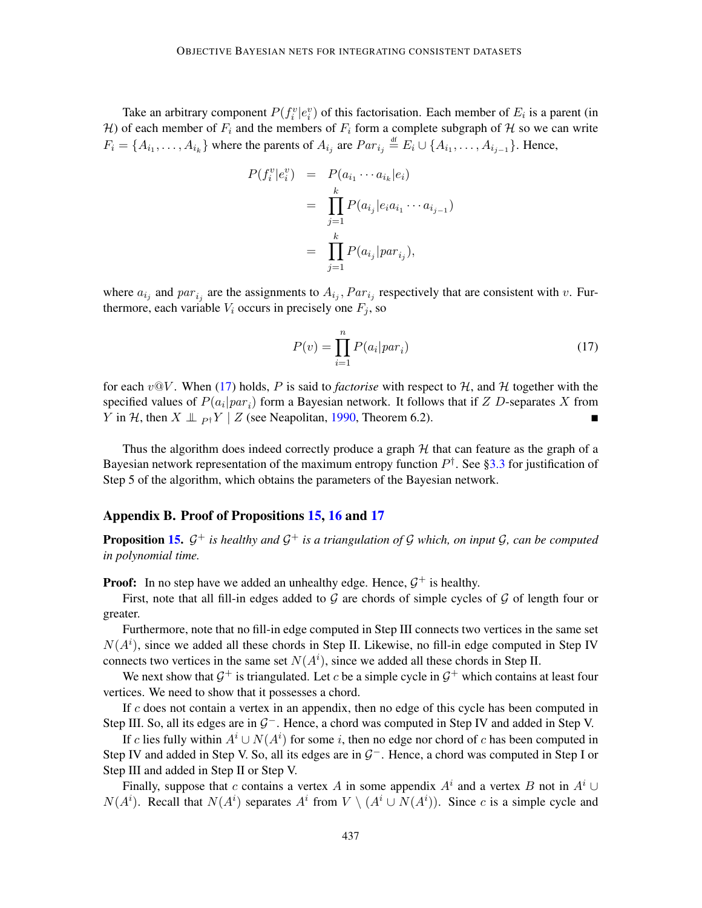Take an arbitrary component $P(f_i^v|e_i^v)$ of this factorisation. Each member of $E_i$ is a parent (in $\mathcal{H}$) of each member of $F_i$ and the members of $F_i$ form a complete subgraph of $\mathcal{H}$ so we can write $F_i = \{A_{i_1}, \ldots, A_{i_k}\}$ where the parents of $A_{i_j}$ are $Par_{i_j} \stackrel{\text{df}}{=} E_i \cup \{A_{i_1}, \ldots, A_{i_{j-1}}\}$. Hence,

$$
\begin{aligned}
P(f_i^v|e_i^v) &= P(a_{i_1} \cdots a_{i_k}|e_i) \\
&= \prod_{j=1}^{k} P(a_{i_j}|e_i a_{i_1} \cdots a_{i_{j-1}}) \\
&= \prod_{j=1}^{k} P(a_{i_j}|par_{i_j}),
\end{aligned}
$$

where $a_{i_j}$ and $par_{i_j}$ are the assignments to $A_{i_j}, Par_{i_j}$ respectively that are consistent with $v$. Furthermore, each variable $V_i$ occurs in precisely one $F_j$, so

$$
P(v) = \prod_{i=1}^{n} P(a_i|par_i) \tag{17}
$$

for each $v@V$. When (17) holds, $P$ is said to *factorise* with respect to $\mathcal{H}$, and $\mathcal{H}$ together with the specified values of $P(a_i|par_i)$ form a Bayesian network. It follows that if $Z$ $D$-separates $X$ from $Y$ in $\mathcal{H}$, then $X \perp\!\!\!\perp_{P^\dagger} Y \mid Z$ (see Neapolitan, 1990, Theorem 6.2). ■

Thus the algorithm does indeed correctly produce a graph $\mathcal{H}$ that can feature as the graph of a Bayesian network representation of the maximum entropy function $P^\dagger$. See §3.3 for justification of Step 5 of the algorithm, which obtains the parameters of the Bayesian network.

## Appendix B. Proof of Propositions 15, 16 and 17

**Proposition 15.** *$\mathcal{G}^+$ is healthy and $\mathcal{G}^+$ is a triangulation of $\mathcal{G}$ which, on input $\mathcal{G}$, can be computed in polynomial time.*

**Proof:** In no step have we added an unhealthy edge. Hence, $\mathcal{G}^+$ is healthy.

First, note that all fill-in edges added to $\mathcal{G}$ are chords of simple cycles of $\mathcal{G}$ of length four or greater.

Furthermore, note that no fill-in edge computed in Step III connects two vertices in the same set $N(A^i)$, since we added all these chords in Step II. Likewise, no fill-in edge computed in Step IV connects two vertices in the same set $N(A^i)$, since we added all these chords in Step II.

We next show that $\mathcal{G}^+$ is triangulated. Let $c$ be a simple cycle in $\mathcal{G}^+$ which contains at least four vertices. We need to show that it possesses a chord.

If $c$ does not contain a vertex in an appendix, then no edge of this cycle has been computed in Step III. So, all its edges are in $\mathcal{G}^-$. Hence, a chord was computed in Step IV and added in Step V.

If $c$ lies fully within $A^i \cup N(A^i)$ for some $i$, then no edge nor chord of $c$ has been computed in Step IV and added in Step V. So, all its edges are in $\mathcal{G}^-$. Hence, a chord was computed in Step I or Step III and added in Step II or Step V.

Finally, suppose that $c$ contains a vertex $A$ in some appendix $A^i$ and a vertex $B$ not in $A^i \cup N(A^i)$. Recall that $N(A^i)$ separates $A^i$ from $V \setminus (A^i \cup N(A^i))$. Since $c$ is a simple cycle and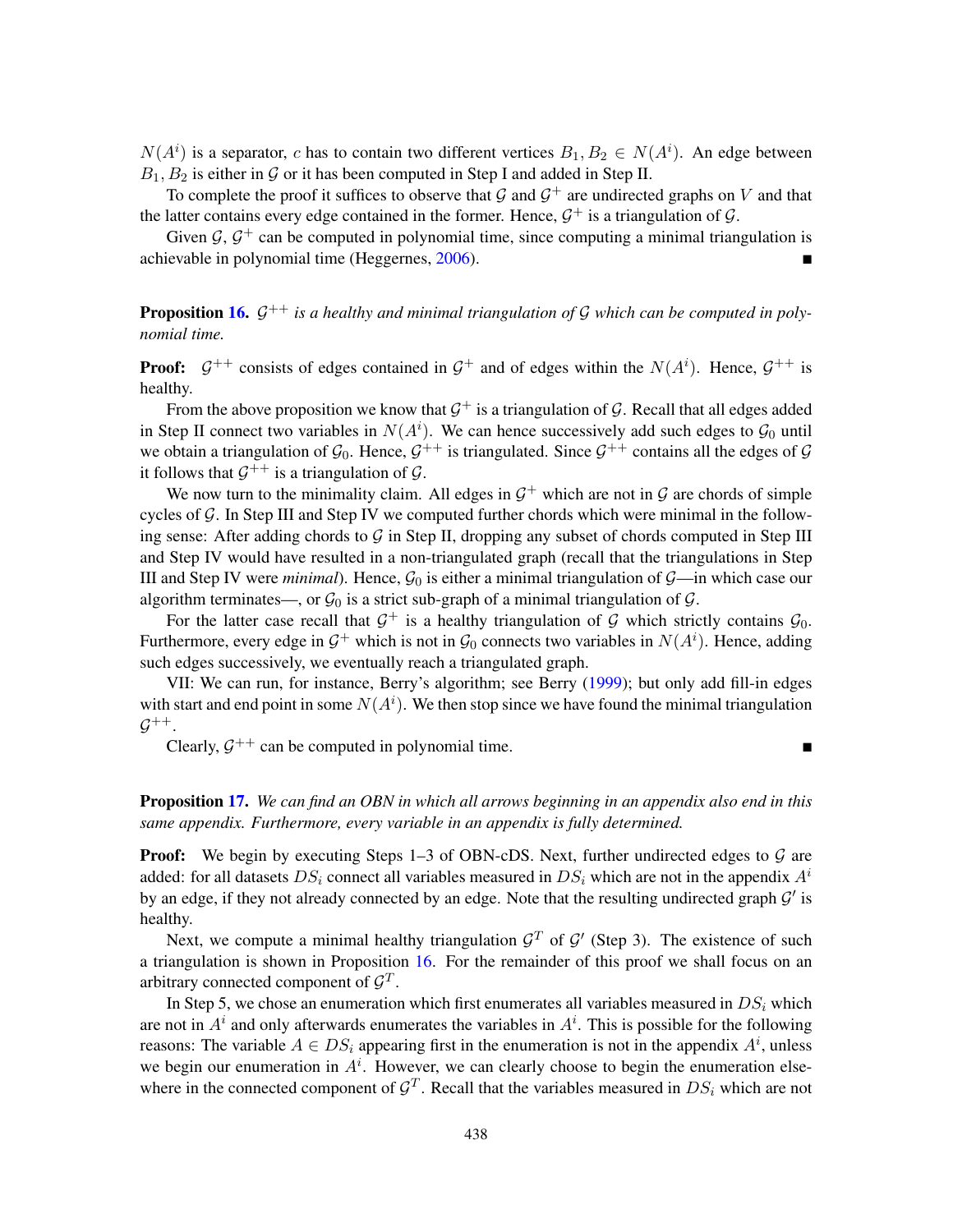$N(A^i)$ is a separator, $c$ has to contain two different vertices $B_1, B_2 \in N(A^i)$. An edge between $B_1, B_2$ is either in $\mathcal{G}$ or it has been computed in Step I and added in Step II.

To complete the proof it suffices to observe that $\mathcal{G}$ and $\mathcal{G}^+$ are undirected graphs on $V$ and that the latter contains every edge contained in the former. Hence, $\mathcal{G}^+$ is a triangulation of $\mathcal{G}$.

Given $\mathcal{G}$, $\mathcal{G}^+$ can be computed in polynomial time, since computing a minimal triangulation is achievable in polynomial time (Heggernes, 2006). ∎

**Proposition 16.** *$\mathcal{G}^{++}$ is a healthy and minimal triangulation of $\mathcal{G}$ which can be computed in polynomial time.*

**Proof:** $\mathcal{G}^{++}$ consists of edges contained in $\mathcal{G}^+$ and of edges within the $N(A^i)$. Hence, $\mathcal{G}^{++}$ is healthy.

From the above proposition we know that $\mathcal{G}^+$ is a triangulation of $\mathcal{G}$. Recall that all edges added in Step II connect two variables in $N(A^i)$. We can hence successively add such edges to $\mathcal{G}_0$ until we obtain a triangulation of $\mathcal{G}_0$. Hence, $\mathcal{G}^{++}$ is triangulated. Since $\mathcal{G}^{++}$ contains all the edges of $\mathcal{G}$ it follows that $\mathcal{G}^{++}$ is a triangulation of $\mathcal{G}$.

We now turn to the minimality claim. All edges in $\mathcal{G}^+$ which are not in $\mathcal{G}$ are chords of simple cycles of $\mathcal{G}$. In Step III and Step IV we computed further chords which were minimal in the following sense: After adding chords to $\mathcal{G}$ in Step II, dropping any subset of chords computed in Step III and Step IV would have resulted in a non-triangulated graph (recall that the triangulations in Step III and Step IV were *minimal*). Hence, $\mathcal{G}_0$ is either a minimal triangulation of $\mathcal{G}$—in which case our algorithm terminates—, or $\mathcal{G}_0$ is a strict sub-graph of a minimal triangulation of $\mathcal{G}$.

For the latter case recall that $\mathcal{G}^+$ is a healthy triangulation of $\mathcal{G}$ which strictly contains $\mathcal{G}_0$. Furthermore, every edge in $\mathcal{G}^+$ which is not in $\mathcal{G}_0$ connects two variables in $N(A^i)$. Hence, adding such edges successively, we eventually reach a triangulated graph.

VII: We can run, for instance, Berry's algorithm; see Berry (1999); but only add fill-in edges with start and end point in some $N(A^i)$. We then stop since we have found the minimal triangulation $\mathcal{G}^{++}$.

Clearly, $\mathcal{G}^{++}$ can be computed in polynomial time. ∎

**Proposition 17.** *We can find an OBN in which all arrows beginning in an appendix also end in this same appendix. Furthermore, every variable in an appendix is fully determined.*

**Proof:** We begin by executing Steps 1–3 of OBN-cDS. Next, further undirected edges to $\mathcal{G}$ are added: for all datasets $DS_i$ connect all variables measured in $DS_i$ which are not in the appendix $A^i$ by an edge, if they not already connected by an edge. Note that the resulting undirected graph $\mathcal{G}'$ is healthy.

Next, we compute a minimal healthy triangulation $\mathcal{G}^T$ of $\mathcal{G}'$ (Step 3). The existence of such a triangulation is shown in Proposition 16. For the remainder of this proof we shall focus on an arbitrary connected component of $\mathcal{G}^T$.

In Step 5, we chose an enumeration which first enumerates all variables measured in $DS_i$ which are not in $A^i$ and only afterwards enumerates the variables in $A^i$. This is possible for the following reasons: The variable $A \in DS_i$ appearing first in the enumeration is not in the appendix $A^i$, unless we begin our enumeration in $A^i$. However, we can clearly choose to begin the enumeration elsewhere in the connected component of $\mathcal{G}^T$. Recall that the variables measured in $DS_i$ which are not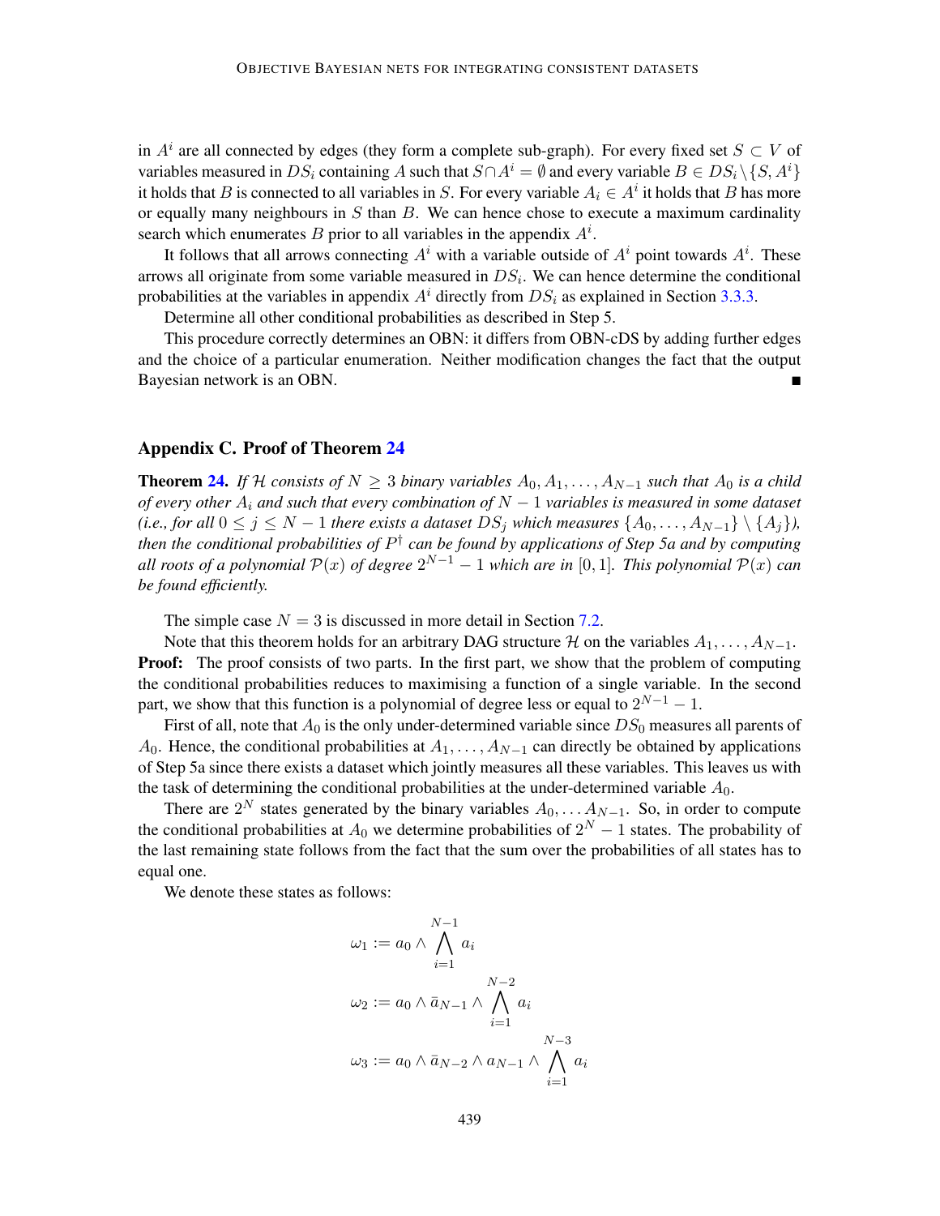in $A^i$ are all connected by edges (they form a complete sub-graph). For every fixed set $S \subset V$ of variables measured in $DS_i$ containing $A$ such that $S \cap A^i = \emptyset$ and every variable $B \in DS_i \setminus \{S, A^i\}$ it holds that $B$ is connected to all variables in $S$. For every variable $A_i \in A^i$ it holds that $B$ has more or equally many neighbours in $S$ than $B$. We can hence chose to execute a maximum cardinality search which enumerates $B$ prior to all variables in the appendix $A^i$.

It follows that all arrows connecting $A^i$ with a variable outside of $A^i$ point towards $A^i$. These arrows all originate from some variable measured in $DS_i$. We can hence determine the conditional probabilities at the variables in appendix $A^i$ directly from $DS_i$ as explained in Section 3.3.3.

Determine all other conditional probabilities as described in Step 5.

This procedure correctly determines an OBN: it differs from OBN-cDS by adding further edges and the choice of a particular enumeration. Neither modification changes the fact that the output Bayesian network is an OBN. ■

## Appendix C. Proof of Theorem 24

**Theorem 24.** *If $\mathcal{H}$ consists of $N \geq 3$ binary variables $A_0, A_1, \ldots, A_{N-1}$ such that $A_0$ is a child of every other $A_i$ and such that every combination of $N-1$ variables is measured in some dataset (i.e., for all $0 \leq j \leq N-1$ there exists a dataset $DS_j$ which measures $\{A_0, \ldots, A_{N-1}\} \setminus \{A_j\}$), then the conditional probabilities of $P^\dagger$ can be found by applications of Step 5a and by computing all roots of a polynomial $\mathcal{P}(x)$ of degree $2^{N-1}-1$ which are in $[0,1]$. This polynomial $\mathcal{P}(x)$ can be found efficiently.*

The simple case $N = 3$ is discussed in more detail in Section 7.2.

Note that this theorem holds for an arbitrary DAG structure $\mathcal{H}$ on the variables $A_1, \ldots, A_{N-1}$.

**Proof:** The proof consists of two parts. In the first part, we show that the problem of computing the conditional probabilities reduces to maximising a function of a single variable. In the second part, we show that this function is a polynomial of degree less or equal to $2^{N-1} - 1$.

First of all, note that $A_0$ is the only under-determined variable since $DS_0$ measures all parents of $A_0$. Hence, the conditional probabilities at $A_1, \ldots, A_{N-1}$ can directly be obtained by applications of Step 5a since there exists a dataset which jointly measures all these variables. This leaves us with the task of determining the conditional probabilities at the under-determined variable $A_0$.

There are $2^N$ states generated by the binary variables $A_0, \ldots A_{N-1}$. So, in order to compute the conditional probabilities at $A_0$ we determine probabilities of $2^N - 1$ states. The probability of the last remaining state follows from the fact that the sum over the probabilities of all states has to equal one.

We denote these states as follows:

$$\omega_1 := a_0 \wedge \bigwedge_{i=1}^{N-1} a_i$$

$$\omega_2 := a_0 \wedge \bar{a}_{N-1} \wedge \bigwedge_{i=1}^{N-2} a_i$$

$$\omega_3 := a_0 \wedge \bar{a}_{N-2} \wedge a_{N-1} \wedge \bigwedge_{i=1}^{N-3} a_i$$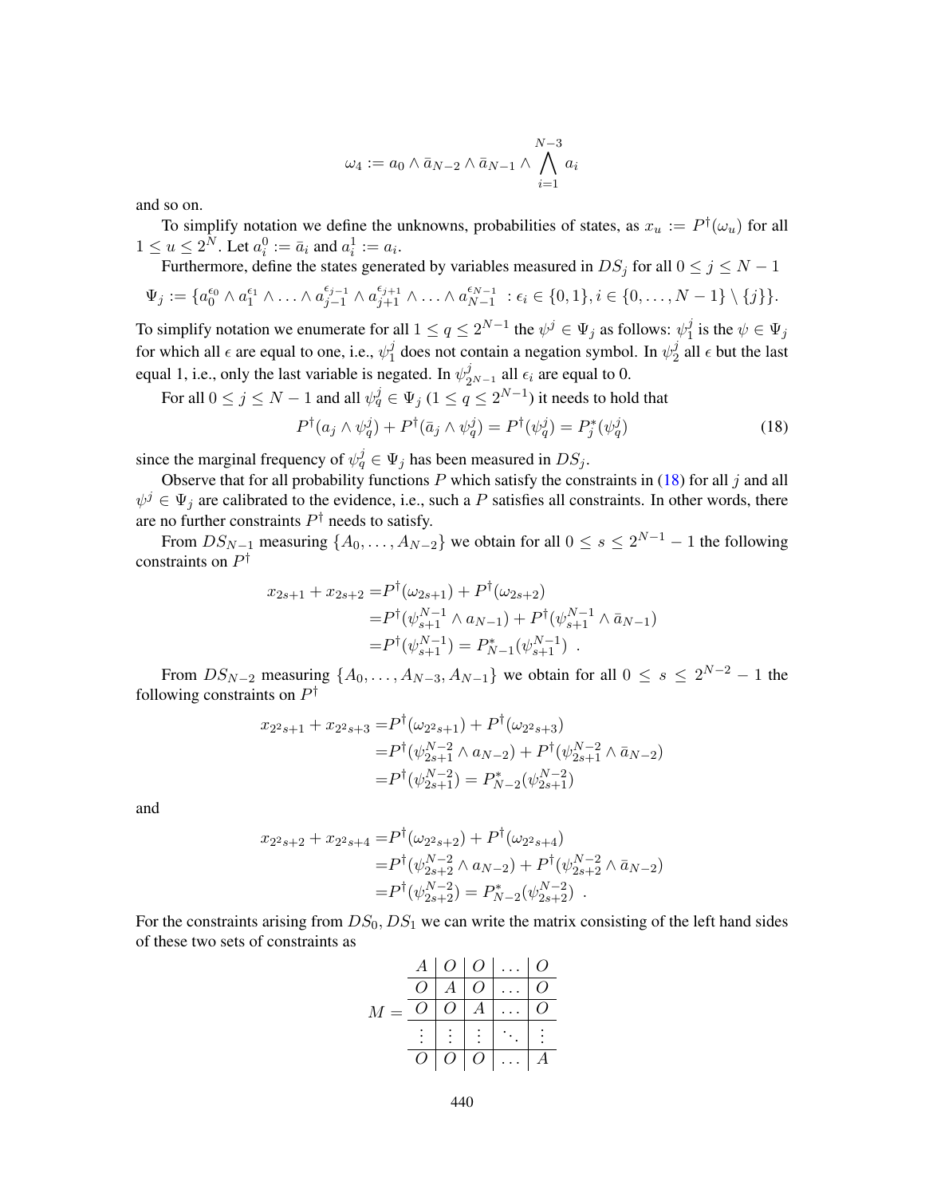$$\omega_4 := a_0 \wedge \bar{a}_{N-2} \wedge \bar{a}_{N-1} \wedge \bigwedge_{i=1}^{N-3} a_i$$

and so on.

To simplify notation we define the unknowns, probabilities of states, as $x_u := P^\dagger(\omega_u)$ for all $1 \le u \le 2^N$. Let $a_i^0 := \bar{a}_i$ and $a_i^1 := a_i$.

Furthermore, define the states generated by variables measured in $DS_j$ for all $0 \le j \le N-1$

$$\Psi_j := \{a_0^{\epsilon_0} \wedge a_1^{\epsilon_1} \wedge \ldots \wedge a_{j-1}^{\epsilon_{j-1}} \wedge a_{j+1}^{\epsilon_{j+1}} \wedge \ldots \wedge a_{N-1}^{\epsilon_{N-1}} \; : \epsilon_i \in \{0,1\}, i \in \{0, \ldots, N-1\} \setminus \{j\}\}.$$

To simplify notation we enumerate for all $1 \le q \le 2^{N-1}$ the $\psi^j \in \Psi_j$ as follows: $\psi_1^j$ is the $\psi \in \Psi_j$ for which all $\epsilon$ are equal to one, i.e., $\psi_1^j$ does not contain a negation symbol. In $\psi_2^j$ all $\epsilon$ but the last equal 1, i.e., only the last variable is negated. In $\psi_{2^{N-1}}^j$ all $\epsilon_i$ are equal to 0.

For all $0 \le j \le N-1$ and all $\psi_q^j \in \Psi_j$ ($1 \le q \le 2^{N-1}$) it needs to hold that

$$P^\dagger(a_j \wedge \psi_q^j) + P^\dagger(\bar{a}_j \wedge \psi_q^j) = P^\dagger(\psi_q^j) = P_j^*(\psi_q^j) \tag{18}$$

since the marginal frequency of $\psi_q^j \in \Psi_j$ has been measured in $DS_j$.

Observe that for all probability functions $P$ which satisfy the constraints in (18) for all $j$ and all $\psi^j \in \Psi_j$ are calibrated to the evidence, i.e., such a $P$ satisfies all constraints. In other words, there are no further constraints $P^\dagger$ needs to satisfy.

From $DS_{N-1}$ measuring $\{A_0, \ldots, A_{N-2}\}$ we obtain for all $0 \le s \le 2^{N-1}-1$ the following constraints on $P^\dagger$

$$\begin{aligned}
x_{2s+1} + x_{2s+2} =& P^\dagger(\omega_{2s+1}) + P^\dagger(\omega_{2s+2}) \\
=& P^\dagger(\psi_{s+1}^{N-1} \wedge a_{N-1}) + P^\dagger(\psi_{s+1}^{N-1} \wedge \bar{a}_{N-1}) \\
=& P^\dagger(\psi_{s+1}^{N-1}) = P_{N-1}^*(\psi_{s+1}^{N-1}) \ .
\end{aligned}$$

From $DS_{N-2}$ measuring $\{A_0, \ldots, A_{N-3}, A_{N-1}\}$ we obtain for all $0 \le s \le 2^{N-2}-1$ the following constraints on $P^\dagger$

$$\begin{aligned}
x_{2^2 s+1} + x_{2^2 s+3} =& P^\dagger(\omega_{2^2 s+1}) + P^\dagger(\omega_{2^2 s+3}) \\
=& P^\dagger(\psi_{2s+1}^{N-2} \wedge a_{N-2}) + P^\dagger(\psi_{2s+1}^{N-2} \wedge \bar{a}_{N-2}) \\
=& P^\dagger(\psi_{2s+1}^{N-2}) = P_{N-2}^*(\psi_{2s+1}^{N-2})
\end{aligned}$$

and

$$\begin{aligned}
x_{2^2 s+2} + x_{2^2 s+4} =& P^\dagger(\omega_{2^2 s+2}) + P^\dagger(\omega_{2^2 s+4}) \\
=& P^\dagger(\psi_{2s+2}^{N-2} \wedge a_{N-2}) + P^\dagger(\psi_{2s+2}^{N-2} \wedge \bar{a}_{N-2}) \\
=& P^\dagger(\psi_{2s+2}^{N-2}) = P_{N-2}^*(\psi_{2s+2}^{N-2}) \ .
\end{aligned}$$

For the constraints arising from $DS_0, DS_1$ we can write the matrix consisting of the left hand sides of these two sets of constraints as

$$M = \begin{array}{|c|c|c|c|c|}
\hline
A & O & O & \ldots & O \\
\hline
O & A & O & \ldots & O \\
\hline
O & O & A & \ldots & O \\
\hline
\vdots & \vdots & \vdots & \ddots & \vdots \\
\hline
O & O & O & \ldots & A \\
\hline
\end{array}$$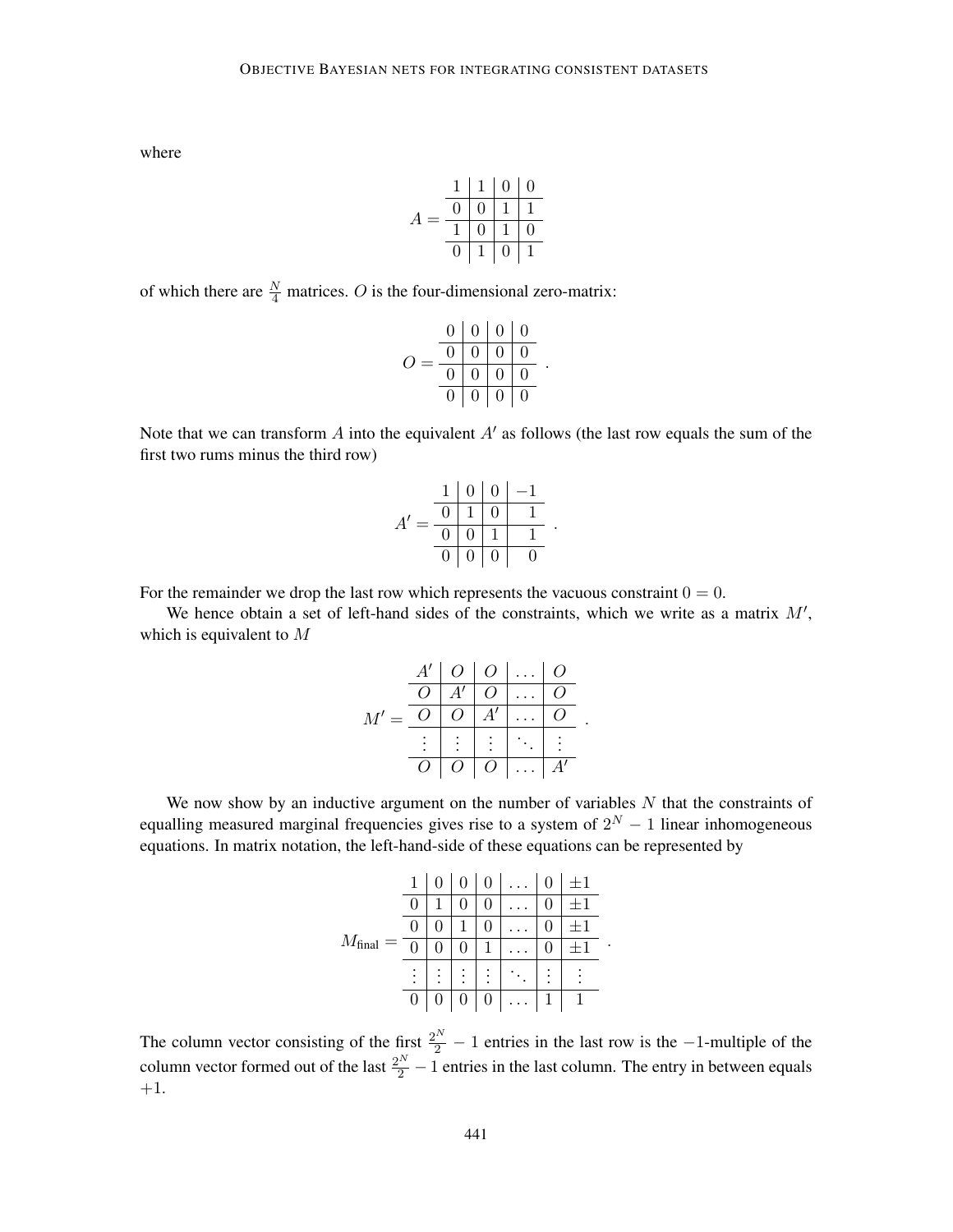where

$$A = \begin{array}{c|c|c|c} 1 & 1 & 0 & 0 \\ \hline 0 & 0 & 1 & 1 \\ \hline 1 & 0 & 1 & 0 \\ \hline 0 & 1 & 0 & 1 \end{array}$$

of which there are $\frac{N}{4}$ matrices. $O$ is the four-dimensional zero-matrix:

$$O = \begin{array}{c|c|c|c} 0 & 0 & 0 & 0 \\ \hline 0 & 0 & 0 & 0 \\ \hline 0 & 0 & 0 & 0 \\ \hline 0 & 0 & 0 & 0 \end{array} .$$

Note that we can transform $A$ into the equivalent $A'$ as follows (the last row equals the sum of the first two rums minus the third row)

$$A' = \begin{array}{c|c|c|c} 1 & 0 & 0 & -1 \\ \hline 0 & 1 & 0 & 1 \\ \hline 0 & 0 & 1 & 1 \\ \hline 0 & 0 & 0 & 0 \end{array} .$$

For the remainder we drop the last row which represents the vacuous constraint $0 = 0$.

We hence obtain a set of left-hand sides of the constraints, which we write as a matrix $M'$, which is equivalent to $M$

$$M' = \begin{array}{c|c|c|c|c} A' & O & O & \dots & O \\ \hline O & A' & O & \dots & O \\ \hline O & O & A' & \dots & O \\ \hline \vdots & \vdots & \vdots & \ddots & \vdots \\ \hline O & O & O & \dots & A' \end{array} .$$

We now show by an inductive argument on the number of variables $N$ that the constraints of equalling measured marginal frequencies gives rise to a system of $2^N - 1$ linear inhomogeneous equations. In matrix notation, the left-hand-side of these equations can be represented by

$$M_{\text{final}} = \begin{array}{c|c|c|c|c|c|c} 1 & 0 & 0 & 0 & \dots & 0 & \pm 1 \\ \hline 0 & 1 & 0 & 0 & \dots & 0 & \pm 1 \\ \hline 0 & 0 & 1 & 0 & \dots & 0 & \pm 1 \\ \hline 0 & 0 & 0 & 1 & \dots & 0 & \pm 1 \\ \hline \vdots & \vdots & \vdots & \vdots & \ddots & \vdots & \vdots \\ \hline 0 & 0 & 0 & 0 & \dots & 1 & 1 \end{array} .$$

The column vector consisting of the first $\frac{2^N}{2} - 1$ entries in the last row is the $-1$-multiple of the column vector formed out of the last $\frac{2^N}{2} - 1$ entries in the last column. The entry in between equals $+1$.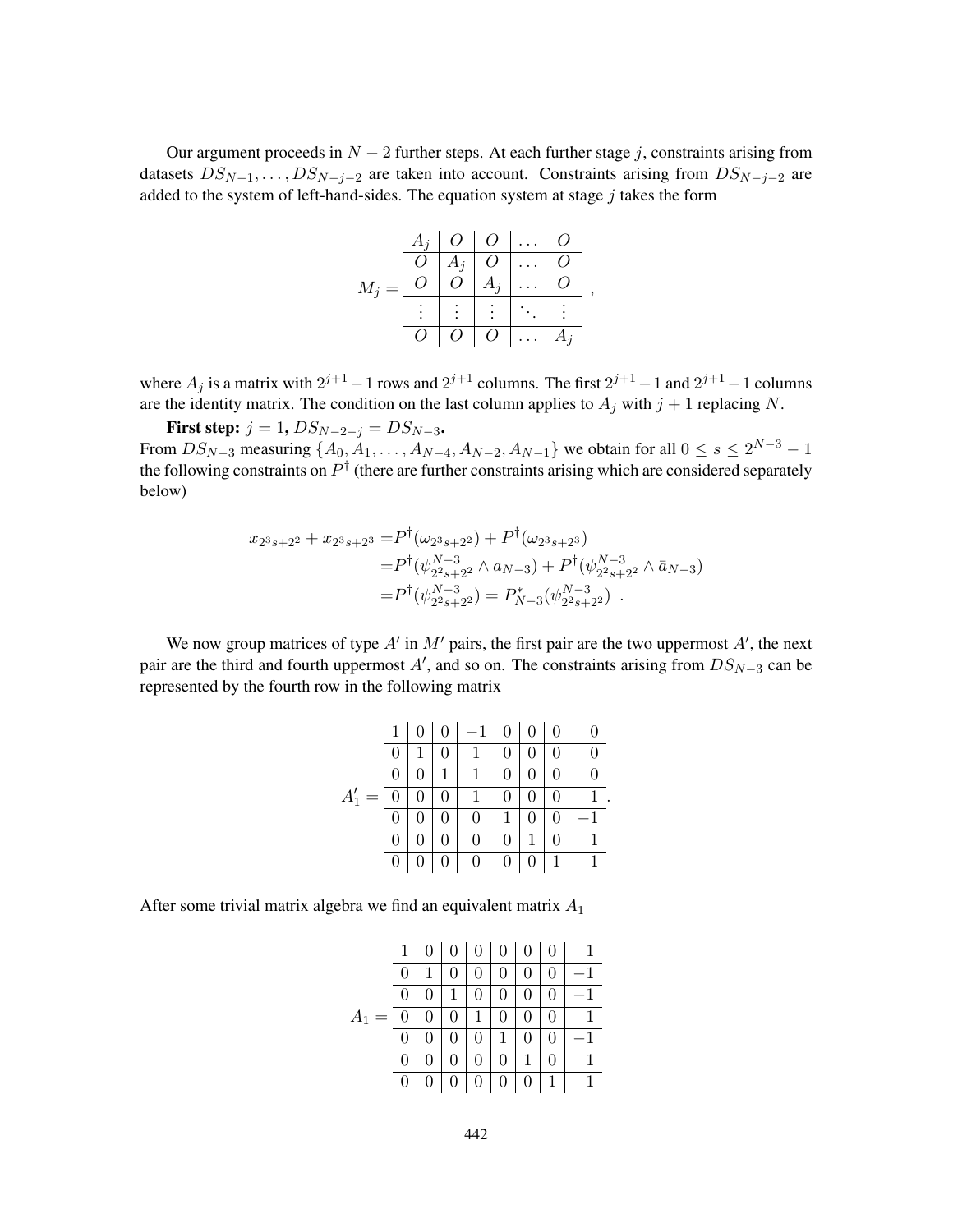Our argument proceeds in $N-2$ further steps. At each further stage $j$, constraints arising from datasets $DS_{N-1}, \ldots, DS_{N-j-2}$ are taken into account. Constraints arising from $DS_{N-j-2}$ are added to the system of left-hand-sides. The equation system at stage $j$ takes the form

$$M_j = \begin{array}{|c|c|c|c|c|} \hline A_j & O & O & \ldots & O \\ \hline O & A_j & O & \ldots & O \\ \hline O & O & A_j & \ldots & O \\ \hline \vdots & \vdots & \vdots & \ddots & \vdots \\ \hline O & O & O & \ldots & A_j \\ \hline \end{array} \ ,$$

where $A_j$ is a matrix with $2^{j+1}-1$ rows and $2^{j+1}$ columns. The first $2^{j+1}-1$ and $2^{j+1}-1$ columns are the identity matrix. The condition on the last column applies to $A_j$ with $j+1$ replacing $N$.

**First step:** $j=1$, $DS_{N-2-j} = DS_{N-3}$.
From $DS_{N-3}$ measuring $\{A_0, A_1, \ldots, A_{N-4}, A_{N-2}, A_{N-1}\}$ we obtain for all $0 \leq s \leq 2^{N-3}-1$ the following constraints on $P^\dagger$ (there are further constraints arising which are considered separately below)

$$\begin{aligned} x_{2^3 s+2^2} + x_{2^3 s+2^3} =& P^\dagger(\omega_{2^3 s+2^2}) + P^\dagger(\omega_{2^3 s+2^3}) \\ =& P^\dagger(\psi^{N-3}_{2^2 s+2^2} \wedge a_{N-3}) + P^\dagger(\psi^{N-3}_{2^2 s+2^2} \wedge \bar{a}_{N-3}) \\ =& P^\dagger(\psi^{N-3}_{2^2 s+2^2}) = P^*_{N-3}(\psi^{N-3}_{2^2 s+2^2}) \ . \end{aligned}$$

We now group matrices of type $A'$ in $M'$ pairs, the first pair are the two uppermost $A'$, the next pair are the third and fourth uppermost $A'$, and so on. The constraints arising from $DS_{N-3}$ can be represented by the fourth row in the following matrix

$$A'_1 = \begin{array}{|c|c|c|c|c|c|c|c} \hline 1 & 0 & 0 & -1 & 0 & 0 & 0 & 0 \\ \hline 0 & 1 & 0 & 1 & 0 & 0 & 0 & 0 \\ \hline 0 & 0 & 1 & 1 & 0 & 0 & 0 & 0 \\ \hline 0 & 0 & 0 & 1 & 0 & 0 & 0 & 1 \\ \hline 0 & 0 & 0 & 0 & 1 & 0 & 0 & -1 \\ \hline 0 & 0 & 0 & 0 & 0 & 1 & 0 & 1 \\ \hline 0 & 0 & 0 & 0 & 0 & 0 & 1 & 1 \\ \hline \end{array} \ .$$

After some trivial matrix algebra we find an equivalent matrix $A_1$

$$A_1 = \begin{array}{|c|c|c|c|c|c|c|c} \hline 1 & 0 & 0 & 0 & 0 & 0 & 0 & 1 \\ \hline 0 & 1 & 0 & 0 & 0 & 0 & 0 & -1 \\ \hline 0 & 0 & 1 & 0 & 0 & 0 & 0 & -1 \\ \hline 0 & 0 & 0 & 1 & 0 & 0 & 0 & 1 \\ \hline 0 & 0 & 0 & 0 & 1 & 0 & 0 & -1 \\ \hline 0 & 0 & 0 & 0 & 0 & 1 & 0 & 1 \\ \hline 0 & 0 & 0 & 0 & 0 & 0 & 1 & 1 \\ \hline \end{array}$$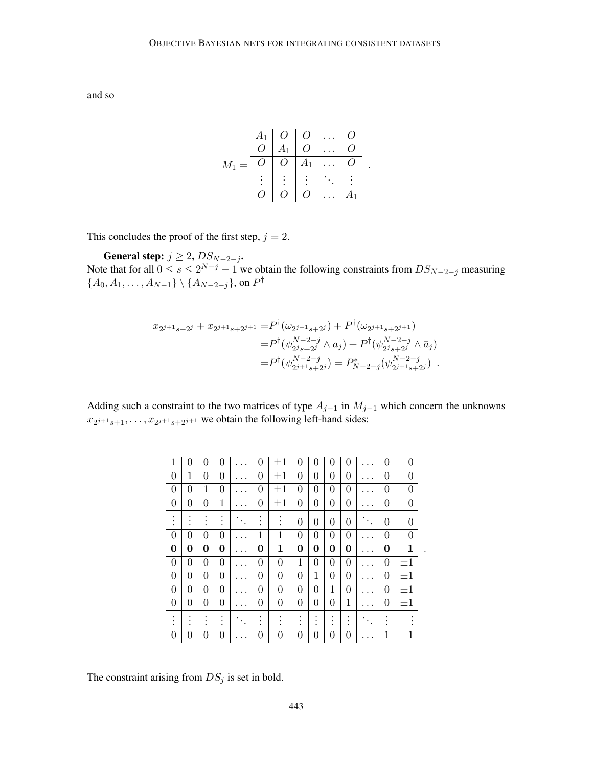and so

$$
M_1 = \begin{array}{c|c|c|c|c}
A_1 & O & O & \dots & O \\
\hline
O & A_1 & O & \dots & O \\
\hline
O & O & A_1 & \dots & O \\
\hline
\vdots & \vdots & \vdots & \ddots & \vdots \\
\hline
O & O & O & \dots & A_1
\end{array} \quad .
$$

This concludes the proof of the first step, $j = 2$.

**General step:** $j \geq 2$, $DS_{N-2-j}$.
Note that for all $0 \leq s \leq 2^{N-j} - 1$ we obtain the following constraints from $DS_{N-2-j}$ measuring $\{A_0, A_1, \dots, A_{N-1}\} \setminus \{A_{N-2-j}\}$, on $P^\dagger$

$$
\begin{aligned}
x_{2^{j+1}s+2^j} + x_{2^{j+1}s+2^{j+1}} &= P^\dagger(\omega_{2^{j+1}s+2^j}) + P^\dagger(\omega_{2^{j+1}s+2^{j+1}}) \\
&= P^\dagger(\psi^{N-2-j}_{2^j s+2^j} \wedge a_j) + P^\dagger(\psi^{N-2-j}_{2^j s+2^j} \wedge \bar{a}_j) \\
&= P^\dagger(\psi^{N-2-j}_{2^{j+1}s+2^j}) = P^*_{N-2-j}(\psi^{N-2-j}_{2^{j+1}s+2^j}) \ .
\end{aligned}
$$

Adding such a constraint to the two matrices of type $A_{j-1}$ in $M_{j-1}$ which concern the unknowns $x_{2^{j+1}s+1}, \dots, x_{2^{j+1}s+2^{j+1}}$ we obtain the following left-hand sides:

$$
\begin{array}{c|c|c|c|c|c|c|c|c|c|c|c|c|c}
1 & 0 & 0 & 0 & \dots & 0 & \pm 1 & 0 & 0 & 0 & 0 & \dots & 0 & 0 \\
\hline
0 & 1 & 0 & 0 & \dots & 0 & \pm 1 & 0 & 0 & 0 & 0 & \dots & 0 & 0 \\
\hline
0 & 0 & 1 & 0 & \dots & 0 & \pm 1 & 0 & 0 & 0 & 0 & \dots & 0 & 0 \\
\hline
0 & 0 & 0 & 1 & \dots & 0 & \pm 1 & 0 & 0 & 0 & 0 & \dots & 0 & 0 \\
\hline
\vdots & \vdots & \vdots & \vdots & \ddots & \vdots & \vdots & 0 & 0 & 0 & 0 & \ddots & 0 & 0 \\
\hline
0 & 0 & 0 & 0 & \dots & 1 & 1 & 0 & 0 & 0 & 0 & \dots & 0 & 0 \\
\hline
\mathbf{0} & \mathbf{0} & \mathbf{0} & \mathbf{0} & \dots & \mathbf{0} & \mathbf{1} & \mathbf{0} & \mathbf{0} & \mathbf{0} & \mathbf{0} & \dots & \mathbf{0} & \mathbf{1} \\
\hline
0 & 0 & 0 & 0 & \dots & 0 & 0 & 1 & 0 & 0 & 0 & \dots & 0 & \pm 1 \\
\hline
0 & 0 & 0 & 0 & \dots & 0 & 0 & 0 & 1 & 0 & 0 & \dots & 0 & \pm 1 \\
\hline
0 & 0 & 0 & 0 & \dots & 0 & 0 & 0 & 0 & 1 & 0 & \dots & 0 & \pm 1 \\
\hline
0 & 0 & 0 & 0 & \dots & 0 & 0 & 0 & 0 & 0 & 1 & \dots & 0 & \pm 1 \\
\hline
\vdots & \vdots & \vdots & \vdots & \ddots & \vdots & \vdots & \vdots & \vdots & \vdots & \vdots & \ddots & \vdots & \vdots \\
\hline
0 & 0 & 0 & 0 & \dots & 0 & 0 & 0 & 0 & 0 & 0 & \dots & 1 & 1
\end{array} \quad .
$$

The constraint arising from $DS_j$ is set in bold.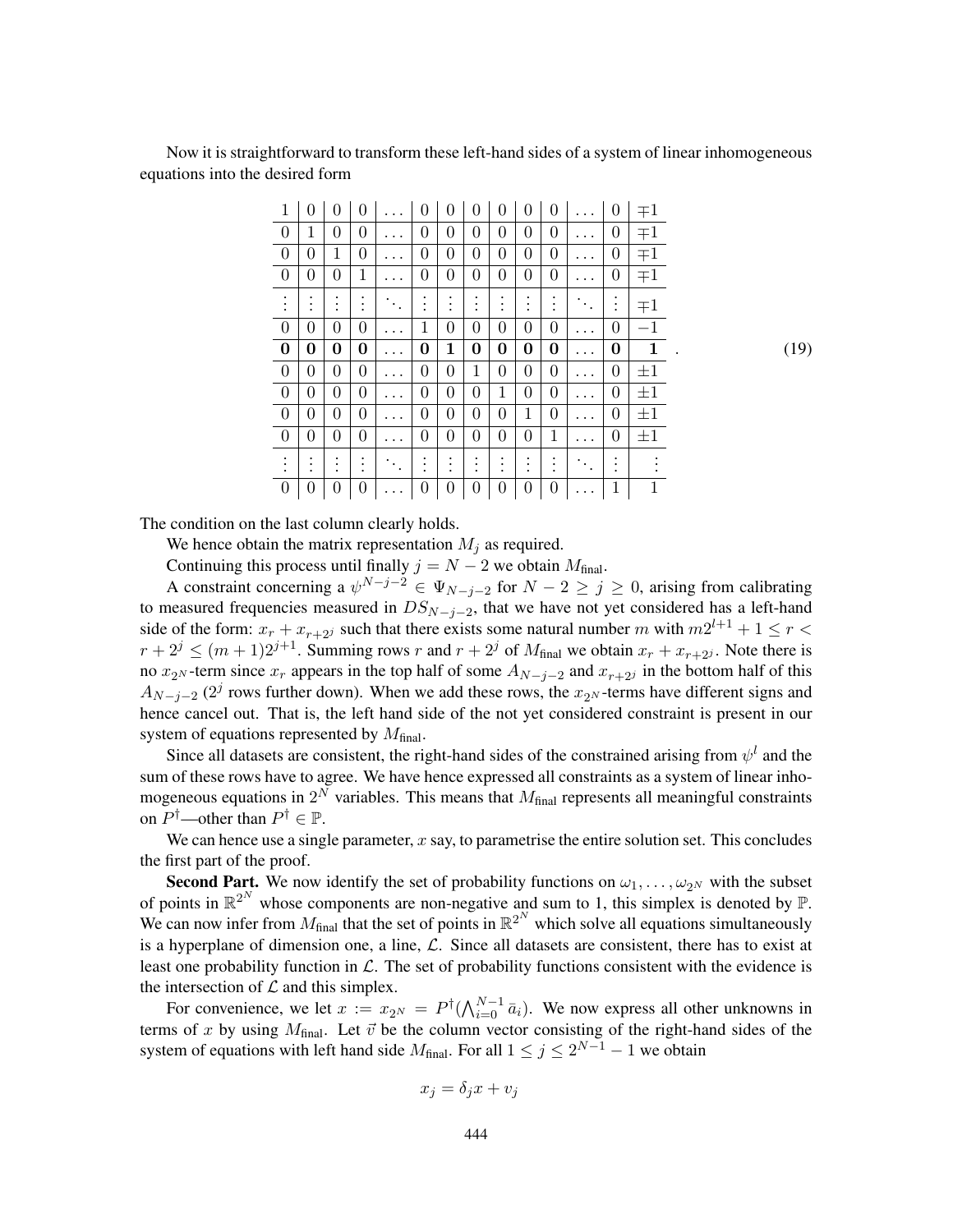Now it is straightforward to transform these left-hand sides of a system of linear inhomogeneous equations into the desired form

$$
\begin{array}{c|c|c|c|c|c|c|c|c|c|c|c|c|c}
1 & 0 & 0 & 0 & \dots & 0 & 0 & 0 & 0 & 0 & 0 & \dots & 0 & \mp 1 \\
\hline
0 & 1 & 0 & 0 & \dots & 0 & 0 & 0 & 0 & 0 & 0 & \dots & 0 & \mp 1 \\
\hline
0 & 0 & 1 & 0 & \dots & 0 & 0 & 0 & 0 & 0 & 0 & \dots & 0 & \mp 1 \\
\hline
0 & 0 & 0 & 1 & \dots & 0 & 0 & 0 & 0 & 0 & 0 & \dots & 0 & \mp 1 \\
\hline
\vdots & \vdots & \vdots & \vdots & \ddots & \vdots & \vdots & \vdots & \vdots & \vdots & \vdots & \ddots & \vdots & \mp 1 \\
\hline
0 & 0 & 0 & 0 & \dots & 1 & 0 & 0 & 0 & 0 & 0 & \dots & 0 & -1 \\
\hline
\mathbf{0} & \mathbf{0} & \mathbf{0} & \mathbf{0} & \dots & \mathbf{0} & \mathbf{1} & \mathbf{0} & \mathbf{0} & \mathbf{0} & \mathbf{0} & \dots & \mathbf{0} & \mathbf{1} \\
\hline
0 & 0 & 0 & 0 & \dots & 0 & 0 & 1 & 0 & 0 & 0 & \dots & 0 & \pm 1 \\
\hline
0 & 0 & 0 & 0 & \dots & 0 & 0 & 0 & 1 & 0 & 0 & \dots & 0 & \pm 1 \\
\hline
0 & 0 & 0 & 0 & \dots & 0 & 0 & 0 & 0 & 1 & 0 & \dots & 0 & \pm 1 \\
\hline
0 & 0 & 0 & 0 & \dots & 0 & 0 & 0 & 0 & 0 & 1 & \dots & 0 & \pm 1 \\
\hline
\vdots & \vdots & \vdots & \vdots & \ddots & \vdots & \vdots & \vdots & \vdots & \vdots & \vdots & \ddots & \vdots & \vdots \\
\hline
0 & 0 & 0 & 0 & \dots & 0 & 0 & 0 & 0 & 0 & 0 & \dots & 1 & 1
\end{array}
\quad . \tag{19}
$$

The condition on the last column clearly holds.

We hence obtain the matrix representation $M_j$ as required.

Continuing this process until finally $j = N - 2$ we obtain $M_{\text{final}}$.

A constraint concerning a $\psi^{N-j-2} \in \Psi_{N-j-2}$ for $N - 2 \geq j \geq 0$, arising from calibrating to measured frequencies measured in $DS_{N-j-2}$, that we have not yet considered has a left-hand side of the form: $x_r + x_{r+2^j}$ such that there exists some natural number $m$ with $m2^{l+1} + 1 \leq r < r + 2^j \leq (m+1)2^{j+1}$. Summing rows $r$ and $r + 2^j$ of $M_{\text{final}}$ we obtain $x_r + x_{r+2^j}$. Note there is no $x_{2^N}$-term since $x_r$ appears in the top half of some $A_{N-j-2}$ and $x_{r+2^j}$ in the bottom half of this $A_{N-j-2}$ ($2^j$ rows further down). When we add these rows, the $x_{2^N}$-terms have different signs and hence cancel out. That is, the left hand side of the not yet considered constraint is present in our system of equations represented by $M_{\text{final}}$.

Since all datasets are consistent, the right-hand sides of the constrained arising from $\psi^l$ and the sum of these rows have to agree. We have hence expressed all constraints as a system of linear inhomogeneous equations in $2^N$ variables. This means that $M_{\text{final}}$ represents all meaningful constraints on $P^\dagger$—other than $P^\dagger \in \mathbb{P}$.

We can hence use a single parameter, $x$ say, to parametrise the entire solution set. This concludes the first part of the proof.

**Second Part.** We now identify the set of probability functions on $\omega_1, \dots, \omega_{2^N}$ with the subset of points in $\mathbb{R}^{2^N}$ whose components are non-negative and sum to 1, this simplex is denoted by $\mathbb{P}$. We can now infer from $M_{\text{final}}$ that the set of points in $\mathbb{R}^{2^N}$ which solve all equations simultaneously is a hyperplane of dimension one, a line, $\mathcal{L}$. Since all datasets are consistent, there has to exist at least one probability function in $\mathcal{L}$. The set of probability functions consistent with the evidence is the intersection of $\mathcal{L}$ and this simplex.

For convenience, we let $x := x_{2^N} = P^\dagger(\bigwedge_{i=0}^{N-1} \bar{a}_i)$. We now express all other unknowns in terms of $x$ by using $M_{\text{final}}$. Let $\vec{v}$ be the column vector consisting of the right-hand sides of the system of equations with left hand side $M_{\text{final}}$. For all $1 \leq j \leq 2^{N-1} - 1$ we obtain

$$x_j = \delta_j x + v_j$$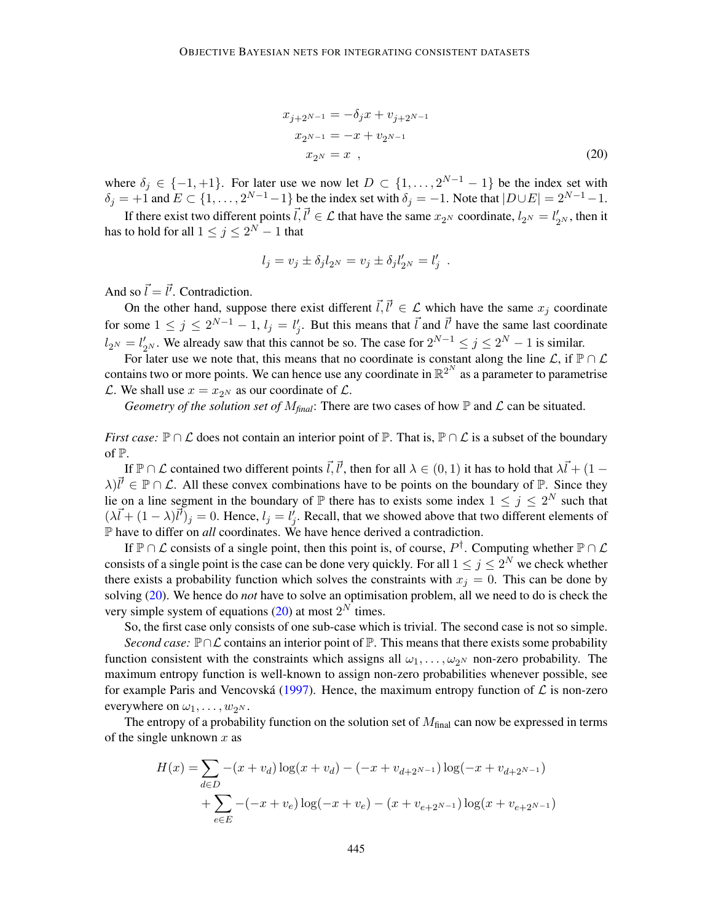$$
\begin{aligned}
x_{j+2^{N-1}} &= -\delta_j x + v_{j+2^{N-1}} \\
x_{2^{N}-1} &= -x + v_{2^{N}-1} \\
x_{2^N} &= x \quad ,
\end{aligned}
\tag{20}
$$

where $\delta_j \in \{-1, +1\}$. For later use we now let $D \subset \{1, \ldots, 2^{N-1} - 1\}$ be the index set with $\delta_j = +1$ and $E \subset \{1, \ldots, 2^{N-1} - 1\}$ be the index set with $\delta_j = -1$. Note that $|D \cup E| = 2^{N-1} - 1$.

If there exist two different points $\vec{l}, \vec{l'} \in \mathcal{L}$ that have the same $x_{2^N}$ coordinate, $l_{2^N} = l'_{2^N}$, then it has to hold for all $1 \leq j \leq 2^N - 1$ that

$$
l_j = v_j \pm \delta_j l_{2^N} = v_j \pm \delta_j l'_{2^N} = l'_j \quad .
$$

And so $\vec{l} = \vec{l'}$. Contradiction.

On the other hand, suppose there exist different $\vec{l}, \vec{l'} \in \mathcal{L}$ which have the same $x_j$ coordinate for some $1 \leq j \leq 2^{N-1} - 1$, $l_j = l'_j$. But this means that $\vec{l}$ and $\vec{l'}$ have the same last coordinate $l_{2^N} = l'_{2^N}$. We already saw that this cannot be so. The case for $2^{N-1} \leq j \leq 2^N - 1$ is similar.

For later use we note that, this means that no coordinate is constant along the line $\mathcal{L}$, if $\mathbb{P} \cap \mathcal{L}$ contains two or more points. We can hence use any coordinate in $\mathbb{R}^{2^N}$ as a parameter to parametrise $\mathcal{L}$. We shall use $x = x_{2^N}$ as our coordinate of $\mathcal{L}$.

*Geometry of the solution set of $M_{final}$*: There are two cases of how $\mathbb{P}$ and $\mathcal{L}$ can be situated.

*First case:* $\mathbb{P} \cap \mathcal{L}$ does not contain an interior point of $\mathbb{P}$. That is, $\mathbb{P} \cap \mathcal{L}$ is a subset of the boundary of $\mathbb{P}$.

If $\mathbb{P} \cap \mathcal{L}$ contained two different points $\vec{l}, \vec{l'}$, then for all $\lambda \in (0, 1)$ it has to hold that $\lambda \vec{l} + (1 - \lambda)\vec{l'} \in \mathbb{P} \cap \mathcal{L}$. All these convex combinations have to be points on the boundary of $\mathbb{P}$. Since they lie on a line segment in the boundary of $\mathbb{P}$ there has to exists some index $1 \leq j \leq 2^N$ such that $(\lambda \vec{l} + (1 - \lambda)\vec{l'})_j = 0$. Hence, $l_j = l'_j$. Recall, that we showed above that two different elements of $\mathbb{P}$ have to differ on *all* coordinates. We have hence derived a contradiction.

If $\mathbb{P} \cap \mathcal{L}$ consists of a single point, then this point is, of course, $P^\dagger$. Computing whether $\mathbb{P} \cap \mathcal{L}$ consists of a single point is the case can be done very quickly. For all $1 \leq j \leq 2^N$ we check whether there exists a probability function which solves the constraints with $x_j = 0$. This can be done by solving (20). We hence do *not* have to solve an optimisation problem, all we need to do is check the very simple system of equations (20) at most $2^N$ times.

So, the first case only consists of one sub-case which is trivial. The second case is not so simple.

*Second case:* $\mathbb{P} \cap \mathcal{L}$ contains an interior point of $\mathbb{P}$. This means that there exists some probability function consistent with the constraints which assigns all $\omega_1, \ldots, \omega_{2^N}$ non-zero probability. The maximum entropy function is well-known to assign non-zero probabilities whenever possible, see for example Paris and Vencovská (1997). Hence, the maximum entropy function of $\mathcal{L}$ is non-zero everywhere on $\omega_1, \ldots, w_{2^N}$.

The entropy of a probability function on the solution set of $M_{\text{final}}$ can now be expressed in terms of the single unknown $x$ as

$$
\begin{aligned}
H(x) = &\sum_{d \in D} -(x + v_d) \log(x + v_d) - (-x + v_{d+2^{N-1}}) \log(-x + v_{d+2^{N-1}}) \\
&+ \sum_{e \in E} -(-x + v_e) \log(-x + v_e) - (x + v_{e+2^{N-1}}) \log(x + v_{e+2^{N-1}})
\end{aligned}
$$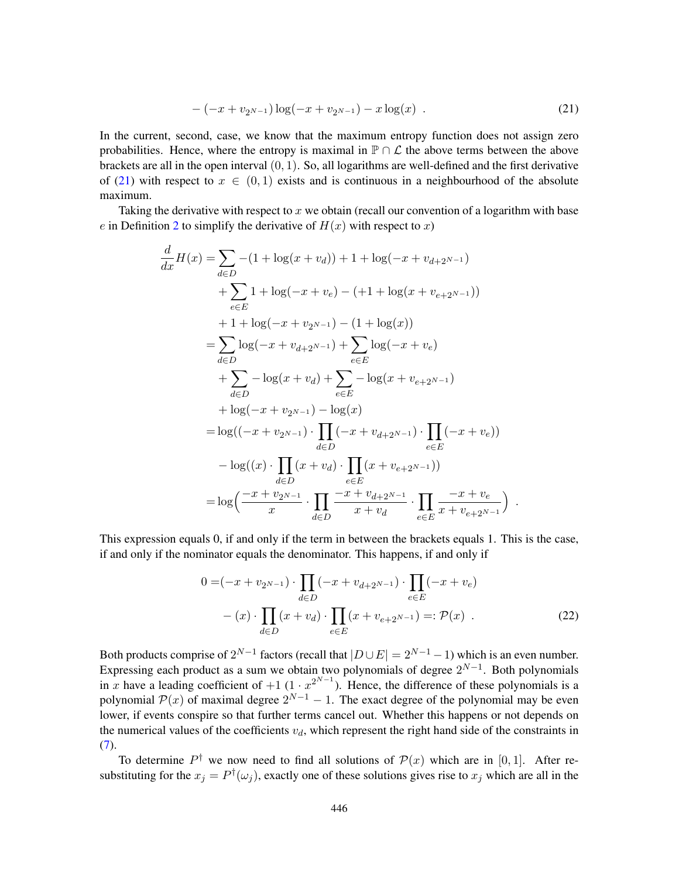$$- (-x + v_{2^{N-1}}) \log(-x + v_{2^{N-1}}) - x \log(x) \ . \tag{21}$$

In the current, second, case, we know that the maximum entropy function does not assign zero probabilities. Hence, where the entropy is maximal in $\mathbb{P} \cap \mathcal{L}$ the above terms between the above brackets are all in the open interval $(0, 1)$. So, all logarithms are well-defined and the first derivative of (21) with respect to $x \in (0, 1)$ exists and is continuous in a neighbourhood of the absolute maximum.

Taking the derivative with respect to $x$ we obtain (recall our convention of a logarithm with base $e$ in Definition 2 to simplify the derivative of $H(x)$ with respect to $x$)

$$\begin{aligned}
\frac{d}{dx} H(x) =& \sum_{d \in D} -(1 + \log(x + v_d)) + 1 + \log(-x + v_{d+2^{N-1}}) \\
&+ \sum_{e \in E} 1 + \log(-x + v_e) - (+1 + \log(x + v_{e+2^{N-1}})) \\
&+ 1 + \log(-x + v_{2^{N-1}}) - (1 + \log(x)) \\
=& \sum_{d \in D} \log(-x + v_{d+2^{N-1}}) + \sum_{e \in E} \log(-x + v_e) \\
&+ \sum_{d \in D} - \log(x + v_d) + \sum_{e \in E} - \log(x + v_{e+2^{N-1}}) \\
&+ \log(-x + v_{2^{N-1}}) - \log(x) \\
=& \log((-x + v_{2^{N-1}}) \cdot \prod_{d \in D} (-x + v_{d+2^{N-1}}) \cdot \prod_{e \in E} (-x + v_e)) \\
&- \log((x) \cdot \prod_{d \in D} (x + v_d) \cdot \prod_{e \in E} (x + v_{e+2^{N-1}})) \\
=& \log\Big( \frac{-x + v_{2^{N-1}}}{x} \cdot \prod_{d \in D} \frac{-x + v_{d+2^{N-1}}}{x + v_d} \cdot \prod_{e \in E} \frac{-x + v_e}{x + v_{e+2^{N-1}}} \Big) \ .
\end{aligned}$$

This expression equals 0, if and only if the term in between the brackets equals 1. This is the case, if and only if the nominator equals the denominator. This happens, if and only if

$$\begin{aligned}
0 =& (-x + v_{2^{N-1}}) \cdot \prod_{d \in D} (-x + v_{d+2^{N-1}}) \cdot \prod_{e \in E} (-x + v_e) \\
&- (x) \cdot \prod_{d \in D} (x + v_d) \cdot \prod_{e \in E} (x + v_{e+2^{N-1}}) =: \mathcal{P}(x) \ .
\end{aligned} \tag{22}$$

Both products comprise of $2^{N-1}$ factors (recall that $|D \cup E| = 2^{N-1} - 1$) which is an even number. Expressing each product as a sum we obtain two polynomials of degree $2^{N-1}$. Both polynomials in $x$ have a leading coefficient of $+1$ ($1 \cdot x^{2^{N-1}}$). Hence, the difference of these polynomials is a polynomial $\mathcal{P}(x)$ of maximal degree $2^{N-1} - 1$. The exact degree of the polynomial may be even lower, if events conspire so that further terms cancel out. Whether this happens or not depends on the numerical values of the coefficients $v_d$, which represent the right hand side of the constraints in (7).

To determine $P^\dagger$ we now need to find all solutions of $\mathcal{P}(x)$ which are in $[0, 1]$. After re-substituting for the $x_j = P^\dagger(\omega_j)$, exactly one of these solutions gives rise to $x_j$ which are all in the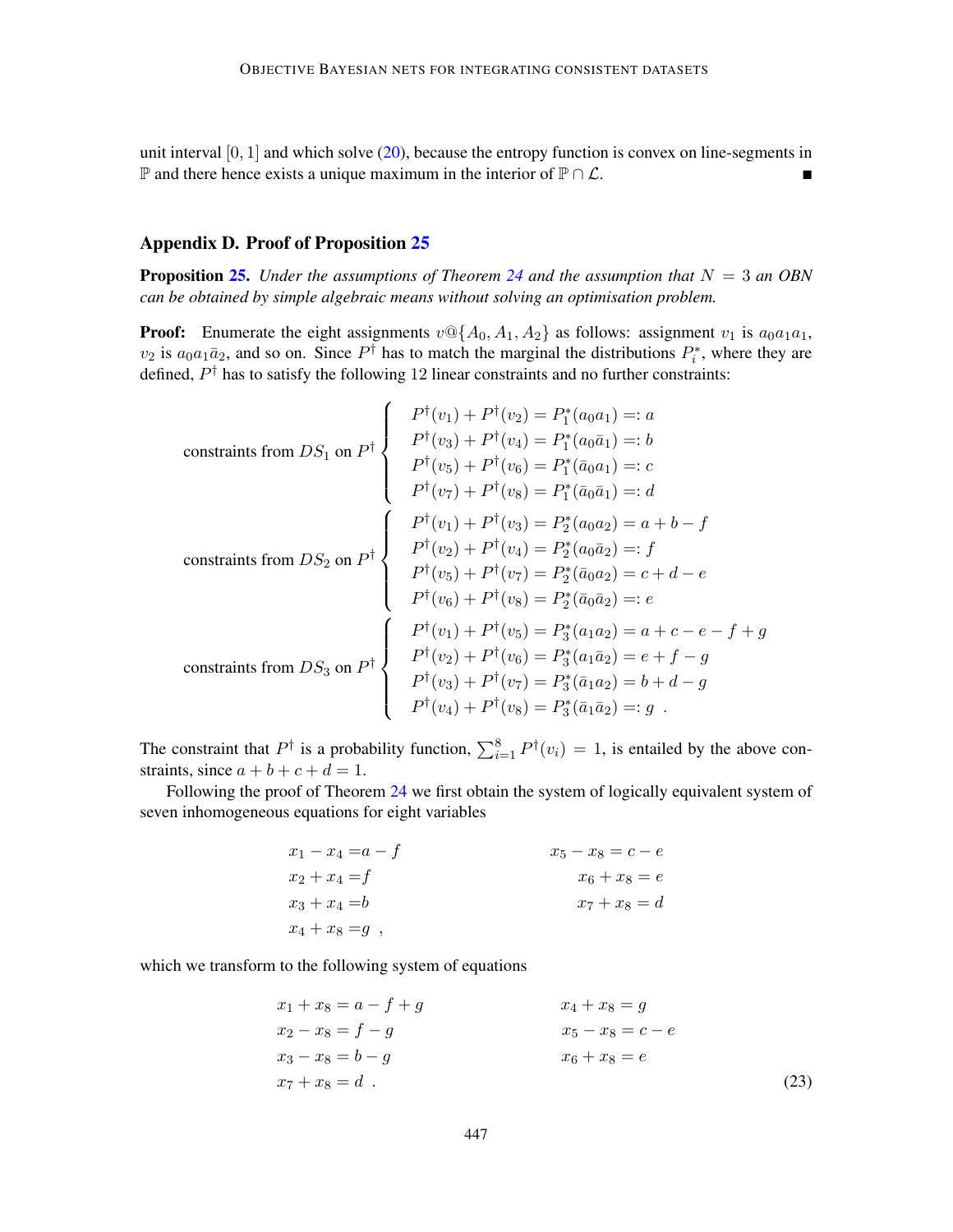unit interval $[0,1]$ and which solve (20), because the entropy function is convex on line-segments in $\mathbb{P}$ and there hence exists a unique maximum in the interior of $\mathbb{P} \cap \mathcal{L}$. ∎

## Appendix D. Proof of Proposition 25

**Proposition 25.** *Under the assumptions of Theorem 24 and the assumption that $N = 3$ an OBN can be obtained by simple algebraic means without solving an optimisation problem.*

**Proof:** Enumerate the eight assignments $v@\{A_0, A_1, A_2\}$ as follows: assignment $v_1$ is $a_0a_1a_1$, $v_2$ is $a_0a_1\bar{a}_2$, and so on. Since $P^\dagger$ has to match the marginal the distributions $P_i^*$, where they are defined, $P^\dagger$ has to satisfy the following 12 linear constraints and no further constraints:

$$
\text{constraints from } DS_1 \text{ on } P^\dagger \left\{
\begin{array}{l}
P^\dagger(v_1) + P^\dagger(v_2) = P_1^*(a_0a_1) =: a \\
P^\dagger(v_3) + P^\dagger(v_4) = P_1^*(a_0\bar{a}_1) =: b \\
P^\dagger(v_5) + P^\dagger(v_6) = P_1^*(\bar{a}_0a_1) =: c \\
P^\dagger(v_7) + P^\dagger(v_8) = P_1^*(\bar{a}_0\bar{a}_1) =: d
\end{array}
\right.
$$

$$
\text{constraints from } DS_2 \text{ on } P^\dagger \left\{
\begin{array}{l}
P^\dagger(v_1) + P^\dagger(v_3) = P_2^*(a_0a_2) = a + b - f \\
P^\dagger(v_2) + P^\dagger(v_4) = P_2^*(a_0\bar{a}_2) =: f \\
P^\dagger(v_5) + P^\dagger(v_7) = P_2^*(\bar{a}_0a_2) = c + d - e \\
P^\dagger(v_6) + P^\dagger(v_8) = P_2^*(\bar{a}_0\bar{a}_2) =: e
\end{array}
\right.
$$

$$
\text{constraints from } DS_3 \text{ on } P^\dagger \left\{
\begin{array}{l}
P^\dagger(v_1) + P^\dagger(v_5) = P_3^*(a_1a_2) = a + c - e - f + g \\
P^\dagger(v_2) + P^\dagger(v_6) = P_3^*(a_1\bar{a}_2) = e + f - g \\
P^\dagger(v_3) + P^\dagger(v_7) = P_3^*(\bar{a}_1a_2) = b + d - g \\
P^\dagger(v_4) + P^\dagger(v_8) = P_3^*(\bar{a}_1\bar{a}_2) =: g \ .
\end{array}
\right.
$$

The constraint that $P^\dagger$ is a probability function, $\sum_{i=1}^8 P^\dagger(v_i) = 1$, is entailed by the above constraints, since $a + b + c + d = 1$.

Following the proof of Theorem 24 we first obtain the system of logically equivalent system of seven inhomogeneous equations for eight variables

$$
\begin{aligned}
x_1 - x_4 &= a - f & \qquad x_5 - x_8 &= c - e \\
x_2 + x_4 &= f & x_6 + x_8 &= e \\
x_3 + x_4 &= b & x_7 + x_8 &= d \\
x_4 + x_8 &= g \ ,
\end{aligned}
$$

which we transform to the following system of equations

$$
\begin{aligned}
x_1 + x_8 &= a - f + g & \qquad x_4 + x_8 &= g \\
x_2 - x_8 &= f - g & x_5 - x_8 &= c - e \\
x_3 - x_8 &= b - g & x_6 + x_8 &= e \\
x_7 + x_8 &= d \ .
\end{aligned}
\tag{23}
$$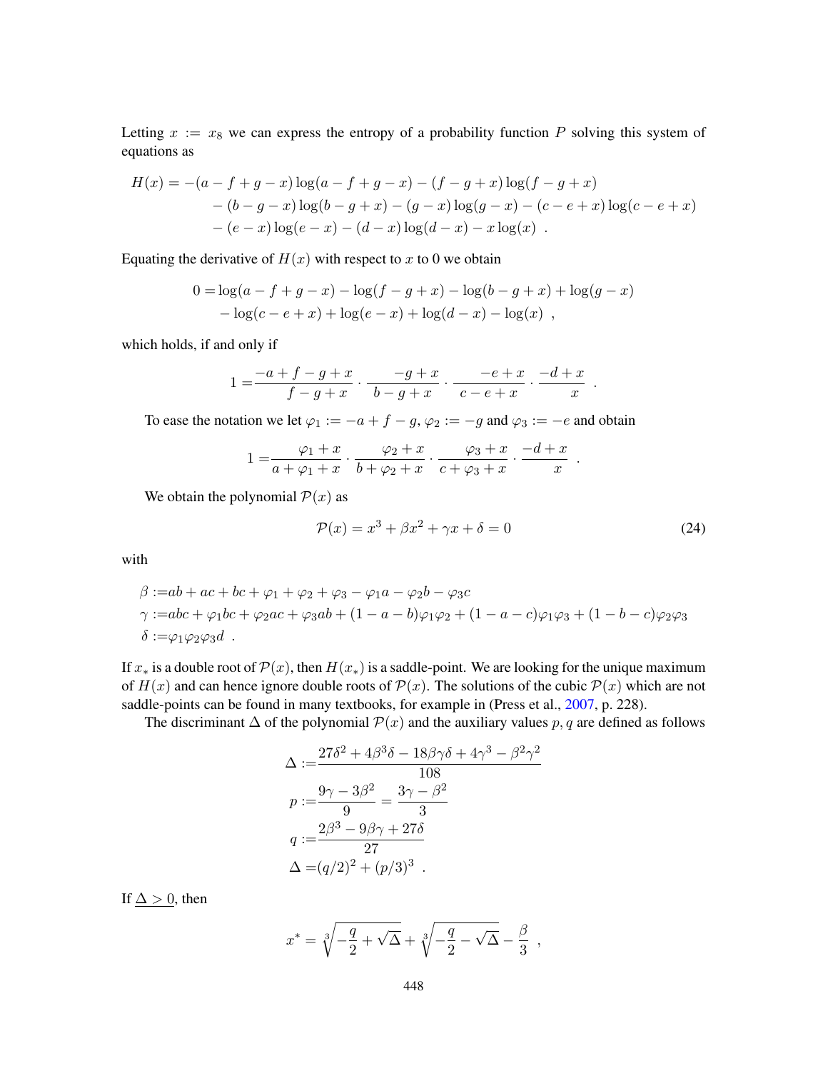Letting $x := x_8$ we can express the entropy of a probability function $P$ solving this system of equations as

$$
\begin{aligned}
H(x) = &-(a-f+g-x)\log(a-f+g-x) - (f-g+x)\log(f-g+x) \\
&-(b-g-x)\log(b-g+x) - (g-x)\log(g-x) - (c-e+x)\log(c-e+x) \\
&-(e-x)\log(e-x) - (d-x)\log(d-x) - x\log(x) \ .
\end{aligned}
$$

Equating the derivative of $H(x)$ with respect to $x$ to 0 we obtain

$$
\begin{aligned}
0 = &\log(a-f+g-x) - \log(f-g+x) - \log(b-g+x) + \log(g-x) \\
&-\log(c-e+x) + \log(e-x) + \log(d-x) - \log(x) \ ,
\end{aligned}
$$

which holds, if and only if

$$
1 = \frac{-a+f-g+x}{f-g+x} \cdot \frac{-g+x}{b-g+x} \cdot \frac{-e+x}{c-e+x} \cdot \frac{-d+x}{x} \ .
$$

To ease the notation we let $\varphi_1 := -a+f-g$, $\varphi_2 := -g$ and $\varphi_3 := -e$ and obtain

$$
1 = \frac{\varphi_1+x}{a+\varphi_1+x} \cdot \frac{\varphi_2+x}{b+\varphi_2+x} \cdot \frac{\varphi_3+x}{c+\varphi_3+x} \cdot \frac{-d+x}{x} \ .
$$

We obtain the polynomial $\mathcal{P}(x)$ as

$$
\mathcal{P}(x) = x^3 + \beta x^2 + \gamma x + \delta = 0 \tag{24}
$$

with

$$
\begin{aligned}
\beta :=& ab + ac + bc + \varphi_1 + \varphi_2 + \varphi_3 - \varphi_1 a - \varphi_2 b - \varphi_3 c \\
\gamma :=& abc + \varphi_1 bc + \varphi_2 ac + \varphi_3 ab + (1-a-b)\varphi_1\varphi_2 + (1-a-c)\varphi_1\varphi_3 + (1-b-c)\varphi_2\varphi_3 \\
\delta :=& \varphi_1\varphi_2\varphi_3 d \ .
\end{aligned}
$$

If $x_*$ is a double root of $\mathcal{P}(x)$, then $H(x_*)$ is a saddle-point. We are looking for the unique maximum of $H(x)$ and can hence ignore double roots of $\mathcal{P}(x)$. The solutions of the cubic $\mathcal{P}(x)$ which are not saddle-points can be found in many textbooks, for example in (Press et al., 2007, p. 228).

The discriminant $\Delta$ of the polynomial $\mathcal{P}(x)$ and the auxiliary values $p, q$ are defined as follows

$$
\begin{aligned}
\Delta :=& \frac{27\delta^2 + 4\beta^3\delta - 18\beta\gamma\delta + 4\gamma^3 - \beta^2\gamma^2}{108} \\
p :=& \frac{9\gamma - 3\beta^2}{9} = \frac{3\gamma - \beta^2}{3} \\
q :=& \frac{2\beta^3 - 9\beta\gamma + 27\delta}{27} \\
\Delta =& (q/2)^2 + (p/3)^3 \ .
\end{aligned}
$$

If $\underline{\Delta > 0}$, then

$$
x^* = \sqrt[3]{-\frac{q}{2} + \sqrt{\Delta}} + \sqrt[3]{-\frac{q}{2} - \sqrt{\Delta}} - \frac{\beta}{3} \ ,
$$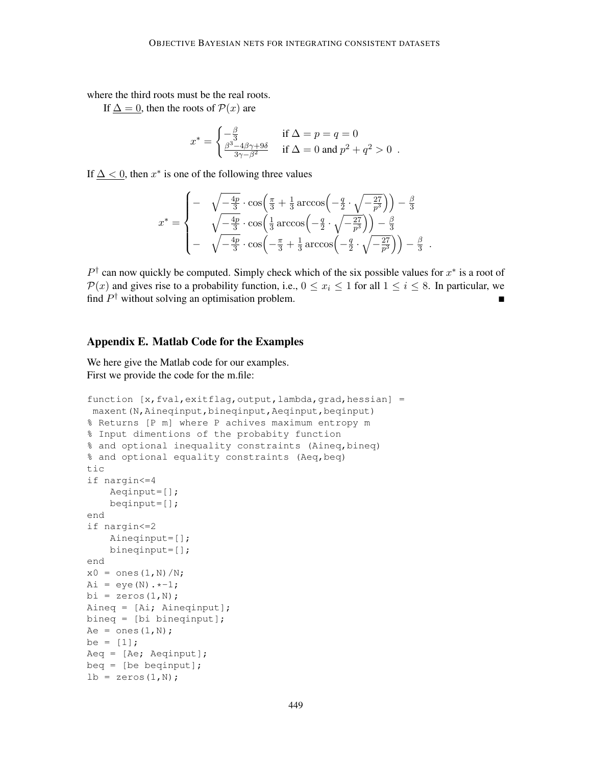where the third roots must be the real roots.

If $\underline{\Delta = 0}$, then the roots of $\mathcal{P}(x)$ are

$$x^* = \begin{cases} -\frac{\beta}{3} & \text{if } \Delta = p = q = 0 \\ \frac{\beta^3 - 4\beta\gamma + 9\delta}{3\gamma - \beta^2} & \text{if } \Delta = 0 \text{ and } p^2 + q^2 > 0 \end{cases} .$$

If $\underline{\Delta < 0}$, then $x^*$ is one of the following three values

$$x^* = \begin{cases} - & \sqrt{-\frac{4p}{3}} \cdot \cos\Big(\frac{\pi}{3} + \frac{1}{3}\arccos\Big(-\frac{q}{2} \cdot \sqrt{-\frac{27}{p^3}}\Big)\Big) - \frac{\beta}{3} \\ & \sqrt{-\frac{4p}{3}} \cdot \cos\Big(\frac{1}{3}\arccos\Big(-\frac{q}{2} \cdot \sqrt{-\frac{27}{p^3}}\Big)\Big) - \frac{\beta}{3} \\ - & \sqrt{-\frac{4p}{3}} \cdot \cos\Big(-\frac{\pi}{3} + \frac{1}{3}\arccos\Big(-\frac{q}{2} \cdot \sqrt{-\frac{27}{p^3}}\Big)\Big) - \frac{\beta}{3} \end{cases} .$$

$P^\dagger$ can now quickly be computed. Simply check which of the six possible values for $x^*$ is a root of $\mathcal{P}(x)$ and gives rise to a probability function, i.e., $0 \le x_i \le 1$ for all $1 \le i \le 8$. In particular, we find $P^\dagger$ without solving an optimisation problem. ■

## Appendix E. Matlab Code for the Examples

We here give the Matlab code for our examples.
First we provide the code for the m.file:

```
function [x,fval,exitflag,output,lambda,grad,hessian] =
 maxent(N,Aineqinput,bineqinput,Aeqinput,beqinput)
% Returns [P m] where P achives maximum entropy m
% Input dimentions of the probabity function
% and optional inequality constraints (Aineq,bineq)
% and optional equality constraints (Aeq,beq)
tic
if nargin<=4
    Aeqinput=[];
    beqinput=[];
end
if nargin<=2
    Aineqinput=[];
    bineqinput=[];
end
x0 = ones(1,N)/N;
Ai = eye(N).*-1;
bi = zeros(1,N);
Aineq = [Ai; Aineqinput];
bineq = [bi bineqinput];
Ae = ones(1,N);
be = [1];
Aeq = [Ae; Aeqinput];
beq = [be beqinput];
lb = zeros(1,N);
```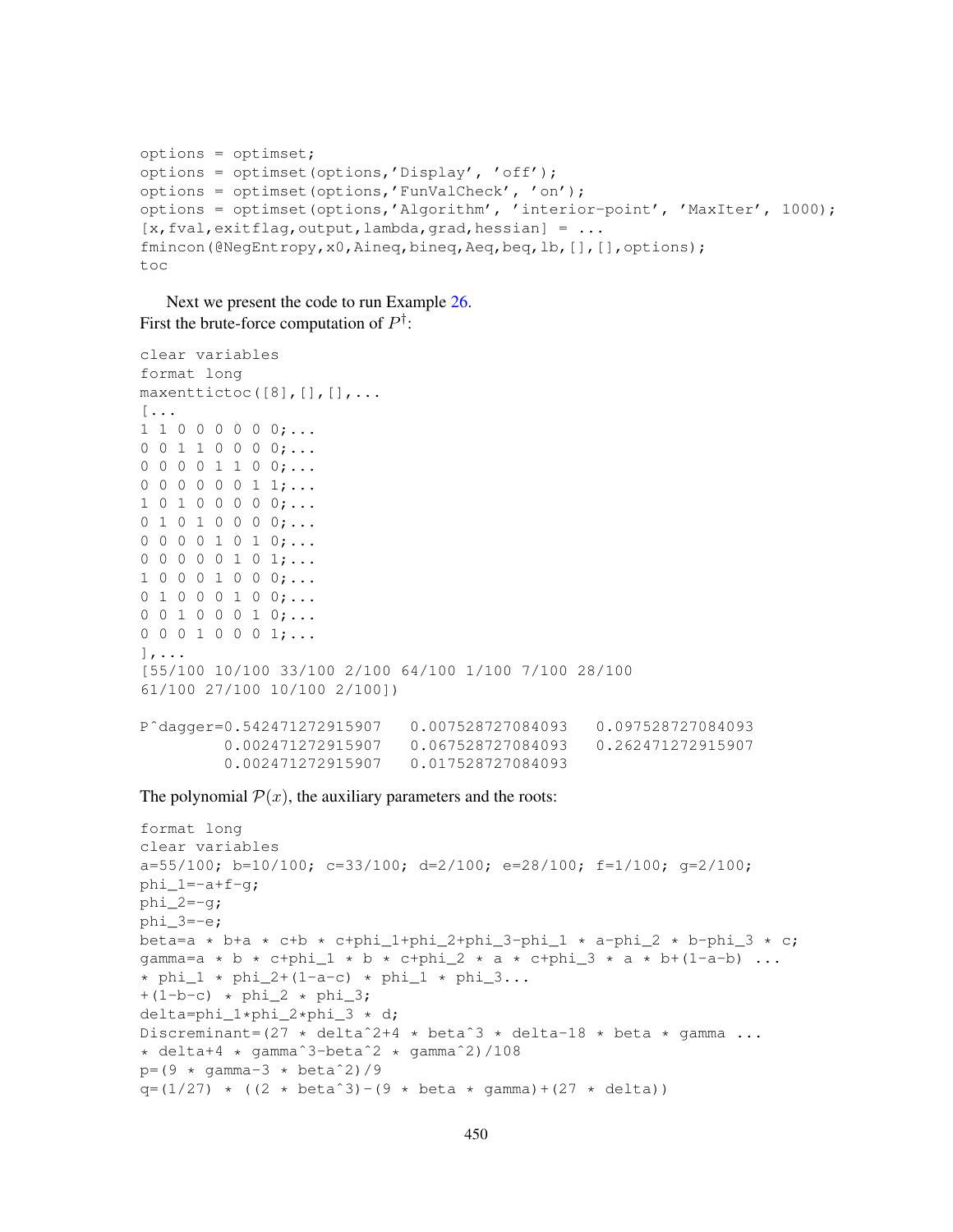```
options = optimset;
options = optimset(options,'Display', 'off');
options = optimset(options,'FunValCheck', 'on');
options = optimset(options,'Algorithm', 'interior-point', 'MaxIter', 1000);
[x,fval,exitflag,output,lambda,grad,hessian] = ...
fmincon(@NegEntropy,x0,Aineq,bineq,Aeq,beq,lb,[],[],options);
toc
```

Next we present the code to run Example 26.
First the brute-force computation of $P^{\dagger}$:

```
clear variables
format long
maxenttictoc([8],[],[],...
[...
1 1 0 0 0 0 0 0;...
0 0 1 1 0 0 0 0;...
0 0 0 0 1 1 0 0;...
0 0 0 0 0 0 1 1;...
1 0 1 0 0 0 0 0;...
0 1 0 1 0 0 0 0;...
0 0 0 0 1 0 1 0;...
0 0 0 0 0 1 0 1;...
1 0 0 0 1 0 0 0;...
0 1 0 0 0 1 0 0;...
0 0 1 0 0 0 1 0;...
0 0 0 1 0 0 0 1;...
],...
[55/100 10/100 33/100 2/100 64/100 1/100 7/100 28/100
61/100 27/100 10/100 2/100])

P^dagger=0.542471272915907   0.007528727084093   0.097528727084093
         0.002471272915907   0.067528727084093   0.262471272915907
         0.002471272915907   0.017528727084093
```

The polynomial $\mathcal{P}(x)$, the auxiliary parameters and the roots:

```
format long
clear variables
a=55/100; b=10/100; c=33/100; d=2/100; e=28/100; f=1/100; g=2/100;
phi_1=-a+f-g;
phi_2=-g;
phi_3=-e;
beta=a * b+a * c+b * c+phi_1+phi_2+phi_3-phi_1 * a-phi_2 * b-phi_3 * c;
gamma=a * b * c+phi_1 * b * c+phi_2 * a * c+phi_3 * a * b+(1-a-b) ...
* phi_1 * phi_2+(1-a-c) * phi_1 * phi_3...
+(1-b-c) * phi_2 * phi_3;
delta=phi_1*phi_2*phi_3 * d;
Discriminant=(27 * delta^2+4 * beta^3 * delta-18 * beta * gamma ...
* delta+4 * gamma^3-beta^2 * gamma^2)/108
p=(9 * gamma-3 * beta^2)/9
q=(1/27) * ((2 * beta^3)-(9 * beta * gamma)+(27 * delta))
```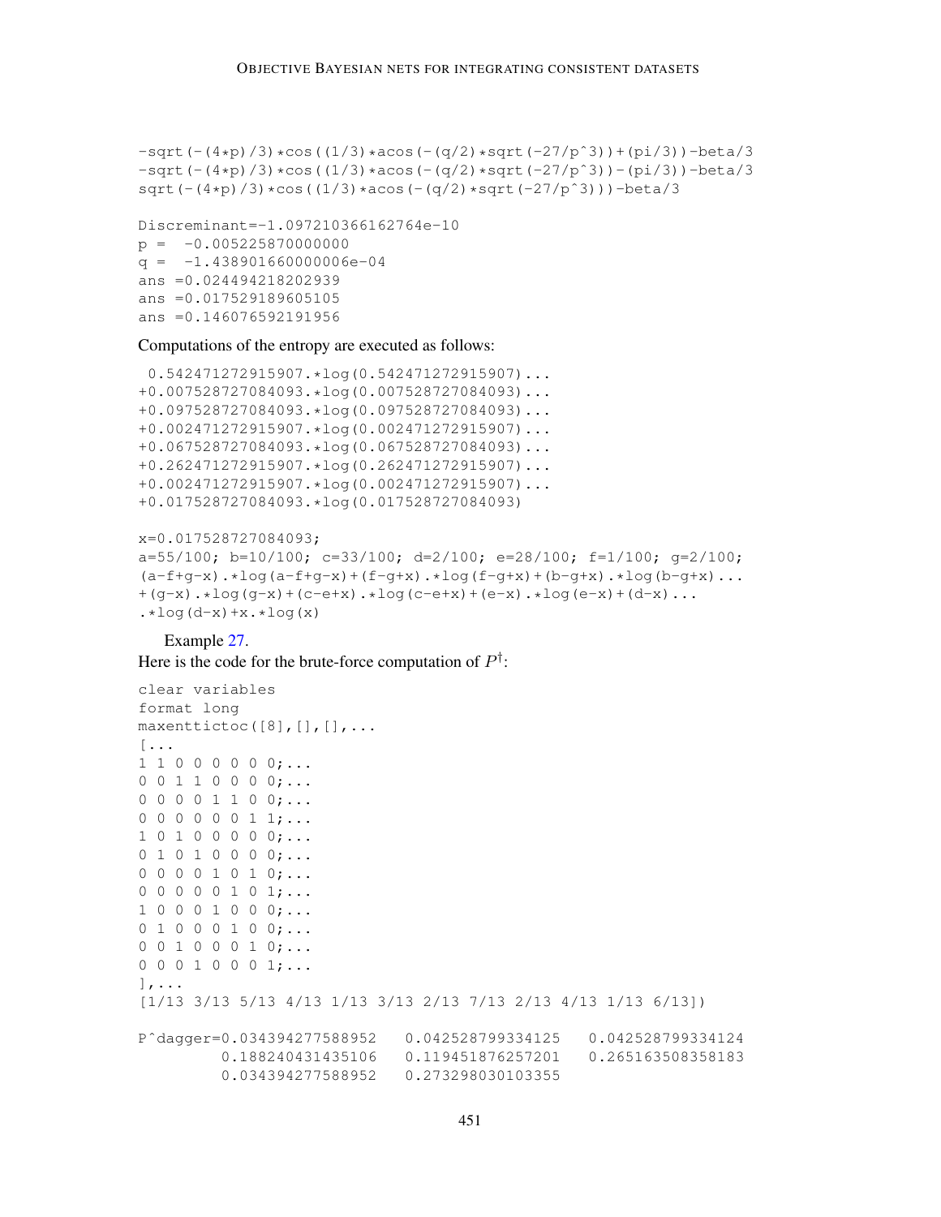```
-sqrt(-(4*p)/3)*cos((1/3)*acos(-(q/2)*sqrt(-27/p^3))+(pi/3))-beta/3
-sqrt(-(4*p)/3)*cos((1/3)*acos(-(q/2)*sqrt(-27/p^3))-(pi/3))-beta/3
sqrt(-(4*p)/3)*cos((1/3)*acos(-(q/2)*sqrt(-27/p^3)))-beta/3

Discreminant=-1.097210366162764e-10
p =  -0.005225870000000
q =  -1.438901660000006e-04
ans =0.024494218202939
ans =0.017529189605105
ans =0.146076592191956
```

Computations of the entropy are executed as follows:

```
 0.542471272915907.*log(0.542471272915907)...
+0.007528727084093.*log(0.007528727084093)...
+0.097528727084093.*log(0.097528727084093)...
+0.002471272915907.*log(0.002471272915907)...
+0.067528727084093.*log(0.067528727084093)...
+0.262471272915907.*log(0.262471272915907)...
+0.002471272915907.*log(0.002471272915907)...
+0.017528727084093.*log(0.017528727084093)

x=0.017528727084093;
a=55/100; b=10/100; c=33/100; d=2/100; e=28/100; f=1/100; g=2/100;
(a-f+g-x).*log(a-f+g-x)+(f-g+x).*log(f-g+x)+(b-g+x).*log(b-g+x)...
+(g-x).*log(g-x)+(c-e+x).*log(c-e+x)+(e-x).*log(e-x)+(d-x)...
.*log(d-x)+x.*log(x)
```

Example 27.

Here is the code for the brute-force computation of $P^{\dagger}$:

```
clear variables
format long
maxenttictoc([8],[],[],...
[...
1 1 0 0 0 0 0 0;...
0 0 1 1 0 0 0 0;...
0 0 0 0 1 1 0 0;...
0 0 0 0 0 0 1 1;...
1 0 1 0 0 0 0 0;...
0 1 0 1 0 0 0 0;...
0 0 0 0 1 0 1 0;...
0 0 0 0 0 1 0 1;...
1 0 0 0 1 0 0 0;...
0 1 0 0 0 1 0 0;...
0 0 1 0 0 0 1 0;...
0 0 0 1 0 0 0 1;...
],...
[1/13 3/13 5/13 4/13 1/13 3/13 2/13 7/13 2/13 4/13 1/13 6/13])

P^dagger=0.034394277588952   0.042528799334125   0.042528799334124
         0.188240431435106   0.119451876257201   0.265163508358183
         0.034394277588952   0.273298030103355
```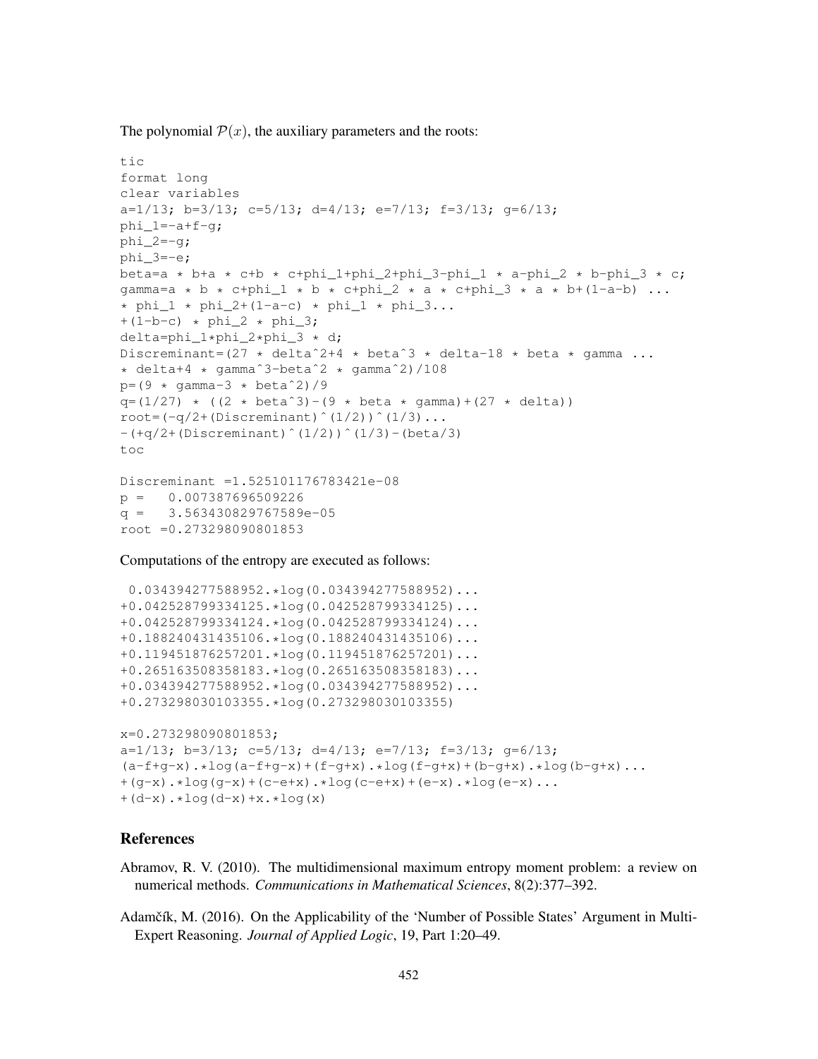The polynomial $\mathcal{P}(x)$, the auxiliary parameters and the roots:

```
tic
format long
clear variables
a=1/13; b=3/13; c=5/13; d=4/13; e=7/13; f=3/13; g=6/13;
phi_1=-a+f-g;
phi_2=-g;
phi_3=-e;
beta=a * b+a * c+b * c+phi_1+phi_2+phi_3-phi_1 * a-phi_2 * b-phi_3 * c;
gamma=a * b * c+phi_1 * b * c+phi_2 * a * c+phi_3 * a * b+(1-a-b) ...
* phi_1 * phi_2+(1-a-c) * phi_1 * phi_3...
+(1-b-c) * phi_2 * phi_3;
delta=phi_1*phi_2*phi_3 * d;
Discriminant=(27 * delta^2+4 * beta^3 * delta-18 * beta * gamma ...
* delta+4 * gamma^3-beta^2 * gamma^2)/108
p=(9 * gamma-3 * beta^2)/9
q=(1/27) * ((2 * beta^3)-(9 * beta * gamma)+(27 * delta))
root=(-q/2+(Discriminant)^(1/2))^(1/3)...
-(+q/2+(Discriminant)^(1/2))^(1/3)-(beta/3)
toc

Discriminant =1.525101176783421e-08
p =   0.007387696509226
q =   3.563430829767589e-05
root =0.273298090801853
```

Computations of the entropy are executed as follows:

```
 0.034394277588952.*log(0.034394277588952)...
+0.042528799334125.*log(0.042528799334125)...
+0.042528799334124.*log(0.042528799334124)...
+0.188240431435106.*log(0.188240431435106)...
+0.119451876257201.*log(0.119451876257201)...
+0.265163508358183.*log(0.265163508358183)...
+0.034394277588952.*log(0.034394277588952)...
+0.273298030103355.*log(0.273298030103355)

x=0.273298090801853;
a=1/13; b=3/13; c=5/13; d=4/13; e=7/13; f=3/13; g=6/13;
(a-f+g-x).*log(a-f+g-x)+(f-g+x).*log(f-g+x)+(b-g+x).*log(b-g+x)...
+(g-x).*log(g-x)+(c-e+x).*log(c-e+x)+(e-x).*log(e-x)...
+(d-x).*log(d-x)+x.*log(x)
```

## References

Abramov, R. V. (2010). The multidimensional maximum entropy moment problem: a review on numerical methods. *Communications in Mathematical Sciences*, 8(2):377–392.

Adamčík, M. (2016). On the Applicability of the 'Number of Possible States' Argument in Multi-Expert Reasoning. *Journal of Applied Logic*, 19, Part 1:20–49.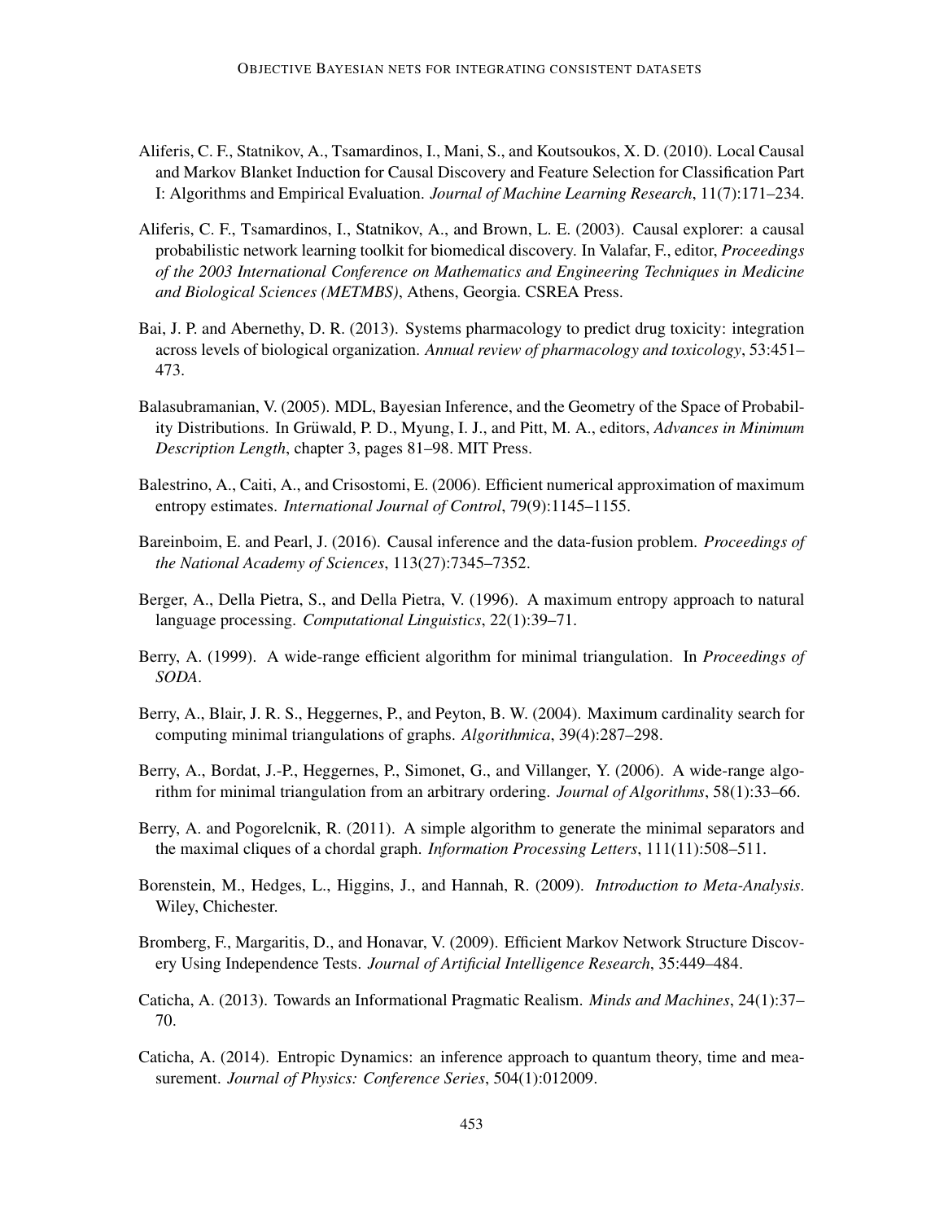Aliferis, C. F., Statnikov, A., Tsamardinos, I., Mani, S., and Koutsoukos, X. D. (2010). Local Causal and Markov Blanket Induction for Causal Discovery and Feature Selection for Classification Part I: Algorithms and Empirical Evaluation. *Journal of Machine Learning Research*, 11(7):171–234.

Aliferis, C. F., Tsamardinos, I., Statnikov, A., and Brown, L. E. (2003). Causal explorer: a causal probabilistic network learning toolkit for biomedical discovery. In Valafar, F., editor, *Proceedings of the 2003 International Conference on Mathematics and Engineering Techniques in Medicine and Biological Sciences (METMBS)*, Athens, Georgia. CSREA Press.

Bai, J. P. and Abernethy, D. R. (2013). Systems pharmacology to predict drug toxicity: integration across levels of biological organization. *Annual review of pharmacology and toxicology*, 53:451–473.

Balasubramanian, V. (2005). MDL, Bayesian Inference, and the Geometry of the Space of Probability Distributions. In Grüwald, P. D., Myung, I. J., and Pitt, M. A., editors, *Advances in Minimum Description Length*, chapter 3, pages 81–98. MIT Press.

Balestrino, A., Caiti, A., and Crisostomi, E. (2006). Efficient numerical approximation of maximum entropy estimates. *International Journal of Control*, 79(9):1145–1155.

Bareinboim, E. and Pearl, J. (2016). Causal inference and the data-fusion problem. *Proceedings of the National Academy of Sciences*, 113(27):7345–7352.

Berger, A., Della Pietra, S., and Della Pietra, V. (1996). A maximum entropy approach to natural language processing. *Computational Linguistics*, 22(1):39–71.

Berry, A. (1999). A wide-range efficient algorithm for minimal triangulation. In *Proceedings of SODA*.

Berry, A., Blair, J. R. S., Heggernes, P., and Peyton, B. W. (2004). Maximum cardinality search for computing minimal triangulations of graphs. *Algorithmica*, 39(4):287–298.

Berry, A., Bordat, J.-P., Heggernes, P., Simonet, G., and Villanger, Y. (2006). A wide-range algorithm for minimal triangulation from an arbitrary ordering. *Journal of Algorithms*, 58(1):33–66.

Berry, A. and Pogorelcnik, R. (2011). A simple algorithm to generate the minimal separators and the maximal cliques of a chordal graph. *Information Processing Letters*, 111(11):508–511.

Borenstein, M., Hedges, L., Higgins, J., and Hannah, R. (2009). *Introduction to Meta-Analysis*. Wiley, Chichester.

Bromberg, F., Margaritis, D., and Honavar, V. (2009). Efficient Markov Network Structure Discovery Using Independence Tests. *Journal of Artificial Intelligence Research*, 35:449–484.

Caticha, A. (2013). Towards an Informational Pragmatic Realism. *Minds and Machines*, 24(1):37–70.

Caticha, A. (2014). Entropic Dynamics: an inference approach to quantum theory, time and measurement. *Journal of Physics: Conference Series*, 504(1):012009.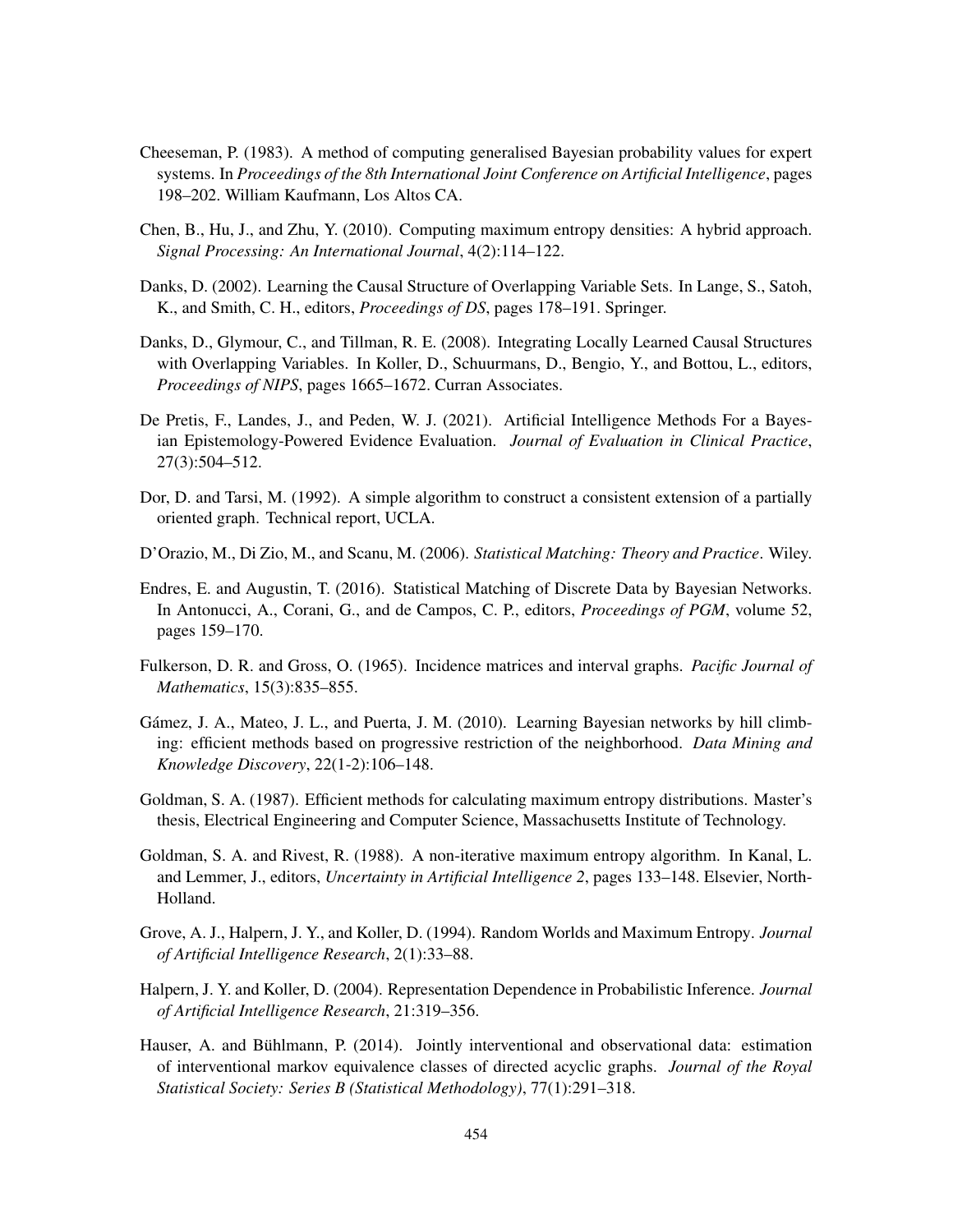Cheeseman, P. (1983). A method of computing generalised Bayesian probability values for expert systems. In *Proceedings of the 8th International Joint Conference on Artificial Intelligence*, pages 198–202. William Kaufmann, Los Altos CA.

Chen, B., Hu, J., and Zhu, Y. (2010). Computing maximum entropy densities: A hybrid approach. *Signal Processing: An International Journal*, 4(2):114–122.

Danks, D. (2002). Learning the Causal Structure of Overlapping Variable Sets. In Lange, S., Satoh, K., and Smith, C. H., editors, *Proceedings of DS*, pages 178–191. Springer.

Danks, D., Glymour, C., and Tillman, R. E. (2008). Integrating Locally Learned Causal Structures with Overlapping Variables. In Koller, D., Schuurmans, D., Bengio, Y., and Bottou, L., editors, *Proceedings of NIPS*, pages 1665–1672. Curran Associates.

De Pretis, F., Landes, J., and Peden, W. J. (2021). Artificial Intelligence Methods For a Bayesian Epistemology-Powered Evidence Evaluation. *Journal of Evaluation in Clinical Practice*, 27(3):504–512.

Dor, D. and Tarsi, M. (1992). A simple algorithm to construct a consistent extension of a partially oriented graph. Technical report, UCLA.

D'Orazio, M., Di Zio, M., and Scanu, M. (2006). *Statistical Matching: Theory and Practice*. Wiley.

Endres, E. and Augustin, T. (2016). Statistical Matching of Discrete Data by Bayesian Networks. In Antonucci, A., Corani, G., and de Campos, C. P., editors, *Proceedings of PGM*, volume 52, pages 159–170.

Fulkerson, D. R. and Gross, O. (1965). Incidence matrices and interval graphs. *Pacific Journal of Mathematics*, 15(3):835–855.

Gámez, J. A., Mateo, J. L., and Puerta, J. M. (2010). Learning Bayesian networks by hill climbing: efficient methods based on progressive restriction of the neighborhood. *Data Mining and Knowledge Discovery*, 22(1-2):106–148.

Goldman, S. A. (1987). Efficient methods for calculating maximum entropy distributions. Master's thesis, Electrical Engineering and Computer Science, Massachusetts Institute of Technology.

Goldman, S. A. and Rivest, R. (1988). A non-iterative maximum entropy algorithm. In Kanal, L. and Lemmer, J., editors, *Uncertainty in Artificial Intelligence 2*, pages 133–148. Elsevier, North-Holland.

Grove, A. J., Halpern, J. Y., and Koller, D. (1994). Random Worlds and Maximum Entropy. *Journal of Artificial Intelligence Research*, 2(1):33–88.

Halpern, J. Y. and Koller, D. (2004). Representation Dependence in Probabilistic Inference. *Journal of Artificial Intelligence Research*, 21:319–356.

Hauser, A. and Bühlmann, P. (2014). Jointly interventional and observational data: estimation of interventional markov equivalence classes of directed acyclic graphs. *Journal of the Royal Statistical Society: Series B (Statistical Methodology)*, 77(1):291–318.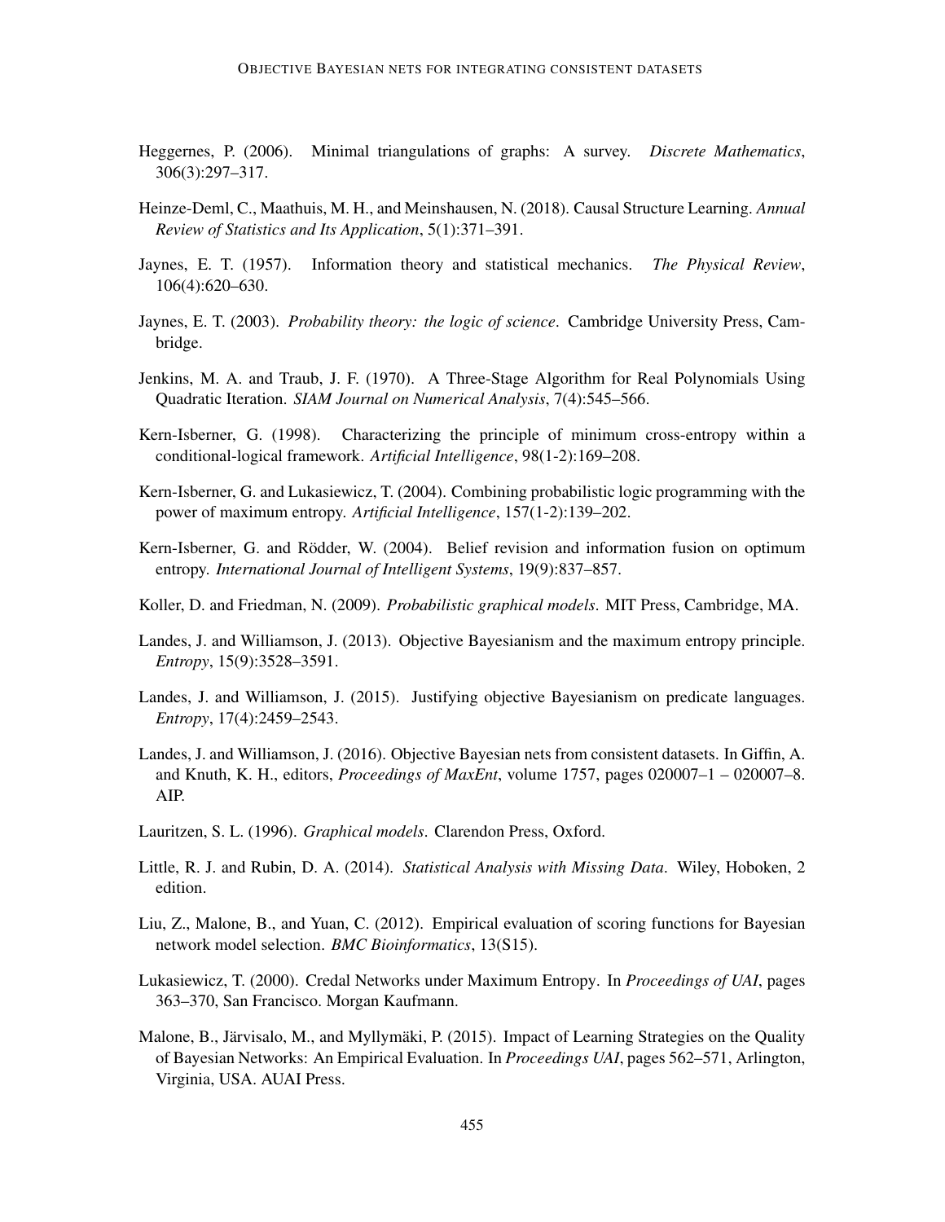Heggernes, P. (2006). Minimal triangulations of graphs: A survey. *Discrete Mathematics*, 306(3):297–317.

Heinze-Deml, C., Maathuis, M. H., and Meinshausen, N. (2018). Causal Structure Learning. *Annual Review of Statistics and Its Application*, 5(1):371–391.

Jaynes, E. T. (1957). Information theory and statistical mechanics. *The Physical Review*, 106(4):620–630.

Jaynes, E. T. (2003). *Probability theory: the logic of science*. Cambridge University Press, Cambridge.

Jenkins, M. A. and Traub, J. F. (1970). A Three-Stage Algorithm for Real Polynomials Using Quadratic Iteration. *SIAM Journal on Numerical Analysis*, 7(4):545–566.

Kern-Isberner, G. (1998). Characterizing the principle of minimum cross-entropy within a conditional-logical framework. *Artificial Intelligence*, 98(1-2):169–208.

Kern-Isberner, G. and Lukasiewicz, T. (2004). Combining probabilistic logic programming with the power of maximum entropy. *Artificial Intelligence*, 157(1-2):139–202.

Kern-Isberner, G. and Rödder, W. (2004). Belief revision and information fusion on optimum entropy. *International Journal of Intelligent Systems*, 19(9):837–857.

Koller, D. and Friedman, N. (2009). *Probabilistic graphical models*. MIT Press, Cambridge, MA.

Landes, J. and Williamson, J. (2013). Objective Bayesianism and the maximum entropy principle. *Entropy*, 15(9):3528–3591.

Landes, J. and Williamson, J. (2015). Justifying objective Bayesianism on predicate languages. *Entropy*, 17(4):2459–2543.

Landes, J. and Williamson, J. (2016). Objective Bayesian nets from consistent datasets. In Giffin, A. and Knuth, K. H., editors, *Proceedings of MaxEnt*, volume 1757, pages 020007–1 – 020007–8. AIP.

Lauritzen, S. L. (1996). *Graphical models*. Clarendon Press, Oxford.

Little, R. J. and Rubin, D. A. (2014). *Statistical Analysis with Missing Data*. Wiley, Hoboken, 2 edition.

Liu, Z., Malone, B., and Yuan, C. (2012). Empirical evaluation of scoring functions for Bayesian network model selection. *BMC Bioinformatics*, 13(S15).

Lukasiewicz, T. (2000). Credal Networks under Maximum Entropy. In *Proceedings of UAI*, pages 363–370, San Francisco. Morgan Kaufmann.

Malone, B., Järvisalo, M., and Myllymäki, P. (2015). Impact of Learning Strategies on the Quality of Bayesian Networks: An Empirical Evaluation. In *Proceedings UAI*, pages 562–571, Arlington, Virginia, USA. AUAI Press.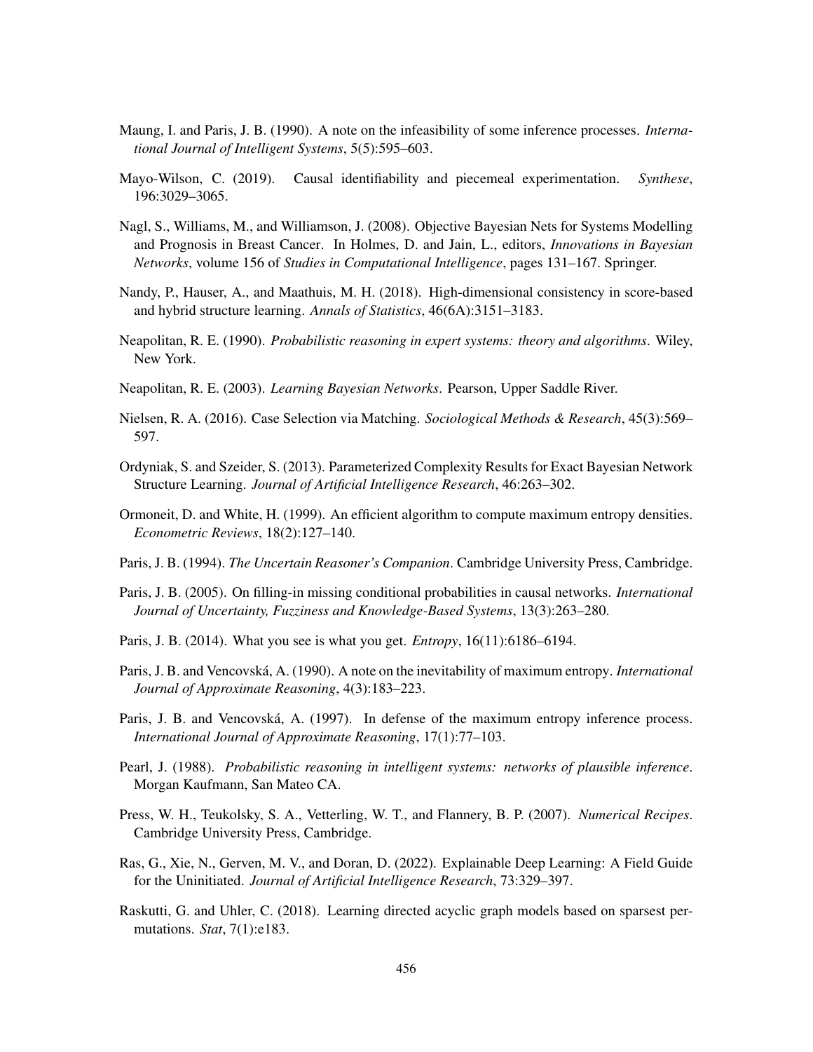Maung, I. and Paris, J. B. (1990). A note on the infeasibility of some inference processes. *International Journal of Intelligent Systems*, 5(5):595–603.

Mayo-Wilson, C. (2019). Causal identifiability and piecemeal experimentation. *Synthese*, 196:3029–3065.

Nagl, S., Williams, M., and Williamson, J. (2008). Objective Bayesian Nets for Systems Modelling and Prognosis in Breast Cancer. In Holmes, D. and Jain, L., editors, *Innovations in Bayesian Networks*, volume 156 of *Studies in Computational Intelligence*, pages 131–167. Springer.

Nandy, P., Hauser, A., and Maathuis, M. H. (2018). High-dimensional consistency in score-based and hybrid structure learning. *Annals of Statistics*, 46(6A):3151–3183.

Neapolitan, R. E. (1990). *Probabilistic reasoning in expert systems: theory and algorithms*. Wiley, New York.

Neapolitan, R. E. (2003). *Learning Bayesian Networks*. Pearson, Upper Saddle River.

Nielsen, R. A. (2016). Case Selection via Matching. *Sociological Methods & Research*, 45(3):569–597.

Ordyniak, S. and Szeider, S. (2013). Parameterized Complexity Results for Exact Bayesian Network Structure Learning. *Journal of Artificial Intelligence Research*, 46:263–302.

Ormoneit, D. and White, H. (1999). An efficient algorithm to compute maximum entropy densities. *Econometric Reviews*, 18(2):127–140.

Paris, J. B. (1994). *The Uncertain Reasoner's Companion*. Cambridge University Press, Cambridge.

Paris, J. B. (2005). On filling-in missing conditional probabilities in causal networks. *International Journal of Uncertainty, Fuzziness and Knowledge-Based Systems*, 13(3):263–280.

Paris, J. B. (2014). What you see is what you get. *Entropy*, 16(11):6186–6194.

Paris, J. B. and Vencovská, A. (1990). A note on the inevitability of maximum entropy. *International Journal of Approximate Reasoning*, 4(3):183–223.

Paris, J. B. and Vencovská, A. (1997). In defense of the maximum entropy inference process. *International Journal of Approximate Reasoning*, 17(1):77–103.

Pearl, J. (1988). *Probabilistic reasoning in intelligent systems: networks of plausible inference*. Morgan Kaufmann, San Mateo CA.

Press, W. H., Teukolsky, S. A., Vetterling, W. T., and Flannery, B. P. (2007). *Numerical Recipes*. Cambridge University Press, Cambridge.

Ras, G., Xie, N., Gerven, M. V., and Doran, D. (2022). Explainable Deep Learning: A Field Guide for the Uninitiated. *Journal of Artificial Intelligence Research*, 73:329–397.

Raskutti, G. and Uhler, C. (2018). Learning directed acyclic graph models based on sparsest permutations. *Stat*, 7(1):e183.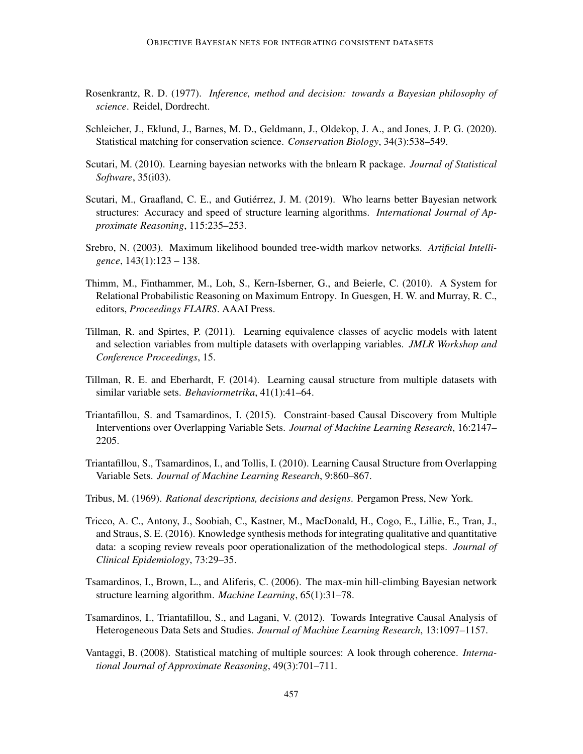Rosenkrantz, R. D. (1977). *Inference, method and decision: towards a Bayesian philosophy of science*. Reidel, Dordrecht.

Schleicher, J., Eklund, J., Barnes, M. D., Geldmann, J., Oldekop, J. A., and Jones, J. P. G. (2020). Statistical matching for conservation science. *Conservation Biology*, 34(3):538–549.

Scutari, M. (2010). Learning bayesian networks with the bnlearn R package. *Journal of Statistical Software*, 35(i03).

Scutari, M., Graafland, C. E., and Gutiérrez, J. M. (2019). Who learns better Bayesian network structures: Accuracy and speed of structure learning algorithms. *International Journal of Approximate Reasoning*, 115:235–253.

Srebro, N. (2003). Maximum likelihood bounded tree-width markov networks. *Artificial Intelligence*, 143(1):123 – 138.

Thimm, M., Finthammer, M., Loh, S., Kern-Isberner, G., and Beierle, C. (2010). A System for Relational Probabilistic Reasoning on Maximum Entropy. In Guesgen, H. W. and Murray, R. C., editors, *Proceedings FLAIRS*. AAAI Press.

Tillman, R. and Spirtes, P. (2011). Learning equivalence classes of acyclic models with latent and selection variables from multiple datasets with overlapping variables. *JMLR Workshop and Conference Proceedings*, 15.

Tillman, R. E. and Eberhardt, F. (2014). Learning causal structure from multiple datasets with similar variable sets. *Behaviormetrika*, 41(1):41–64.

Triantafillou, S. and Tsamardinos, I. (2015). Constraint-based Causal Discovery from Multiple Interventions over Overlapping Variable Sets. *Journal of Machine Learning Research*, 16:2147–2205.

Triantafillou, S., Tsamardinos, I., and Tollis, I. (2010). Learning Causal Structure from Overlapping Variable Sets. *Journal of Machine Learning Research*, 9:860–867.

Tribus, M. (1969). *Rational descriptions, decisions and designs*. Pergamon Press, New York.

Tricco, A. C., Antony, J., Soobiah, C., Kastner, M., MacDonald, H., Cogo, E., Lillie, E., Tran, J., and Straus, S. E. (2016). Knowledge synthesis methods for integrating qualitative and quantitative data: a scoping review reveals poor operationalization of the methodological steps. *Journal of Clinical Epidemiology*, 73:29–35.

Tsamardinos, I., Brown, L., and Aliferis, C. (2006). The max-min hill-climbing Bayesian network structure learning algorithm. *Machine Learning*, 65(1):31–78.

Tsamardinos, I., Triantafillou, S., and Lagani, V. (2012). Towards Integrative Causal Analysis of Heterogeneous Data Sets and Studies. *Journal of Machine Learning Research*, 13:1097–1157.

Vantaggi, B. (2008). Statistical matching of multiple sources: A look through coherence. *International Journal of Approximate Reasoning*, 49(3):701–711.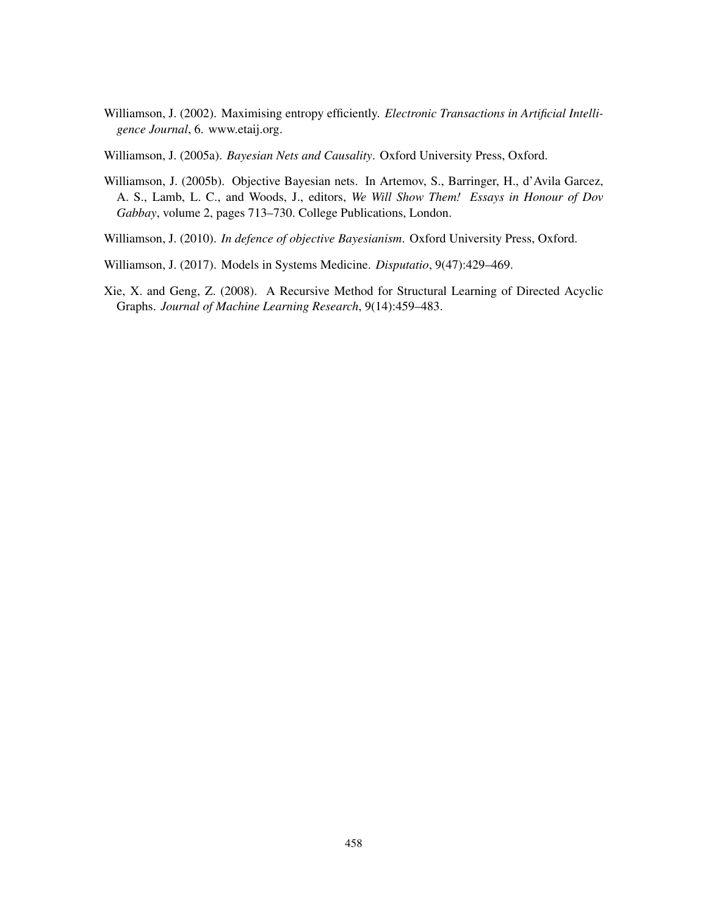Williamson, J. (2002). Maximising entropy efficiently. *Electronic Transactions in Artificial Intelligence Journal*, 6. www.etaij.org.

Williamson, J. (2005a). *Bayesian Nets and Causality*. Oxford University Press, Oxford.

Williamson, J. (2005b). Objective Bayesian nets. In Artemov, S., Barringer, H., d'Avila Garcez, A. S., Lamb, L. C., and Woods, J., editors, *We Will Show Them! Essays in Honour of Dov Gabbay*, volume 2, pages 713–730. College Publications, London.

Williamson, J. (2010). *In defence of objective Bayesianism*. Oxford University Press, Oxford.

Williamson, J. (2017). Models in Systems Medicine. *Disputatio*, 9(47):429–469.

Xie, X. and Geng, Z. (2008). A Recursive Method for Structural Learning of Directed Acyclic Graphs. *Journal of Machine Learning Research*, 9(14):459–483.